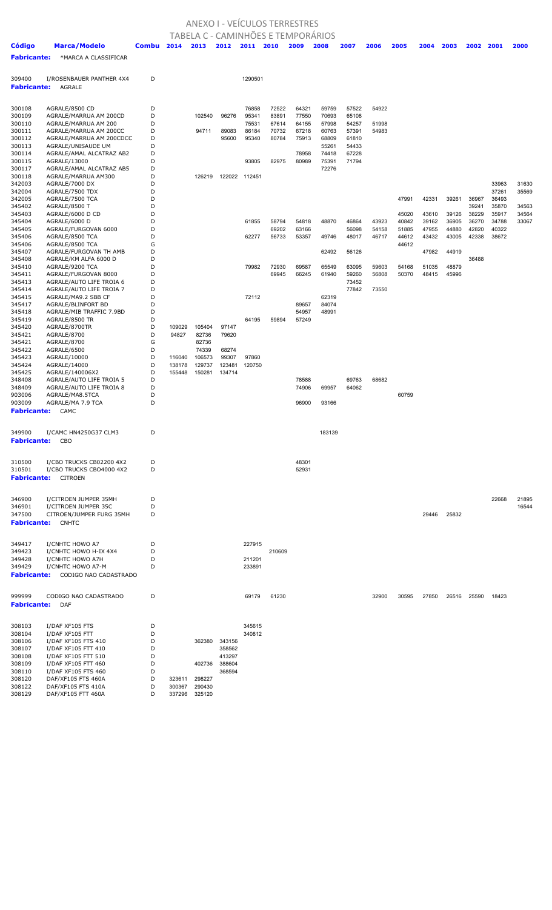# ANEXO I - VEÍCULOS TERRESTRES

## TABELA C - CAMINHÕES E TEMPORÁRIOS

| Código | Marca/Modelo | Combu | 2014 | 2013 | 2012 | 2011 | 2010 | 2009 | 2008 | 2007 | 2006 | 2005 | 2004 | 2003 | 2002 | 2001 | 2000 |
|---|---|---|---|---|---|---|---|---|---|---|---|---|---|---|---|---|---|
| **Fabricante:** | *MARCA A CLASSIFICAR | | | | | | | | | | | | | | | | |
| 309400 | I/ROSENBAUER PANTHER 4X4 | D | | | | 1290501 | | | | | | | | | | | |
| **Fabricante:** | AGRALE | | | | | | | | | | | | | | | | |
| 300108 | AGRALE/8500 CD | D | | | | 76858 | 72522 | 64321 | 59759 | 57522 | 54922 | | | | | | |
| 300109 | AGRALE/MARRUA AM 200CD | D | | 102540 | 96276 | 95341 | 83891 | 77550 | 70693 | 65108 | | | | | | | |
| 300110 | AGRALE/MARRUA AM 200 | D | | | | 75531 | 67614 | 64155 | 57998 | 54257 | 51998 | | | | | | |
| 300111 | AGRALE/MARRUA AM 200CC | D | | 94711 | 89083 | 86184 | 70732 | 67218 | 60763 | 57391 | 54983 | | | | | | |
| 300112 | AGRALE/MARRUA AM 200CDCC | D | | | 95600 | 95340 | 80784 | 75913 | 68809 | 61810 | | | | | | | |
| 300113 | AGRALE/UNISAUDE UM | D | | | | | | | 55261 | 54433 | | | | | | | |
| 300114 | AGRALE/AMAL ALCATRAZ AB2 | D | | | | | | 78958 | 74418 | 67228 | | | | | | | |
| 300115 | AGRALE/13000 | D | | | | 93805 | 82975 | 80989 | 75391 | 71794 | | | | | | | |
| 300117 | AGRALE/AMAL ALCATRAZ AB5 | D | | | | | | | 72276 | | | | | | | | |
| 300118 | AGRALE/MARRUA AM300 | D | | 126219 | 122022 | 112451 | | | | | | | | | | | |
| 342003 | AGRALE/7000 DX | D | | | | | | | | | | | | | | 33963 | 31630 |
| 342004 | AGRALE/7500 TDX | D | | | | | | | | | | | | | | 37261 | 35569 |
| 342005 | AGRALE/7500 TCA | D | | | | | | | | | | 47991 | 42331 | 39261 | 36967 | 36493 | |
| 345402 | AGRALE/8500 T | D | | | | | | | | | | | | | 39241 | 35870 | 34563 |
| 345403 | AGRALE/6000 D CD | D | | | | | | | | | | 45020 | 43610 | 39126 | 38229 | 35917 | 34564 |
| 345404 | AGRALE/6000 D | D | | | | 61855 | 58794 | 54818 | 48870 | 46864 | 43923 | 40842 | 39162 | 36905 | 36270 | 34788 | 33067 |
| 345405 | AGRALE/FURGOVAN 6000 | D | | | | | 69202 | 63166 | | 56098 | 54158 | 51885 | 47955 | 44880 | 42820 | 40322 | |
| 345406 | AGRALE/8500 TCA | D | | | | 62277 | 56733 | 53357 | 49746 | 48017 | 46717 | 44612 | 43432 | 43005 | 42338 | 38672 | |
| 345406 | AGRALE/8500 TCA | G | | | | | | | | | | 44612 | | | | | |
| 345407 | AGRALE/FURGOVAN TH AMB | D | | | | | | | 62492 | 56126 | | | 47982 | 44919 | | | |
| 345408 | AGRALE/KM ALFA 6000 D | D | | | | | | | | | | | | | 36488 | | |
| 345410 | AGRALE/9200 TCA | D | | | | 79982 | 72930 | 69587 | 65549 | 63095 | 59603 | 54168 | 51035 | 48879 | | | |
| 345411 | AGRALE/FURGOVAN 8000 | D | | | | | 69945 | 66245 | 61940 | 59260 | 56808 | 50370 | 48415 | 45996 | | | |
| 345413 | AGRALE/AUTO LIFE TROIA 6 | D | | | | | | | | 73452 | | | | | | | |
| 345414 | AGRALE/AUTO LIFE TROIA 7 | D | | | | | | | | 77842 | 73550 | | | | | | |
| 345415 | AGRALE/MA9.2 SBB CF | D | | | | 72112 | | | 62319 | | | | | | | | |
| 345417 | AGRALE/BLINFORT BD | D | | | | | | 89657 | 84074 | | | | | | | | |
| 345418 | AGRALE/MIB TRAFFIC 7.9BD | D | | | | | | 54957 | 48991 | | | | | | | | |
| 345419 | AGRALE/8500 TR | D | | | | 64195 | 59894 | 57249 | | | | | | | | | |
| 345420 | AGRALE/8700TR | D | 109029 | 105404 | 97147 | | | | | | | | | | | | |
| 345421 | AGRALE/8700 | D | 94827 | 82736 | 79620 | | | | | | | | | | | | |
| 345421 | AGRALE/8700 | G | | 82736 | | | | | | | | | | | | | |
| 345422 | AGRALE/6500 | D | | 74339 | 68274 | | | | | | | | | | | | |
| 345423 | AGRALE/10000 | D | 116040 | 106573 | 99307 | 97860 | | | | | | | | | | | |
| 345424 | AGRALE/14000 | D | 138178 | 129737 | 123481 | 120750 | | | | | | | | | | | |
| 345425 | AGRALE/140006X2 | D | 155448 | 150281 | 134714 | | | | | | | | | | | | |
| 348408 | AGRALE/AUTO LIFE TROIA 5 | D | | | | | | 78588 | | 69763 | 68682 | | | | | | |
| 348409 | AGRALE/AUTO LIFE TROIA 8 | D | | | | | | 74906 | 69957 | 64062 | | | | | | | |
| 903006 | AGRALE/MA8.5TCA | D | | | | | | | | | | 60759 | | | | | |
| 903009 | AGRALE/MA 7.9 TCA | D | | | | | | 96900 | 93166 | | | | | | | | |
| **Fabricante:** | CAMC | | | | | | | | | | | | | | | | |
| 349900 | I/CAMC HN4250G37 CLM3 | D | | | | | | | 183139 | | | | | | | | |
| **Fabricante:** | CBO | | | | | | | | | | | | | | | | |
| 310500 | I/CBO TRUCKS CB02200 4X2 | D | | | | | | 48301 | | | | | | | | | |
| 310501 | I/CBO TRUCKS CBO4000 4X2 | D | | | | | | 52931 | | | | | | | | | |
| **Fabricante:** | CITROEN | | | | | | | | | | | | | | | | |
| 346900 | I/CITROEN JUMPER 35MH | D | | | | | | | | | | | | | | 22668 | 21895 |
| 346901 | I/CITROEN JUMPER 35C | D | | | | | | | | | | | | | | | 16544 |
| 347500 | CITROEN/JUMPER FURG 35MH | D | | | | | | | | | | | 29446 | 25832 | | | |
| **Fabricante:** | CNHTC | | | | | | | | | | | | | | | | |
| 349417 | I/CNHTC HOWO A7 | D | | | | 227915 | | | | | | | | | | | |
| 349423 | I/CNHTC HOWO H-IX 4X4 | D | | | | | 210609 | | | | | | | | | | |
| 349428 | I/CNHTC HOWO A7H | D | | | | 211201 | | | | | | | | | | | |
| 349429 | I/CNHTC HOWO A7-M | D | | | | 233891 | | | | | | | | | | | |
| **Fabricante:** | CODIGO NAO CADASTRADO | | | | | | | | | | | | | | | | |
| 999999 | CODIGO NAO CADASTRADO | D | | | | 69179 | 61230 | | | | 32900 | 30595 | 27850 | 26516 | 25590 | 18423 | |
| **Fabricante:** | DAF | | | | | | | | | | | | | | | | |
| 308103 | I/DAF XF105 FTS | D | | | | 345615 | | | | | | | | | | | |
| 308104 | I/DAF XF105 FTT | D | | | | 340812 | | | | | | | | | | | |
| 308106 | I/DAF XF105 FTS 410 | D | | 362380 | 343156 | | | | | | | | | | | | |
| 308107 | I/DAF XF105 FTT 410 | D | | | 358562 | | | | | | | | | | | | |
| 308108 | I/DAF XF105 FTT 510 | D | | | 413297 | | | | | | | | | | | | |
| 308109 | I/DAF XF105 FTT 460 | D | | 402736 | 388604 | | | | | | | | | | | | |
| 308110 | I/DAF XF105 FTS 460 | D | | | 368594 | | | | | | | | | | | | |
| 308120 | DAF/XF105 FTS 460A | D | 323611 | 298227 | | | | | | | | | | | | | |
| 308122 | DAF/XF105 FTS 410A | D | 300367 | 290430 | | | | | | | | | | | | | |
| 308129 | DAF/XF105 FTT 460A | D | 337296 | 325120 | | | | | | | | | | | | | |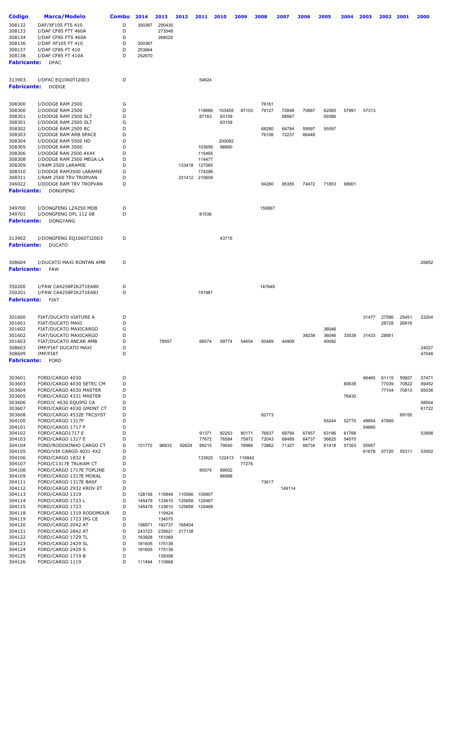| Código | Marca/Modelo | Combu | 2014 | 2013 | 2012 | 2011 | 2010 | 2009 | 2008 | 2007 | 2006 | 2005 | 2004 | 2003 | 2002 | 2001 | 2000 |
|---|---|---|---|---|---|---|---|---|---|---|---|---|---|---|---|---|---|
| 308132 | DAF/XF105 FTS 410 | D | 300367 | 290430 | | | | | | | | | | | | | |
| 308133 | I/DAF CF85 FTT 460A | D | | 273548 | | | | | | | | | | | | | |
| 308134 | I/DAF CF85 FTS 460A | D | | 268025 | | | | | | | | | | | | | |
| 308136 | I/DAF XF105 FT 410 | D | 300367 | | | | | | | | | | | | | | |
| 308137 | I/DAF CF85 FT 410 | D | 253664 | | | | | | | | | | | | | | |
| 308138 | I/DAF CF85 FT 410A | D | 252670 | | | | | | | | | | | | | | |
| **Fabricante:** | DFAC | | | | | | | | | | | | | | | | |
| 313903 | I/DFAC EQ1060TJ20D3 | D | | | | 54624 | | | | | | | | | | | |
| **Fabricante:** | DODGE | | | | | | | | | | | | | | | | |
| 308300 | I/DODGE RAM 2500 | G | | | | | | | 76161 | | | | | | | | |
| 308300 | I/DODGE RAM 2500 | D | | | | 118666 | 103455 | 87103 | 79127 | 72848 | 70887 | 62065 | 57991 | 57313 | | | |
| 308301 | I/DODGE RAM 2500 SLT | D | | | | 87163 | 83159 | | | 68567 | | 59366 | | | | | |
| 308301 | I/DODGE RAM 2500 SLT | G | | | | | 83159 | | | | | | | | | | |
| 308302 | I/DODGE RAM 2500 RC | D | | | | | | | 68280 | 64784 | 59597 | 55597 | | | | | |
| 308303 | I/DODGE RAM ARB SPACE | D | | | | | | | 76106 | 72237 | 66448 | | | | | | |
| 308304 | I/DODGE RAM 5500 HD | D | | | | | 200082 | | | | | | | | | | |
| 308305 | I/DODGE RAM 3500 | D | | | | 103656 | 98890 | | | | | | | | | | |
| 308306 | I/DODGE RAN 2500 4X4X | D | | | | 115465 | | | | | | | | | | | |
| 308308 | I/DODGE RAM 2500 MEGA LA | D | | | | 114477 | | | | | | | | | | | |
| 308309 | I/RAM 2500 LARAMIE | D | | | 133418 | 127065 | | | | | | | | | | | |
| 308310 | I/DODGE RAM3500 LARAMIE | D | | | | 174296 | | | | | | | | | | | |
| 308311 | I/RAM 2500 TRV TROPVAN | D | | | 221412 | 210609 | | | | | | | | | | | |
| 346022 | I/DODGE RAM TRV TROPVAN | D | | | | | | | 94280 | 85355 | 74472 | 71853 | 68901 | | | | |
| **Fabricante:** | DONGFENG | | | | | | | | | | | | | | | | |
| 349700 | I/DONGFENG LZ4250 MDB | D | | | | | | | 150867 | | | | | | | | |
| 349701 | I/DONGFENG DFL 112 0B | D | | | | 81536 | | | | | | | | | | | |
| **Fabricante:** | DONGYANG | | | | | | | | | | | | | | | | |
| 313902 | I/DONGFENG EQ1060TJ20D3 | D | | | | | 43715 | | | | | | | | | | |
| **Fabricante:** | DUCATO | | | | | | | | | | | | | | | | |
| 308604 | I/DUCATO MAXI RONTAN AMB | D | | | | | | | | | | | | | | | 25852 |
| **Fabricante:** | FAW | | | | | | | | | | | | | | | | |
| 350200 | I/FAW CA4258P2K2T1EA80 | D | | | | | | | 147649 | | | | | | | | |
| 350201 | I/FAW CA4258P2K2T1EA81 | D | | | | 191981 | | | | | | | | | | | |
| **Fabricante:** | FIAT | | | | | | | | | | | | | | | | |
| 301600 | FIAT/DUCATO VIATURE A | D | | | | | | | | | | | | 31477 | 27586 | 25451 | 23204 |
| 301601 | FIAT/DUCATO MAXI | D | | | | | | | | | | | | | 28728 | 26916 | |
| 301602 | FIAT/DUCATO MAXICARGO | G | | | | | | | | | | 36046 | | | | | |
| 301602 | FIAT/DUCATO MAXICARGO | D | | | | | | | | | 39238 | 36046 | 33539 | 31433 | 28951 | | |
| 301603 | FIAT/DUCATO ANCAR AMB | D | | 78557 | | 66574 | 59774 | 54654 | 50489 | 44909 | | 40092 | | | | | |
| 308603 | IMP/FIAT DUCATO MAXI | D | | | | | | | | | | | | | | | 24027 |
| 308699 | IMP/FIAT | D | | | | | | | | | | | | | | | 47048 |
| **Fabricante:** | FORD | | | | | | | | | | | | | | | | |
| 303601 | FORD/CARGO 4030 | D | | | | | | | | | | | | 66465 | 61115 | 59927 | 57471 |
| 303603 | FORD/CARGO 4030 SETEC CM | D | | | | | | | | | | | 80639 | | 77039 | 70822 | 69452 |
| 303604 | FORD/CARGO 4030 MASTER | D | | | | | | | | | | | | | 77104 | 70813 | 65036 |
| 303605 | FORD/CARGO 4331 MASTER | D | | | | | | | | | | | 76430 | | | | |
| 303606 | FORD/C 4030 EQUIPG CA | D | | | | | | | | | | | | | | | 58504 |
| 303607 | FORD/CARGO 4030 GMONT CT | D | | | | | | | | | | | | | | | 61722 |
| 303608 | FORD/CARGO 4532E TRCSYST | D | | | | | | | 82773 | | | | | | | 69150 | |
| 304100 | FORD/CARGO 1317F | D | | | | | | | | | | 55244 | 52770 | 48854 | 47865 | | |
| 304101 | FORD/CARGO 1717 P | D | | | | | | | | | | | | 54660 | | | |
| 304102 | FORD/CARGO1717 E | D | | | | 91371 | 82253 | 80171 | 76837 | 69794 | 67457 | 63196 | 61768 | | | | 53898 |
| 304103 | FORD/CARGO 1317 E | D | | | | 77672 | 76584 | 75972 | 72043 | 68489 | 64737 | 56625 | 54070 | | | | |
| 304104 | FORD/RODOKINHO CARGO CT | D | 101772 | 96833 | 92629 | 89215 | 79540 | 76989 | 73862 | 71327 | 66734 | 61418 | 57353 | 55957 | | | |
| 304105 | FORD/VIR CARGO 4031 4X2 | D | | | | | | | | | | | | 61678 | 57720 | 55311 | 53002 |
| 304106 | FORD/CARGO 1832 E | D | | | | 133620 | 122413 | 116842 | | | | | | | | | |
| 304107 | FORD/C1317E TRUKAM CT | D | | | | | | 77276 | | | | | | | | | |
| 304108 | FORD/CARGO 1717E TOPLINE | D | | | | 95574 | 89502 | | | | | | | | | | |
| 304109 | FORD/CARGO 1317E MORAL | D | | | | | 86998 | | | | | | | | | | |
| 304111 | FORD/CARGO 1317E BASF | D | | | | | | | 73617 | | | | | | | | |
| 304112 | FORD/CARGO 2932 KROV ET | D | | | | | | | | 149114 | | | | | | | |
| 304113 | FORD/CARGO 1319 | D | 128158 | 115849 | 110566 | 105907 | | | | | | | | | | | |
| 304114 | FORD/CARGO 1723 L | D | 145479 | 133610 | 125858 | 125467 | | | | | | | | | | | |
| 304115 | FORD/CARGO 1723 | D | 145479 | 133610 | 125858 | 125468 | | | | | | | | | | | |
| 304118 | FORD/CARGO 1319 RODOMOUR | D | | 119424 | | | | | | | | | | | | | |
| 304119 | FORD/CARGO 1723 IPG CE | D | | 134075 | | | | | | | | | | | | | |
| 304120 | FORD/CARGO 2042 AT | D | 198971 | 182737 | 168404 | | | | | | | | | | | | |
| 304121 | FORD/CARGO 2842 AT | D | 243723 | 235621 | 217138 | | | | | | | | | | | | |
| 304122 | FORD/CARGO 1729 TL | D | 163928 | 151069 | | | | | | | | | | | | | |
| 304123 | FORD/CARGO 2429 SL | D | 181605 | 175139 | | | | | | | | | | | | | |
| 304124 | FORD/CARGO 2429 S | D | 181605 | 175139 | | | | | | | | | | | | | |
| 304125 | FORD/CARGO 1719 B | D | | 139308 | | | | | | | | | | | | | |
| 304126 | FORD/CARGO 1119 | D | 111494 | 110968 | | | | | | | | | | | | | |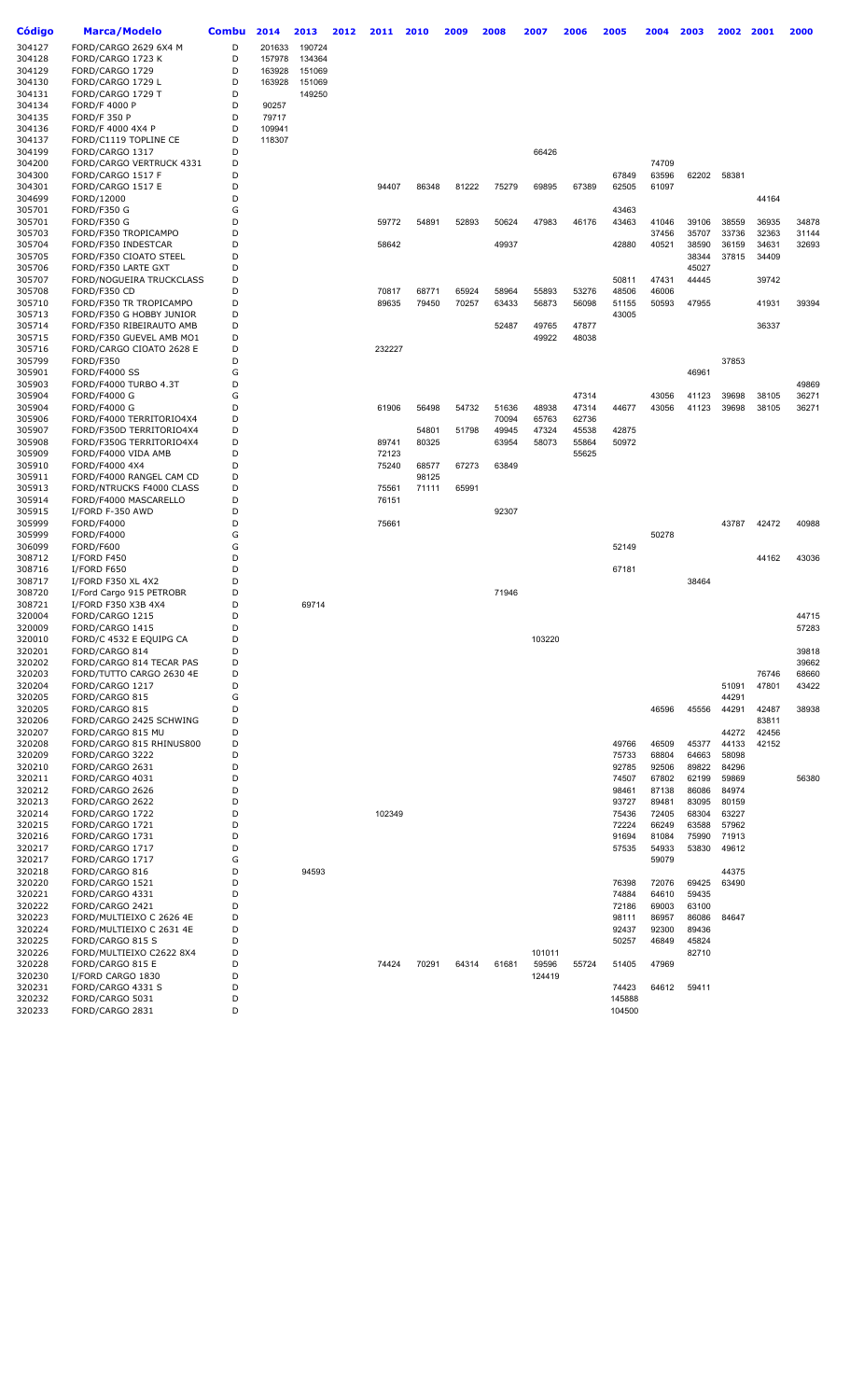| Código | Marca/Modelo | Combu | 2014 | 2013 | 2012 | 2011 | 2010 | 2009 | 2008 | 2007 | 2006 | 2005 | 2004 | 2003 | 2002 | 2001 | 2000 |
|---|---|---|---|---|---|---|---|---|---|---|---|---|---|---|---|---|---|
| 304127 | FORD/CARGO 2629 6X4 M | D | 201633 | 190724 | | | | | | | | | | | | | |
| 304128 | FORD/CARGO 1723 K | D | 157978 | 134364 | | | | | | | | | | | | | |
| 304129 | FORD/CARGO 1729 | D | 163928 | 151069 | | | | | | | | | | | | | |
| 304130 | FORD/CARGO 1729 L | D | 163928 | 151069 | | | | | | | | | | | | | |
| 304131 | FORD/CARGO 1729 T | D | | 149250 | | | | | | | | | | | | | |
| 304134 | FORD/F 4000 P | D | 90257 | | | | | | | | | | | | | | |
| 304135 | FORD/F 350 P | D | 79717 | | | | | | | | | | | | | | |
| 304136 | FORD/F 4000 4X4 P | D | 109941 | | | | | | | | | | | | | | |
| 304137 | FORD/C1119 TOPLINE CE | D | 118307 | | | | | | | | | | | | | | |
| 304199 | FORD/CARGO 1317 | D | | | | | | | | 66426 | | | | | | | |
| 304200 | FORD/CARGO VERTRUCK 4331 | D | | | | | | | | | | | 74709 | | | | |
| 304300 | FORD/CARGO 1517 F | D | | | | | | | | | | 67849 | 63596 | 62202 | 58381 | | |
| 304301 | FORD/CARGO 1517 E | D | | | | 94407 | 86348 | 81222 | 75279 | 69895 | 67389 | 62505 | 61097 | | | | |
| 304699 | FORD/12000 | D | | | | | | | | | | | | | | 44164 | |
| 305701 | FORD/F350 G | G | | | | | | | | | | 43463 | | | | | |
| 305701 | FORD/F350 G | D | | | | 59772 | 54891 | 52893 | 50624 | 47983 | 46176 | 43463 | 41046 | 39106 | 38559 | 36935 | 34878 |
| 305703 | FORD/F350 TROPICAMPO | D | | | | | | | | | | | 37456 | 35707 | 33736 | 32363 | 31144 |
| 305704 | FORD/F350 INDESTCAR | D | | | | 58642 | | | 49937 | | | 42880 | 40521 | 38590 | 36159 | 34631 | 32693 |
| 305705 | FORD/F350 CIOATO STEEL | D | | | | | | | | | | | | 38344 | 37815 | 34409 | |
| 305706 | FORD/F350 LARTE GXT | D | | | | | | | | | | | | 45027 | | | |
| 305707 | FORD/NOGUEIRA TRUCKCLASS | D | | | | | | | | | | 50811 | 47431 | 44445 | | 39742 | |
| 305708 | FORD/F350 CD | D | | | | 70817 | 68771 | 65924 | 58964 | 55893 | 53276 | 48506 | 46006 | | | | |
| 305710 | FORD/F350 TR TROPICAMPO | D | | | | 89635 | 79450 | 70257 | 63433 | 56873 | 56098 | 51155 | 50593 | 47955 | | 41931 | 39394 |
| 305713 | FORD/F350 G HOBBY JUNIOR | D | | | | | | | | | | 43005 | | | | | |
| 305714 | FORD/F350 RIBEIRAUTO AMB | D | | | | | | | 52487 | 49765 | 47877 | | | | | 36337 | |
| 305715 | FORD/F350 GUEVEL AMB MO1 | D | | | | | | | | 49922 | 48038 | | | | | | |
| 305716 | FORD/CARGO CIOATO 2628 E | D | | | | 232227 | | | | | | | | | | | |
| 305799 | FORD/F350 | D | | | | | | | | | | | | | 37853 | | |
| 305901 | FORD/F4000 SS | G | | | | | | | | | | | | 46961 | | | |
| 305903 | FORD/F4000 TURBO 4.3T | D | | | | | | | | | | | | | | | 49869 |
| 305904 | FORD/F4000 G | G | | | | | | | | | 47314 | | 43056 | 41123 | 39698 | 38105 | 36271 |
| 305904 | FORD/F4000 G | D | | | | 61906 | 56498 | 54732 | 51636 | 48938 | 47314 | 44677 | 43056 | 41123 | 39698 | 38105 | 36271 |
| 305906 | FORD/F4000 TERRITORIO4X4 | D | | | | | | | 70094 | 65763 | 62736 | | | | | | |
| 305907 | FORD/F350D TERRITORIO4X4 | D | | | | | 54801 | 51798 | 49945 | 47324 | 45538 | 42875 | | | | | |
| 305908 | FORD/F350G TERRITORIO4X4 | D | | | | 89741 | 80325 | | 63954 | 58073 | 55864 | 50972 | | | | | |
| 305909 | FORD/F4000 VIDA AMB | D | | | | 72123 | | | | | 55625 | | | | | | |
| 305910 | FORD/F4000 4X4 | D | | | | 75240 | 68577 | 67273 | 63849 | | | | | | | | |
| 305911 | FORD/F4000 RANGEL CAM CD | D | | | | | 98125 | | | | | | | | | | |
| 305913 | FORD/NTRUCKS F4000 CLASS | D | | | | 75561 | 71111 | 65991 | | | | | | | | | |
| 305914 | FORD/F4000 MASCARELLO | D | | | | 76151 | | | | | | | | | | | |
| 305915 | I/FORD F-350 AWD | D | | | | | | | 92307 | | | | | | | | |
| 305999 | FORD/F4000 | D | | | | 75661 | | | | | | | | | 43787 | 42472 | 40988 |
| 305999 | FORD/F4000 | G | | | | | | | | | | | 50278 | | | | |
| 306099 | FORD/F600 | G | | | | | | | | | | 52149 | | | | | |
| 308712 | I/FORD F450 | D | | | | | | | | | | | | | | 44162 | 43036 |
| 308716 | I/FORD F650 | D | | | | | | | | | | 67181 | | | | | |
| 308717 | I/FORD F350 XL 4X2 | D | | | | | | | | | | | | 38464 | | | |
| 308720 | I/Ford Cargo 915 PETROBR | D | | | | | | | 71946 | | | | | | | | |
| 308721 | I/FORD F350 X3B 4X4 | D | | 69714 | | | | | | | | | | | | | |
| 320004 | FORD/CARGO 1215 | D | | | | | | | | | | | | | | | 44715 |
| 320009 | FORD/CARGO 1415 | D | | | | | | | | | | | | | | | 57283 |
| 320010 | FORD/C 4532 E EQUIPG CA | D | | | | | | | | 103220 | | | | | | | |
| 320201 | FORD/CARGO 814 | D | | | | | | | | | | | | | | | 39818 |
| 320202 | FORD/CARGO 814 TECAR PAS | D | | | | | | | | | | | | | | | 39662 |
| 320203 | FORD/TUTTO CARGO 2630 4E | D | | | | | | | | | | | | | | 76746 | 68660 |
| 320204 | FORD/CARGO 1217 | D | | | | | | | | | | | | | 51091 | 47801 | 43422 |
| 320205 | FORD/CARGO 815 | G | | | | | | | | | | | | | 44291 | | |
| 320205 | FORD/CARGO 815 | D | | | | | | | | | | | 46596 | 45556 | 44291 | 42487 | 38938 |
| 320206 | FORD/CARGO 2425 SCHWING | D | | | | | | | | | | | | | | 83811 | |
| 320207 | FORD/CARGO 815 MU | D | | | | | | | | | | | | | 44272 | 42456 | |
| 320208 | FORD/CARGO 815 RHINUS800 | D | | | | | | | | | | 49766 | 46509 | 45377 | 44133 | 42152 | |
| 320209 | FORD/CARGO 3222 | D | | | | | | | | | | 75733 | 68804 | 64663 | 58098 | | |
| 320210 | FORD/CARGO 2631 | D | | | | | | | | | | 92785 | 92506 | 89822 | 84296 | | |
| 320211 | FORD/CARGO 4031 | D | | | | | | | | | | 74507 | 67802 | 62199 | 59869 | | 56380 |
| 320212 | FORD/CARGO 2626 | D | | | | | | | | | | 98461 | 87138 | 86086 | 84974 | | |
| 320213 | FORD/CARGO 2622 | D | | | | | | | | | | 93727 | 89481 | 83095 | 80159 | | |
| 320214 | FORD/CARGO 1722 | D | | | | 102349 | | | | | | 75436 | 72405 | 68304 | 63227 | | |
| 320215 | FORD/CARGO 1721 | D | | | | | | | | | | 72224 | 66249 | 63588 | 57962 | | |
| 320216 | FORD/CARGO 1731 | D | | | | | | | | | | 91694 | 81084 | 75990 | 71913 | | |
| 320217 | FORD/CARGO 1717 | D | | | | | | | | | | 57535 | 54933 | 53830 | 49612 | | |
| 320217 | FORD/CARGO 1717 | G | | | | | | | | | | | 59079 | | | | |
| 320218 | FORD/CARGO 816 | D | | 94593 | | | | | | | | | | | 44375 | | |
| 320220 | FORD/CARGO 1521 | D | | | | | | | | | | 76398 | 72076 | 69425 | 63490 | | |
| 320221 | FORD/CARGO 4331 | D | | | | | | | | | | 74884 | 64610 | 59435 | | | |
| 320222 | FORD/CARGO 2421 | D | | | | | | | | | | 72186 | 69003 | 63100 | | | |
| 320223 | FORD/MULTIEIXO C 2626 4E | D | | | | | | | | | | 98111 | 86957 | 86086 | 84647 | | |
| 320224 | FORD/MULTIEIXO C 2631 4E | D | | | | | | | | | | 92437 | 92300 | 89436 | | | |
| 320225 | FORD/CARGO 815 S | D | | | | | | | | | | 50257 | 46849 | 45824 | | | |
| 320226 | FORD/MULTIEIXO C2622 8X4 | D | | | | | | | | 101011 | | | | 82710 | | | |
| 320228 | FORD/CARGO 815 E | D | | | | 74424 | 70291 | 64314 | 61681 | 59596 | 55724 | 51405 | 47969 | | | | |
| 320230 | I/FORD CARGO 1830 | D | | | | | | | | 124419 | | | | | | | |
| 320231 | FORD/CARGO 4331 S | D | | | | | | | | | | 74423 | 64612 | 59411 | | | |
| 320232 | FORD/CARGO 5031 | D | | | | | | | | | | 145888 | | | | | |
| 320233 | FORD/CARGO 2831 | D | | | | | | | | | | 104500 | | | | | |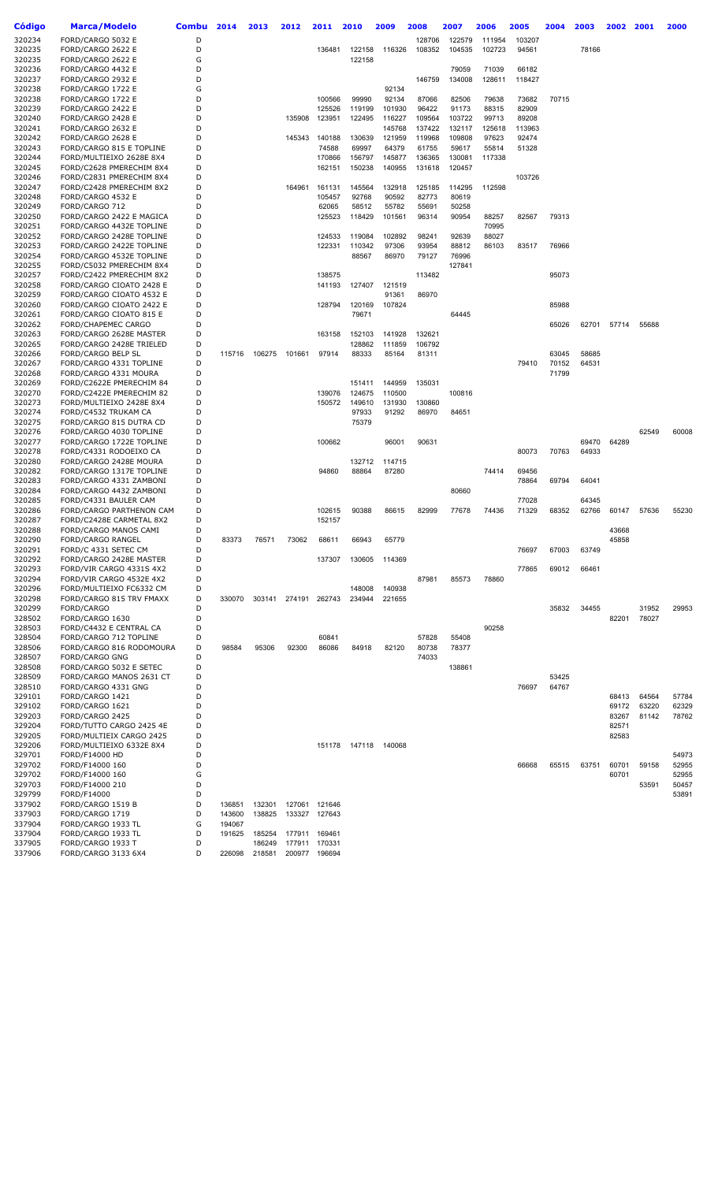| Código | Marca/Modelo | Combu | 2014 | 2013 | 2012 | 2011 | 2010 | 2009 | 2008 | 2007 | 2006 | 2005 | 2004 | 2003 | 2002 | 2001 | 2000 |
|---|---|---|---|---|---|---|---|---|---|---|---|---|---|---|---|---|---|
| 320234 | FORD/CARGO 5032 E | D | | | | | | | 128706 | 122579 | 111954 | 103207 | | | | | |
| 320235 | FORD/CARGO 2622 E | D | | | | 136481 | 122158 | 116326 | 108352 | 104535 | 102723 | 94561 | | 78166 | | | |
| 320235 | FORD/CARGO 2622 E | G | | | | | 122158 | | | | | | | | | | |
| 320236 | FORD/CARGO 4432 E | D | | | | | | | | 79059 | 71039 | 66182 | | | | | |
| 320237 | FORD/CARGO 2932 E | D | | | | | | | 146759 | 134008 | 128611 | 118427 | | | | | |
| 320238 | FORD/CARGO 1722 E | G | | | | | | 92134 | | | | | | | | | |
| 320238 | FORD/CARGO 1722 E | D | | | | 100566 | 99990 | 92134 | 87066 | 82506 | 79638 | 73682 | 70715 | | | | |
| 320239 | FORD/CARGO 2422 E | D | | | | 125526 | 119199 | 101930 | 96422 | 91173 | 88315 | 82909 | | | | | |
| 320240 | FORD/CARGO 2428 E | D | | | 135908 | 123951 | 122495 | 116227 | 109564 | 103722 | 99713 | 89208 | | | | | |
| 320241 | FORD/CARGO 2632 E | D | | | | | | 145768 | 137422 | 132117 | 125618 | 113963 | | | | | |
| 320242 | FORD/CARGO 2628 E | D | | | 145343 | 140188 | 130639 | 121959 | 119968 | 109808 | 97623 | 92474 | | | | | |
| 320243 | FORD/CARGO 815 E TOPLINE | D | | | | 74588 | 69997 | 64379 | 61755 | 59617 | 55814 | 51328 | | | | | |
| 320244 | FORD/MULTIEIXO 2628E 8X4 | D | | | | 170866 | 156797 | 145877 | 136365 | 130081 | 117338 | | | | | | |
| 320245 | FORD/C2628 PMERECHIM 8X4 | D | | | | 162151 | 150238 | 140955 | 131618 | 120457 | | | | | | | |
| 320246 | FORD/C2831 PMERECHIM 8X4 | D | | | | | | | | | | 103726 | | | | | |
| 320247 | FORD/C2428 PMERECHIM 8X2 | D | | | 164961 | 161131 | 145564 | 132918 | 125185 | 114295 | 112598 | | | | | | |
| 320248 | FORD/CARGO 4532 E | D | | | | 105457 | 92768 | 90592 | 82773 | 80619 | | | | | | | |
| 320249 | FORD/CARGO 712 | D | | | | 62065 | 58512 | 55782 | 55691 | 50258 | | | | | | | |
| 320250 | FORD/CARGO 2422 E MAGICA | D | | | | 125523 | 118429 | 101561 | 96314 | 90954 | 88257 | 82567 | 79313 | | | | |
| 320251 | FORD/CARGO 4432E TOPLINE | D | | | | | | | | | 70995 | | | | | | |
| 320252 | FORD/CARGO 2428E TOPLINE | D | | | | 124533 | 119084 | 102892 | 98241 | 92639 | 88027 | | | | | | |
| 320253 | FORD/CARGO 2422E TOPLINE | D | | | | 122331 | 110342 | 97306 | 93954 | 88812 | 86103 | 83517 | 76966 | | | | |
| 320254 | FORD/CARGO 4532E TOPLINE | D | | | | | 88567 | 86970 | 79127 | 76996 | | | | | | | |
| 320255 | FORD/C5032 PMERECHIM 8X4 | D | | | | | | | | 127841 | | | | | | | |
| 320257 | FORD/C2422 PMERECHIM 8X2 | D | | | | 138575 | | | 113482 | | | | 95073 | | | | |
| 320258 | FORD/CARGO CIOATO 2428 E | D | | | | 141193 | 127407 | 121519 | | | | | | | | | |
| 320259 | FORD/CARGO CIOATO 4532 E | D | | | | | | 91361 | 86970 | | | | | | | | |
| 320260 | FORD/CARGO CIOATO 2422 E | D | | | | 128794 | 120169 | 107824 | | | | | 85988 | | | | |
| 320261 | FORD/CARGO CIOATO 815 E | D | | | | | 79671 | | | 64445 | | | | | | | |
| 320262 | FORD/CHAPEMEC CARGO | D | | | | | | | | | | | 65026 | 62701 | 57714 | 55688 | |
| 320263 | FORD/CARGO 2628E MASTER | D | | | | 163158 | 152103 | 141928 | 132621 | | | | | | | | |
| 320265 | FORD/CARGO 2428E TRIELED | D | | | | | 128862 | 111859 | 106792 | | | | | | | | |
| 320266 | FORD/CARGO BELP SL | D | 115716 | 106275 | 101661 | 97914 | 88333 | 85164 | 81311 | | | | 63045 | 58685 | | | |
| 320267 | FORD/CARGO 4331 TOPLINE | D | | | | | | | | | | 79410 | 70152 | 64531 | | | |
| 320268 | FORD/CARGO 4331 MOURA | D | | | | | | | | | | | 71799 | | | | |
| 320269 | FORD/C2622E PMERECHIM 84 | D | | | | | 151411 | 144959 | 135031 | | | | | | | | |
| 320270 | FORD/C2422E PMERECHIM 82 | D | | | | 139076 | 124675 | 110500 | | 100816 | | | | | | | |
| 320273 | FORD/MULTIEIXO 2428E 8X4 | D | | | | 150572 | 149610 | 131930 | 130860 | | | | | | | | |
| 320274 | FORD/C4532 TRUKAM CA | D | | | | | 97933 | 91292 | 86970 | 84651 | | | | | | | |
| 320275 | FORD/CARGO 815 DUTRA CD | D | | | | | 75379 | | | | | | | | | | |
| 320276 | FORD/CARGO 4030 TOPLINE | D | | | | | | | | | | | | | | 62549 | 60008 |
| 320277 | FORD/CARGO 1722E TOPLINE | D | | | | 100662 | | 96001 | 90631 | | | | | 69470 | 64289 | | |
| 320278 | FORD/C4331 RODOEIXO CA | D | | | | | | | | | | 80073 | 70763 | 64933 | | | |
| 320280 | FORD/CARGO 2428E MOURA | D | | | | | 132712 | 114715 | | | | | | | | | |
| 320282 | FORD/CARGO 1317E TOPLINE | D | | | | 94860 | 88864 | 87280 | | | 74414 | 69456 | | | | | |
| 320283 | FORD/CARGO 4331 ZAMBONI | D | | | | | | | | | | 78864 | 69794 | 64041 | | | |
| 320284 | FORD/CARGO 4432 ZAMBONI | D | | | | | | | | 80660 | | | | | | | |
| 320285 | FORD/C4331 BAULER CAM | D | | | | | | | | | | 77028 | | 64345 | | | |
| 320286 | FORD/CARGO PARTHENON CAM | D | | | | 102615 | 90388 | 86615 | 82999 | 77678 | 74436 | 71329 | 68352 | 62766 | 60147 | 57636 | 55230 |
| 320287 | FORD/C2428E CARMETAL 8X2 | D | | | | 152157 | | | | | | | | | | | |
| 320288 | FORD/CARGO MANOS CAMI | D | | | | | | | | | | | | | 43668 | | |
| 320290 | FORD/CARGO RANGEL | D | 83373 | 76571 | 73062 | 68611 | 66943 | 65779 | | | | | | | 45858 | | |
| 320291 | FORD/C 4331 SETEC CM | D | | | | | | | | | | 76697 | 67003 | 63749 | | | |
| 320292 | FORD/CARGO 2428E MASTER | D | | | | 137307 | 130605 | 114369 | | | | | | | | | |
| 320293 | FORD/VIR CARGO 4331S 4X2 | D | | | | | | | | | | 77865 | 69012 | 66461 | | | |
| 320294 | FORD/VIR CARGO 4532E 4X2 | D | | | | | | | 87981 | 85573 | 78860 | | | | | | |
| 320296 | FORD/MULTIEIXO FC6332 CM | D | | | | | 148008 | 140938 | | | | | | | | | |
| 320298 | FORD/CARGO 815 TRV FMAXX | D | 330070 | 303141 | 274191 | 262743 | 234944 | 221655 | | | | | | | | | |
| 320299 | FORD/CARGO | D | | | | | | | | | | | 35832 | 34455 | | 31952 | 29953 |
| 328502 | FORD/CARGO 1630 | D | | | | | | | | | | | | | 82201 | 78027 | |
| 328503 | FORD/C4432 E CENTRAL CA | D | | | | | | | | | 90258 | | | | | | |
| 328504 | FORD/CARGO 712 TOPLINE | D | | | | 60841 | | | 57828 | 55408 | | | | | | | |
| 328506 | FORD/CARGO 816 RODOMOURA | D | 98584 | 95306 | 92300 | 86086 | 84918 | 82120 | 80738 | 78377 | | | | | | | |
| 328507 | FORD/CARGO GNG | D | | | | | | | 74033 | | | | | | | | |
| 328508 | FORD/CARGO 5032 E SETEC | D | | | | | | | | 138861 | | | | | | | |
| 328509 | FORD/CARGO MANOS 2631 CT | D | | | | | | | | | | | 53425 | | | | |
| 328510 | FORD/CARGO 4331 GNG | D | | | | | | | | | | 76697 | 64767 | | | | |
| 329101 | FORD/CARGO 1421 | D | | | | | | | | | | | | | 68413 | 64564 | 57784 |
| 329102 | FORD/CARGO 1621 | D | | | | | | | | | | | | | 69172 | 63220 | 62329 |
| 329103 | FORD/CARGO 2425 | D | | | | | | | | | | | | | 83267 | 81142 | 78762 |
| 329204 | FORD/TUTTO CARGO 2425 4E | D | | | | | | | | | | | | | 82571 | | |
| 329205 | FORD/MULTIEIX CARGO 2425 | D | | | | | | | | | | | | | 82583 | | |
| 329206 | FORD/MULTIEIXO 6332E 8X4 | D | | | | 151178 | 147118 | 140068 | | | | | | | | | |
| 329701 | FORD/F14000 HD | D | | | | | | | | | | | | | | | 54973 |
| 329702 | FORD/F14000 160 | D | | | | | | | | | | 66668 | 65515 | 63751 | 60701 | 59158 | 52955 |
| 329702 | FORD/F14000 160 | G | | | | | | | | | | | | | 60701 | | 52955 |
| 329703 | FORD/F14000 210 | D | | | | | | | | | | | | | | 53591 | 50457 |
| 329799 | FORD/F14000 | D | | | | | | | | | | | | | | | 53891 |
| 337902 | FORD/CARGO 1519 B | D | 136851 | 132301 | 127061 | 121646 | | | | | | | | | | | |
| 337903 | FORD/CARGO 1719 | D | 143600 | 138825 | 133327 | 127643 | | | | | | | | | | | |
| 337904 | FORD/CARGO 1933 TL | G | 194067 | | | | | | | | | | | | | | |
| 337904 | FORD/CARGO 1933 TL | D | 191625 | 185254 | 177911 | 169461 | | | | | | | | | | | |
| 337905 | FORD/CARGO 1933 T | D | | 186249 | 177911 | 170331 | | | | | | | | | | | |
| 337906 | FORD/CARGO 3133 6X4 | D | 226098 | 218581 | 200977 | 196694 | | | | | | | | | | | |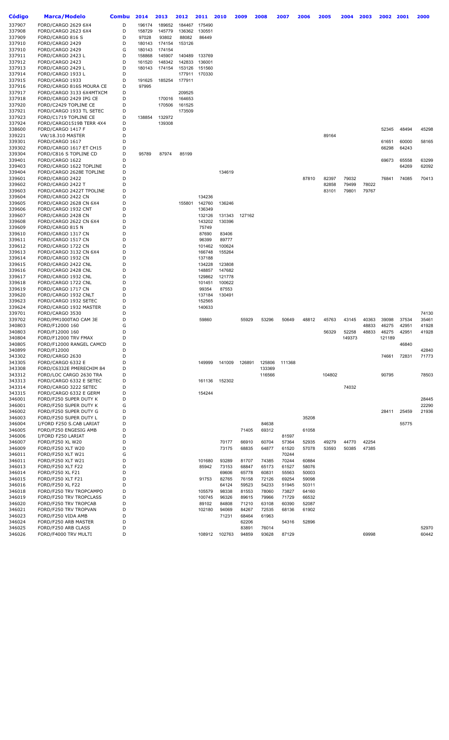| Código | Marca/Modelo | Combu | 2014 | 2013 | 2012 | 2011 | 2010 | 2009 | 2008 | 2007 | 2006 | 2005 | 2004 | 2003 | 2002 | 2001 | 2000 |
|---|---|---|---|---|---|---|---|---|---|---|---|---|---|---|---|---|---|
| 337907 | FORD/CARGO 2629 6X4 | D | 196174 | 189652 | 184467 | 175490 | | | | | | | | | | | |
| 337908 | FORD/CARGO 2623 6X4 | D | 158729 | 145779 | 136362 | 130551 | | | | | | | | | | | |
| 337909 | FORD/CARGO 816 S | D | 97028 | 93802 | 88082 | 86449 | | | | | | | | | | | |
| 337910 | FORD/CARGO 2429 | D | 180143 | 174154 | 153126 | | | | | | | | | | | | |
| 337910 | FORD/CARGO 2429 | G | 180143 | 174154 | | | | | | | | | | | | | |
| 337911 | FORD/CARGO 2423 L | D | 158868 | 145907 | 140489 | 133769 | | | | | | | | | | | |
| 337912 | FORD/CARGO 2423 | D | 161520 | 148342 | 142833 | 136001 | | | | | | | | | | | |
| 337913 | FORD/CARGO 2429 L | D | 180143 | 174154 | 153126 | 151560 | | | | | | | | | | | |
| 337914 | FORD/CARGO 1933 L | D | | | 177911 | 170330 | | | | | | | | | | | |
| 337915 | FORD/CARGO 1933 | D | 191625 | 185254 | 177911 | | | | | | | | | | | | |
| 337916 | FORD/CARGO 816S MOURA CE | D | 97995 | | | | | | | | | | | | | | |
| 337917 | FORD/CARGO 3133 6X4MTXCM | D | | | 209525 | | | | | | | | | | | | |
| 337918 | FORD/CARGO 2429 IPG CE | D | | 170016 | 164653 | | | | | | | | | | | | |
| 337920 | FORD/C2429 TOPLINE CE | D | | 170506 | 161525 | | | | | | | | | | | | |
| 337921 | FORD/CARGO 1933 TL SETEC | D | | | 173509 | | | | | | | | | | | | |
| 337923 | FORD/C1719 TOPLINE CE | D | 138854 | 132972 | | | | | | | | | | | | | |
| 337924 | FORD/CARGO1519B TERR 4X4 | D | | 139308 | | | | | | | | | | | | | |
| 338600 | FORD/CARGO 1417 F | D | | | | | | | | | | | | | 52345 | 48494 | 45298 |
| 339221 | VW/18.310 MASTER | D | | | | | | | | | | 89164 | | | | | |
| 339301 | FORD/CARGO 1617 | D | | | | | | | | | | | | | 61651 | 60000 | 58165 |
| 339302 | FORD/CARGO 1617 ET CH15 | D | | | | | | | | | | | | | 66298 | 64243 | |
| 339304 | FORD/C816 S TOPLINE CD | D | 95789 | 87974 | 85199 | | | | | | | | | | | | |
| 339401 | FORD/CARGO 1622 | D | | | | | | | | | | | | | 69673 | 65558 | 63299 |
| 339403 | FORD/CARGO 1622 TOPLINE | D | | | | | | | | | | | | | | 64269 | 62092 |
| 339404 | FORD/CARGO 2628E TOPLINE | D | | | | | 134619 | | | | | | | | | | |
| 339601 | FORD/CARGO 2422 | D | | | | | | | | | 87810 | 82397 | 79032 | | 76841 | 74085 | 70413 |
| 339602 | FORD/CARGO 2422 T | D | | | | | | | | | | 82858 | 79499 | 78022 | | | |
| 339603 | FORD/CARGO 2422T TPOLINE | D | | | | | | | | | | 83101 | 79801 | 79767 | | | |
| 339604 | FORD/CARGO 2422 CN | D | | | | 134236 | | | | | | | | | | | |
| 339605 | FORD/CARGO 2628 CN 6X4 | D | | | 155801 | 142760 | 136246 | | | | | | | | | | |
| 339606 | FORD/CARGO 1932 CNT | D | | | | 136349 | | | | | | | | | | | |
| 339607 | FORD/CARGO 2428 CN | D | | | | 132126 | 131343 | 127162 | | | | | | | | | |
| 339608 | FORD/CARGO 2622 CN 6X4 | D | | | | 143202 | 130396 | | | | | | | | | | |
| 339609 | FORD/CARGO 815 N | D | | | | 75749 | | | | | | | | | | | |
| 339610 | FORD/CARGO 1317 CN | D | | | | 87690 | 83406 | | | | | | | | | | |
| 339611 | FORD/CARGO 1517 CN | D | | | | 96399 | 89777 | | | | | | | | | | |
| 339612 | FORD/CARGO 1722 CN | D | | | | 101462 | 100624 | | | | | | | | | | |
| 339613 | FORD/CARGO 3132 CN 6X4 | D | | | | 166748 | 155264 | | | | | | | | | | |
| 339614 | FORD/CARGO 1932 CN | D | | | | 137188 | | | | | | | | | | | |
| 339615 | FORD/CARGO 2422 CNL | D | | | | 134228 | 123808 | | | | | | | | | | |
| 339616 | FORD/CARGO 2428 CNL | D | | | | 148857 | 147682 | | | | | | | | | | |
| 339617 | FORD/CARGO 1932 CNL | D | | | | 129862 | 121778 | | | | | | | | | | |
| 339618 | FORD/CARGO 1722 CNL | D | | | | 101451 | 100622 | | | | | | | | | | |
| 339619 | FORD/CARGO 1717 CN | D | | | | 99354 | 87553 | | | | | | | | | | |
| 339620 | FORD/CARGO 1932 CNLT | D | | | | 137184 | 130491 | | | | | | | | | | |
| 339623 | FORD/CARGO 1932 SETEC | D | | | | 152565 | | | | | | | | | | | |
| 339624 | FORD/CARGO 1932 MASTER | D | | | | 140633 | | | | | | | | | | | |
| 339701 | FORD/CARGO 3530 | D | | | | | | | | | | | | | | | 74130 |
| 339702 | FORD/PM1000TAO CAM 3E | D | | | | 59860 | | 55929 | 53296 | 50649 | 48812 | 45763 | 43145 | 40363 | 39098 | 37534 | 35461 |
| 340803 | FORD/F12000 160 | G | | | | | | | | | | | | 48833 | 46275 | 42951 | 41928 |
| 340803 | FORD/F12000 160 | D | | | | | | | | | | 56329 | 52258 | 48833 | 46275 | 42951 | 41928 |
| 340804 | FORD/F12000 TRV FMAX | D | | | | | | | | | | | 149373 | | 121189 | | |
| 340805 | FORD/F12000 RANGEL CAMCD | D | | | | | | | | | | | | | | 46840 | |
| 340899 | FORD/F12000 | D | | | | | | | | | | | | | | | 42840 |
| 343302 | FORD/CARGO 2630 | D | | | | | | | | | | | | | 74661 | 72831 | 71773 |
| 343305 | FORD/CARGO 6332 E | D | | | | 149999 | 141009 | 126891 | 125806 | 111368 | | | | | | | |
| 343308 | FORD/C6332E PMERECHIM 84 | D | | | | | | | 133369 | | | | | | | | |
| 343312 | FORD/LOC CARGO 2630 TRA | D | | | | | | | 116566 | | | 104802 | | | 90795 | | 78503 |
| 343313 | FORD/CARGO 6332 E SETEC | D | | | | 161136 | 152302 | | | | | | | | | | |
| 343314 | FORD/CARGO 3222 SETEC | D | | | | | | | | | | | 74032 | | | | |
| 343315 | FORD/CARGO 6332 E GERM | D | | | | 154244 | | | | | | | | | | | |
| 346001 | FORD/F250 SUPER DUTY K | D | | | | | | | | | | | | | | | 28445 |
| 346001 | FORD/F250 SUPER DUTY K | G | | | | | | | | | | | | | | | 22290 |
| 346002 | FORD/F250 SUPER DUTY G | D | | | | | | | | | | | | | 28411 | 25459 | 21936 |
| 346003 | FORD/F250 SUPER DUTY L | D | | | | | | | | | 35208 | | | | | | |
| 346004 | I/FORD F250 S.CAB LARIAT | D | | | | | | | 84638 | | | | | | | 55775 | |
| 346005 | FORD/F250 ENGESIG AMB | D | | | | | | 71405 | 69312 | | 61058 | | | | | | |
| 346006 | I/FORD F250 LARIAT | D | | | | | | | | 81597 | | | | | | | |
| 346007 | FORD/F250 XL W20 | D | | | | | 70177 | 66910 | 60704 | 57364 | 52935 | 49279 | 44770 | 42254 | | | |
| 346009 | FORD/F250 XLT W20 | D | | | | | 73175 | 68835 | 64877 | 61520 | 57078 | 53593 | 50385 | 47385 | | | |
| 346011 | FORD/F250 XLT W21 | G | | | | | | | | 70244 | | | | | | | |
| 346011 | FORD/F250 XLT W21 | D | | | | 101680 | 93289 | 81707 | 74385 | 70244 | 60884 | | | | | | |
| 346013 | FORD/F250 XLT F22 | D | | | | 85942 | 73153 | 68847 | 65173 | 61527 | 58076 | | | | | | |
| 346014 | FORD/F250 XL F21 | D | | | | | 69606 | 65778 | 60831 | 55563 | 50003 | | | | | | |
| 346015 | FORD/F250 XLT F21 | D | | | | 91753 | 82765 | 76158 | 72126 | 69254 | 59098 | | | | | | |
| 346016 | FORD/F250 XL F22 | D | | | | | 64124 | 59523 | 54233 | 51945 | 50311 | | | | | | |
| 346018 | FORD/F250 TRV TROPCAMPO | D | | | | 105579 | 98338 | 81553 | 78060 | 73827 | 64160 | | | | | | |
| 346019 | FORD/F250 TRV TROPCLASS | D | | | | 100745 | 96326 | 89615 | 79966 | 71729 | 66532 | | | | | | |
| 346020 | FORD/F250 TRV TROPCAB | D | | | | 89102 | 84808 | 71210 | 63108 | 60390 | 52087 | | | | | | |
| 346021 | FORD/F250 TRV TROPVAN | D | | | | 102180 | 94069 | 84267 | 72535 | 68136 | 61902 | | | | | | |
| 346023 | FORD/F250 VIDA AMB | D | | | | | 71231 | 68464 | 61963 | | | | | | | | |
| 346024 | FORD/F250 ARB MASTER | D | | | | | | 62206 | | 54316 | 52896 | | | | | | |
| 346025 | FORD/F250 ARB CLASS | D | | | | | | 83891 | 76014 | | | | | | | | 52970 |
| 346026 | FORD/F4000 TRV MULTI | D | | | | 108912 | 102763 | 94859 | 93628 | 87129 | | | | 69998 | | | 60442 |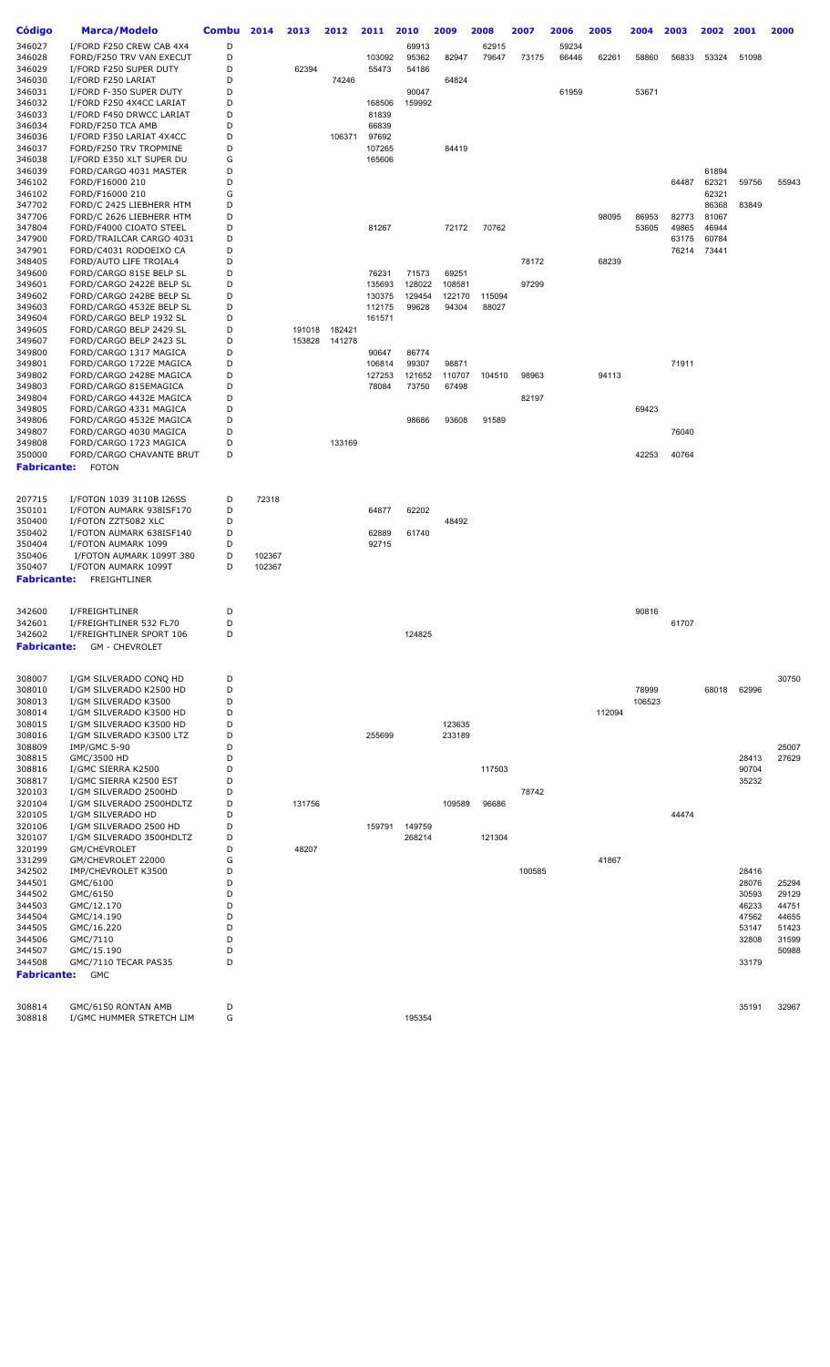| Código | Marca/Modelo | Combu | 2014 | 2013 | 2012 | 2011 | 2010 | 2009 | 2008 | 2007 | 2006 | 2005 | 2004 | 2003 | 2002 | 2001 | 2000 |
|---|---|---|---|---|---|---|---|---|---|---|---|---|---|---|---|---|---|
| 346027 | I/FORD F250 CREW CAB 4X4 | D | | | | | 69913 | | 62915 | | 59234 | | | | | | |
| 346028 | FORD/F250 TRV VAN EXECUT | D | | | | 103092 | 95362 | 82947 | 79647 | 73175 | 66446 | 62261 | 58860 | 56833 | 53324 | 51098 | |
| 346029 | I/FORD F250 SUPER DUTY | D | | 62394 | | 55473 | 54186 | | | | | | | | | | |
| 346030 | I/FORD F250 LARIAT | D | | | 74246 | | | 64824 | | | | | | | | | |
| 346031 | I/FORD F-350 SUPER DUTY | D | | | | | 90047 | | | | 61959 | | 53671 | | | | |
| 346032 | I/FORD F250 4X4CC LARIAT | D | | | | 168506 | 159992 | | | | | | | | | | |
| 346033 | I/FORD F450 DRWCC LARIAT | D | | | | 81839 | | | | | | | | | | | |
| 346034 | FORD/F250 TCA AMB | D | | | | 66839 | | | | | | | | | | | |
| 346036 | I/FORD F350 LARIAT 4X4CC | D | | | 106371 | 97692 | | | | | | | | | | | |
| 346037 | FORD/F250 TRV TROPMINE | D | | | | 107265 | | 84419 | | | | | | | | | |
| 346038 | I/FORD E350 XLT SUPER DU | G | | | | 165606 | | | | | | | | | | | |
| 346039 | FORD/CARGO 4031 MASTER | D | | | | | | | | | | | | | 61894 | | |
| 346102 | FORD/F16000 210 | D | | | | | | | | | | | | 64487 | 62321 | 59756 | 55943 |
| 346102 | FORD/F16000 210 | G | | | | | | | | | | | | | 62321 | | |
| 347702 | FORD/C 2425 LIEBHERR HTM | D | | | | | | | | | | | | | 86368 | 83849 | |
| 347706 | FORD/C 2626 LIEBHERR HTM | D | | | | | | | | | | 98095 | 86953 | 82773 | 81067 | | |
| 347804 | FORD/F4000 CIOATO STEEL | D | | | | 81267 | | 72172 | 70762 | | | | 53605 | 49865 | 46944 | | |
| 347900 | FORD/TRAILCAR CARGO 4031 | D | | | | | | | | | | | | 63175 | 60784 | | |
| 347901 | FORD/C4031 RODOEIXO CA | D | | | | | | | | | | | | 76214 | 73441 | | |
| 348405 | FORD/AUTO LIFE TROIAL4 | D | | | | | | | | 78172 | | 68239 | | | | | |
| 349600 | FORD/CARGO 815E BELP SL | D | | | | 76231 | 71573 | 69251 | | | | | | | | | |
| 349601 | FORD/CARGO 2422E BELP SL | D | | | | 135693 | 128022 | 108581 | | 97299 | | | | | | | |
| 349602 | FORD/CARGO 2428E BELP SL | D | | | | 130375 | 129454 | 122170 | 115094 | | | | | | | | |
| 349603 | FORD/CARGO 4532E BELP SL | D | | | | 112175 | 99628 | 94304 | 88027 | | | | | | | | |
| 349604 | FORD/CARGO BELP 1932 SL | D | | | | 161571 | | | | | | | | | | | |
| 349605 | FORD/CARGO BELP 2429 SL | D | | 191018 | 182421 | | | | | | | | | | | | |
| 349607 | FORD/CARGO BELP 2423 SL | D | | 153828 | 141278 | | | | | | | | | | | | |
| 349800 | FORD/CARGO 1317 MAGICA | D | | | | 90647 | 86774 | | | | | | | | | | |
| 349801 | FORD/CARGO 1722E MAGICA | D | | | | 106814 | 99307 | 98871 | | | | | | 71911 | | | |
| 349802 | FORD/CARGO 2428E MAGICA | D | | | | 127253 | 121652 | 110707 | 104510 | 98963 | | 94113 | | | | | |
| 349803 | FORD/CARGO 815EMAGICA | D | | | | 78084 | 73750 | 67498 | | | | | | | | | |
| 349804 | FORD/CARGO 4432E MAGICA | D | | | | | | | | 82197 | | | | | | | |
| 349805 | FORD/CARGO 4331 MAGICA | D | | | | | | | | | | | 69423 | | | | |
| 349806 | FORD/CARGO 4532E MAGICA | D | | | | | 98686 | 93608 | 91589 | | | | | | | | |
| 349807 | FORD/CARGO 4030 MAGICA | D | | | | | | | | | | | | 76040 | | | |
| 349808 | FORD/CARGO 1723 MAGICA | D | | | 133169 | | | | | | | | | | | | |
| 350000 | FORD/CARGO CHAVANTE BRUT | D | | | | | | | | | | | 42253 | 40764 | | | |
| **Fabricante:** | **FOTON** | | | | | | | | | | | | | | | | |
| 207715 | I/FOTON 1039 3110B I26SS | D | 72318 | | | | | | | | | | | | | | |
| 350101 | I/FOTON AUMARK 938ISF170 | D | | | | 64877 | 62202 | | | | | | | | | | |
| 350400 | I/FOTON ZZT5082 XLC | D | | | | | | 48492 | | | | | | | | | |
| 350402 | I/FOTON AUMARK 638ISF140 | D | | | | 62889 | 61740 | | | | | | | | | | |
| 350404 | I/FOTON AUMARK 1099 | D | | | | 92715 | | | | | | | | | | | |
| 350406 | I/FOTON AUMARK 1099T 380 | D | 102367 | | | | | | | | | | | | | | |
| 350407 | I/FOTON AUMARK 1099T | D | 102367 | | | | | | | | | | | | | | |
| **Fabricante:** | **FREIGHTLINER** | | | | | | | | | | | | | | | | |
| 342600 | I/FREIGHTLINER | D | | | | | | | | | | | 90816 | | | | |
| 342601 | I/FREIGHTLINER 532 FL70 | D | | | | | | | | | | | | 61707 | | | |
| 342602 | I/FREIGHTLINER SPORT 106 | D | | | | | 124825 | | | | | | | | | | |
| **Fabricante:** | **GM - CHEVROLET** | | | | | | | | | | | | | | | | |
| 308007 | I/GM SILVERADO CONQ HD | D | | | | | | | | | | | | | | | 30750 |
| 308010 | I/GM SILVERADO K2500 HD | D | | | | | | | | | | | 78999 | | 68018 | 62996 | |
| 308013 | I/GM SILVERADO K3500 | D | | | | | | | | | | | 106523 | | | | |
| 308014 | I/GM SILVERADO K3500 HD | D | | | | | | | | | | 112094 | | | | | |
| 308015 | I/GM SILVERADO K3500 HD | D | | | | | | 123635 | | | | | | | | | |
| 308016 | I/GM SILVERADO K3500 LTZ | D | | | | 255699 | | 233189 | | | | | | | | | |
| 308809 | IMP/GMC 5-90 | D | | | | | | | | | | | | | | | 25007 |
| 308815 | GMC/3500 HD | D | | | | | | | | | | | | | | 28413 | 27629 |
| 308816 | I/GMC SIERRA K2500 | D | | | | | | | 117503 | | | | | | | 90704 | |
| 308817 | I/GMC SIERRA K2500 EST | D | | | | | | | | | | | | | | 35232 | |
| 320103 | I/GM SILVERADO 2500HD | D | | | | | | | | 78742 | | | | | | | |
| 320104 | I/GM SILVERADO 2500HDLTZ | D | | 131756 | | | | 109589 | 96686 | | | | | | | | |
| 320105 | I/GM SILVERADO HD | D | | | | | | | | | | | | 44474 | | | |
| 320106 | I/GM SILVERADO 2500 HD | D | | | | 159791 | 149759 | | | | | | | | | | |
| 320107 | I/GM SILVERADO 3500HDLTZ | D | | | | | 268214 | | 121304 | | | | | | | | |
| 320199 | GM/CHEVROLET | D | | 48207 | | | | | | | | | | | | | |
| 331299 | GM/CHEVROLET 22000 | G | | | | | | | | | | 41867 | | | | | |
| 342502 | IMP/CHEVROLET K3500 | D | | | | | | | | 100585 | | | | | | 28416 | |
| 344501 | GMC/6100 | D | | | | | | | | | | | | | | 28076 | 25294 |
| 344502 | GMC/6150 | D | | | | | | | | | | | | | | 30593 | 29129 |
| 344503 | GMC/12.170 | D | | | | | | | | | | | | | | 46233 | 44751 |
| 344504 | GMC/14.190 | D | | | | | | | | | | | | | | 47562 | 44655 |
| 344505 | GMC/16.220 | D | | | | | | | | | | | | | | 53147 | 51423 |
| 344506 | GMC/7110 | D | | | | | | | | | | | | | | 32808 | 31599 |
| 344507 | GMC/15.190 | D | | | | | | | | | | | | | | | 50988 |
| 344508 | GMC/7110 TECAR PAS35 | D | | | | | | | | | | | | | | 33179 | |
| **Fabricante:** | **GMC** | | | | | | | | | | | | | | | | |
| 308814 | GMC/6150 RONTAN AMB | D | | | | | | | | | | | | | | 35191 | 32967 |
| 308818 | I/GMC HUMMER STRETCH LIM | G | | | | | 195354 | | | | | | | | | | |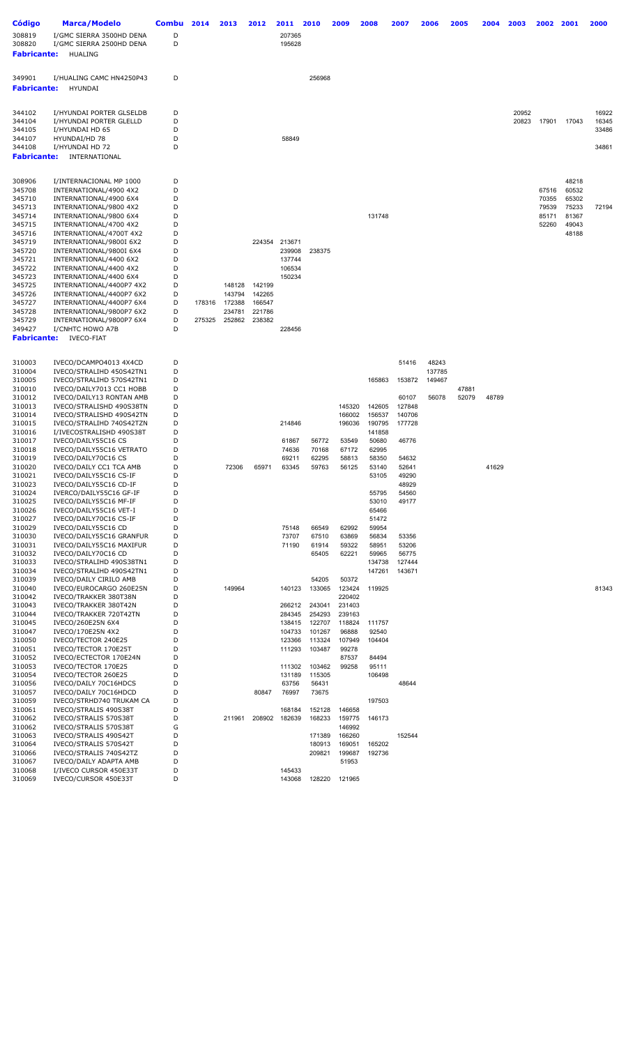| Código | Marca/Modelo | Combu | 2014 | 2013 | 2012 | 2011 | 2010 | 2009 | 2008 | 2007 | 2006 | 2005 | 2004 | 2003 | 2002 | 2001 | 2000 |
|---|---|---|---|---|---|---|---|---|---|---|---|---|---|---|---|---|---|
| 308819 | I/GMC SIERRA 3500HD DENA | D | | | | 207365 | | | | | | | | | | | |
| 308820 | I/GMC SIERRA 2500HD DENA | D | | | | 195628 | | | | | | | | | | | |
| **Fabricante:** | HUALING | | | | | | | | | | | | | | | | |
| 349901 | I/HUALING CAMC HN4250P43 | D | | | | | 256968 | | | | | | | | | | |
| **Fabricante:** | HYUNDAI | | | | | | | | | | | | | | | | |
| 344102 | I/HYUNDAI PORTER GLSELDB | D | | | | | | | | | | | | 20952 | | | 16922 |
| 344104 | I/HYUNDAI PORTER GLELLD | D | | | | | | | | | | | | 20823 | 17901 | 17043 | 16345 |
| 344105 | I/HYUNDAI HD 65 | D | | | | | | | | | | | | | | | 33486 |
| 344107 | HYUNDAI/HD 78 | D | | | | 58849 | | | | | | | | | | | |
| 344108 | I/HYUNDAI HD 72 | D | | | | | | | | | | | | | | | 34861 |
| **Fabricante:** | INTERNATIONAL | | | | | | | | | | | | | | | | |
| 308906 | I/INTERNACIONAL MP 1000 | D | | | | | | | | | | | | | | 48218 | |
| 345708 | INTERNATIONAL/4900 4X2 | D | | | | | | | | | | | | | 67516 | 60532 | |
| 345710 | INTERNATIONAL/4900 6X4 | D | | | | | | | | | | | | | 70355 | 65302 | |
| 345713 | INTERNATIONAL/9800 4X2 | D | | | | | | | | | | | | | 79539 | 75233 | 72194 |
| 345714 | INTERNATIONAL/9800 6X4 | D | | | | | | | 131748 | | | | | | 85171 | 81367 | |
| 345715 | INTERNATIONAL/4700 4X2 | D | | | | | | | | | | | | | 52260 | 49043 | |
| 345716 | INTERNATIONAL/4700T 4X2 | D | | | | | | | | | | | | | | 48188 | |
| 345719 | INTERNATIONAL/9800I 6X2 | D | | | 224354 | 213671 | | | | | | | | | | | |
| 345720 | INTERNATIONAL/9800I 6X4 | D | | | | 239908 | 238375 | | | | | | | | | | |
| 345721 | INTERNATIONAL/4400 6X2 | D | | | | 137744 | | | | | | | | | | | |
| 345722 | INTERNATIONAL/4400 4X2 | D | | | | 106534 | | | | | | | | | | | |
| 345723 | INTERNATIONAL/4400 6X4 | D | | | | 150234 | | | | | | | | | | | |
| 345725 | INTERNATIONAL/4400P7 4X2 | D | | 148128 | 142199 | | | | | | | | | | | | |
| 345726 | INTERNATIONAL/4400P7 6X2 | D | | 143794 | 142265 | | | | | | | | | | | | |
| 345727 | INTERNATIONAL/4400P7 6X4 | D | 178316 | 172388 | 166547 | | | | | | | | | | | | |
| 345728 | INTERNATIONAL/9800P7 6X2 | D | | 234781 | 221786 | | | | | | | | | | | | |
| 345729 | INTERNATIONAL/9800P7 6X4 | D | 275325 | 252862 | 238382 | | | | | | | | | | | | |
| 349427 | I/CNHTC HOWO A7B | D | | | | 228456 | | | | | | | | | | | |
| **Fabricante:** | IVECO-FIAT | | | | | | | | | | | | | | | | |
| 310003 | IVECO/DCAMPO4013 4X4CD | D | | | | | | | | 51416 | 48243 | | | | | | |
| 310004 | IVECO/STRALIHD 450S42TN1 | D | | | | | | | | | 137785 | | | | | | |
| 310005 | IVECO/STRALIHD 570S42TN1 | D | | | | | | | 165863 | 153872 | 149467 | | | | | | |
| 310010 | IVECO/DAILY7013 CC1 HOBB | D | | | | | | | | | | 47881 | | | | | |
| 310012 | IVECO/DAILY13 RONTAN AMB | D | | | | | | | | 60107 | 56078 | 52079 | 48789 | | | | |
| 310013 | IVECO/STRALISHD 490S38TN | D | | | | | | 145320 | 142605 | 127848 | | | | | | | |
| 310014 | IVECO/STRALISHD 490S42TN | D | | | | | | 166002 | 156537 | 140706 | | | | | | | |
| 310015 | IVECO/STRALIHD 740S42TZN | D | | | | 214846 | | 196036 | 190795 | 177728 | | | | | | | |
| 310016 | I/IVECOSTRALISHD 490S38T | D | | | | | | | 141858 | | | | | | | | |
| 310017 | IVECO/DAILY55C16 CS | D | | | | 61867 | 56772 | 53549 | 50680 | 46776 | | | | | | | |
| 310018 | IVECO/DAILY55C16 VETRATO | D | | | | 74636 | 70168 | 67172 | 62995 | | | | | | | | |
| 310019 | IVECO/DAILY70C16 CS | D | | | | 69211 | 62295 | 58813 | 58350 | 54632 | | | | | | | |
| 310020 | IVECO/DAILY CC1 TCA AMB | D | | 72306 | 65971 | 63345 | 59763 | 56125 | 53140 | 52641 | | | 41629 | | | | |
| 310021 | IVECO/DAILY55C16 CS-IF | D | | | | | | | 53105 | 49290 | | | | | | | |
| 310023 | IVECO/DAILY55C16 CD-IF | D | | | | | | | | 48929 | | | | | | | |
| 310024 | IVERCO/DAILY55C16 GF-IF | D | | | | | | | 55795 | 54560 | | | | | | | |
| 310025 | IVECO/DAILY55C16 MF-IF | D | | | | | | | 53010 | 49177 | | | | | | | |
| 310026 | IVECO/DAILY55C16 VET-I | D | | | | | | | 65466 | | | | | | | | |
| 310027 | IVECO/DAILY70C16 CS-IF | D | | | | | | | 51472 | | | | | | | | |
| 310029 | IVECO/DAILY55C16 CD | D | | | | 75148 | 66549 | 62992 | 59954 | | | | | | | | |
| 310030 | IVECO/DAILYS55C16 GRANFUR | D | | | | 73707 | 67510 | 63869 | 56834 | 53356 | | | | | | | |
| 310031 | IVECO/DAILY55C16 MAXIFUR | D | | | | 71190 | 61914 | 59322 | 58951 | 53206 | | | | | | | |
| 310032 | IVECO/DAILY70C16 CD | D | | | | | 65405 | 62221 | 59965 | 56775 | | | | | | | |
| 310033 | IVECO/STRALIHD 490S38TN1 | D | | | | | | | 134738 | 127444 | | | | | | | |
| 310034 | IVECO/STRALIHD 490S42TN1 | D | | | | | | | 147261 | 143671 | | | | | | | |
| 310039 | IVECO/DAILY CIRILO AMB | D | | | | | 54205 | 50372 | | | | | | | | | |
| 310040 | IVECO/EUROCARGO 260E25N | D | | 149964 | | 140123 | 133065 | 123424 | 119925 | | | | | | | | 81343 |
| 310042 | IVECO/TRAKKER 380T38N | D | | | | | | 220402 | | | | | | | | | |
| 310043 | IVECO/TRAKKER 380T42N | D | | | | 266212 | 243041 | 231403 | | | | | | | | | |
| 310044 | IVECO/TRAKKER 720T42TN | D | | | | 284345 | 254293 | 239163 | | | | | | | | | |
| 310045 | IVECO/260E25N 6X4 | D | | | | 138415 | 122707 | 118824 | 111757 | | | | | | | | |
| 310047 | IVECO/170E25N 4X2 | D | | | | 104733 | 101267 | 96888 | 92540 | | | | | | | | |
| 310050 | IVECO/TECTOR 240E25 | D | | | | 123366 | 113324 | 107949 | 104404 | | | | | | | | |
| 310051 | IVECO/TECTOR 170E25T | D | | | | 111293 | 103487 | 99278 | | | | | | | | | |
| 310052 | IVECO/ECTECTOR 170E24N | D | | | | | | 87537 | 84494 | | | | | | | | |
| 310053 | IVECO/TECTOR 170E25 | D | | | | 111302 | 103462 | 99258 | 95111 | | | | | | | | |
| 310054 | IVECO/TECTOR 260E25 | D | | | | 131189 | 115305 | | 106498 | | | | | | | | |
| 310056 | IVECO/DAILY 70C16HDCS | D | | | | 63756 | 56431 | | | 48644 | | | | | | | |
| 310057 | IVECO/DAILY 70C16HDCD | D | | | 80847 | 76997 | 73675 | | | | | | | | | | |
| 310059 | IVECO/STRHD740 TRUKAM CA | D | | | | | | | 197503 | | | | | | | | |
| 310061 | IVECO/STRALIS 490S38T | D | | | | 168184 | 152128 | 146658 | | | | | | | | | |
| 310062 | IVECO/STRALIS 570S38T | D | | 211961 | 208902 | 182639 | 168233 | 159775 | 146173 | | | | | | | | |
| 310062 | IVECO/STRALIS 570S38T | G | | | | | | 146992 | | | | | | | | | |
| 310063 | IVECO/STRALIS 490S42T | D | | | | | 171389 | 166260 | | 152544 | | | | | | | |
| 310064 | IVECO/STRALIS 570S42T | D | | | | | 180913 | 169051 | 165202 | | | | | | | | |
| 310066 | IVECO/STRALIS 740S42TZ | D | | | | | 209821 | 199687 | 192736 | | | | | | | | |
| 310067 | IVECO/DAILY ADAPTA AMB | D | | | | | | 51953 | | | | | | | | | |
| 310068 | I/IVECO CURSOR 450E33T | D | | | | 145433 | | | | | | | | | | | |
| 310069 | IVECO/CURSOR 450E33T | D | | | | 143068 | 128220 | 121965 | | | | | | | | | |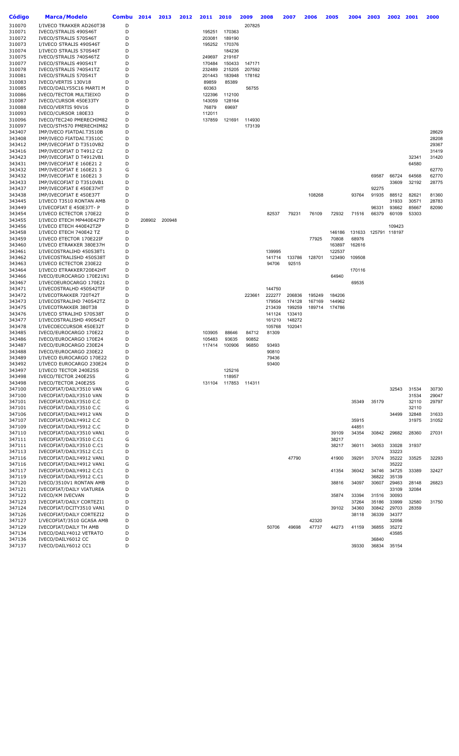| Código | Marca/Modelo | Combu | 2014 | 2013 | 2012 | 2011 | 2010 | 2009 | 2008 | 2007 | 2006 | 2005 | 2004 | 2003 | 2002 | 2001 | 2000 |
|---|---|---|---|---|---|---|---|---|---|---|---|---|---|---|---|---|---|
| 310070 | I/IVECO TRAKKER AD260T38 | D | | | | | | 207825 | | | | | | | | | |
| 310071 | IVECO/STRALIS 490S46T | D | | | | 195251 | 170363 | | | | | | | | | | |
| 310072 | IVECO/STRALIS 570S46T | D | | | | 203081 | 189190 | | | | | | | | | | |
| 310073 | I/IVECO STRALIS 490S46T | D | | | | 195252 | 170376 | | | | | | | | | | |
| 310074 | I/IVECO STRALIS 570S46T | D | | | | | 184236 | | | | | | | | | | |
| 310075 | IVECO/STRALIS 740S46TZ | D | | | | 249697 | 219167 | | | | | | | | | | |
| 310077 | IVECO/STRALIS 490S41T | D | | | | 170484 | 150433 | 147171 | | | | | | | | | |
| 310078 | IVECO/STRALIS 740S41TZ | D | | | | 232489 | 215205 | 207592 | | | | | | | | | |
| 310081 | IVECO/STRALIS 570S41T | D | | | | 201443 | 183948 | 178162 | | | | | | | | | |
| 310083 | IVECO/VERTIS 130V18 | D | | | | 89859 | 85389 | | | | | | | | | | |
| 310085 | IVECO/DAILY55C16 MARTI M | D | | | | 60363 | | 56755 | | | | | | | | | |
| 310086 | IVECO/TECTOR MULTIEIXO | D | | | | 122396 | 112100 | | | | | | | | | | |
| 310087 | IVECO/CURSOR 450E33TY | D | | | | 143059 | 128164 | | | | | | | | | | |
| 310088 | IVECO/VERTIS 90V16 | D | | | | 76879 | 69697 | | | | | | | | | | |
| 310093 | IVECO/CURSOR 180E33 | D | | | | 112011 | | | | | | | | | | | |
| 310096 | IVECO/TEC240 PMERECHIM82 | D | | | | 137859 | 121691 | 114930 | | | | | | | | | |
| 310097 | IVECO/STH570 PMERECHIM82 | D | | | | | | 173139 | | | | | | | | | |
| 343407 | IMP/IVECO FIATDAI.T3510B | D | | | | | | | | | | | | | | | 28629 |
| 343408 | IMP/IVECO FIATDAI.T3510C | D | | | | | | | | | | | | | | | 28208 |
| 343412 | IMP/IVECOFIAT D T3510VB2 | D | | | | | | | | | | | | | | | 29367 |
| 343416 | IMP/IVECOFIAT D T4912 C2 | D | | | | | | | | | | | | | | | 31419 |
| 343423 | IMP/IVECOFIAT D T4912VB1 | D | | | | | | | | | | | | | | 32341 | 31420 |
| 343431 | IMP/IVECOFIAT E 160E21 2 | D | | | | | | | | | | | | | | 64580 | |
| 343432 | IMP/IVECOFIAT E 160E21 3 | G | | | | | | | | | | | | | | | 62770 |
| 343432 | IMP/IVECOFIAT E 160E21 3 | D | | | | | | | | | | | | 69587 | 66724 | 64568 | 62770 |
| 343433 | IMP/IVECOFIAT D T3510VB1 | D | | | | | | | | | | | | | 33609 | 32192 | 28775 |
| 343437 | IMP/IVECOFIAT E 450E37HT | D | | | | | | | | | | | | 92275 | | | |
| 343438 | IMP/IVECOFIAT E 450E37T | D | | | | | | | | | 108268 | | 93764 | 91935 | 88512 | 82621 | 81360 |
| 343445 | I/IVECO T3510 RONTAN AMB | D | | | | | | | | | | | | | 31933 | 30571 | 28783 |
| 343449 | I/IVECOFIAT E 450E37T- P | D | | | | | | | | | | | | 96331 | 93662 | 85667 | 82090 |
| 343454 | I/IVECO ECTECTOR 170E22 | D | | | | | | | 82537 | 79231 | 76109 | 72932 | 71516 | 66379 | 60109 | 53303 | |
| 343455 | I/IVECO ETECH MP440E42TP | D | 208902 | 200948 | | | | | | | | | | | | | |
| 343456 | I/IVECO ETECH 440E42TZP | D | | | | | | | | | | | | | 109423 | | |
| 343458 | I/IVECO ETECH 740E42 TZ | D | | | | | | | | | | 146186 | 131633 | 125791 | 118197 | | |
| 343459 | I/IVECO ETECTOR 170E22IF | D | | | | | | | | | 77925 | 70808 | 68976 | | | | |
| 343460 | I/IVECO ETRAKKER 380E37H | D | | | | | | | | | | 163897 | 162616 | | | | |
| 343461 | I/IVECOSTRALIHD 450S38T1 | D | | | | | | | 139995 | | | 122537 | | | | | |
| 343462 | I/IVECOSTRALISHD 450S38T | D | | | | | | | 141714 | 133786 | 128701 | 123490 | 109508 | | | | |
| 343463 | I/IVECO ECTECTOR 230E22 | D | | | | | | | 94706 | 92515 | | | | | | | |
| 343464 | I/IVECO ETRAKKER720E42HT | D | | | | | | | | | | | 170116 | | | | |
| 343466 | IVECO/EUROCARGO 170E21N1 | D | | | | | | | | | | 64940 | | | | | |
| 343467 | I/IVECOEUROCARGO 170E21 | D | | | | | | | | | | | 69535 | | | | |
| 343471 | I/IVECOSTRALHD 450S42TIF | D | | | | | | | 144750 | | | | | | | | |
| 343472 | I/IVECOTRAKKER 720T42T | D | | | | | | 223661 | 222277 | 206836 | 195249 | 184206 | | | | | |
| 343473 | I/IVECOSTRALIHD 740S42TZ | D | | | | | | | 179504 | 174128 | 167169 | 144962 | | | | | |
| 343475 | I/IVECOTRAKKER 380T38 | D | | | | | | | 213439 | 199259 | 189714 | 174786 | | | | | |
| 343476 | I/IVECO STRALIHD 570S38T | D | | | | | | | 141124 | 133410 | | | | | | | |
| 343477 | I/IVECOSTRALISHD 490S42T | D | | | | | | | 161210 | 148272 | | | | | | | |
| 343478 | I/IVECOECCURSOR 450E32T | D | | | | | | | 105768 | 102041 | | | | | | | |
| 343485 | IVECO/EUROCARGO 170E22 | D | | | | 103905 | 88646 | 84712 | 81309 | | | | | | | | |
| 343486 | IVECO/EUROCARGO 170E24 | D | | | | 105483 | 93635 | 90852 | | | | | | | | | |
| 343487 | IVECO/EUROCARGO 230E24 | D | | | | 117414 | 100906 | 96850 | 93493 | | | | | | | | |
| 343488 | IVECO/EUROCARGO 230E22 | D | | | | | | | 90810 | | | | | | | | |
| 343489 | I/IVECO EUROCARGO 170E22 | D | | | | | | | 79436 | | | | | | | | |
| 343492 | I/IVECO EUROCARGO 230E24 | D | | | | | | | 93400 | | | | | | | | |
| 343497 | I/IVECO TECTOR 240E25S | D | | | | | 125216 | | | | | | | | | | |
| 343498 | IVECO/TECTOR 240E25S | G | | | | | 118957 | | | | | | | | | | |
| 343498 | IVECO/TECTOR 240E25S | D | | | | 131104 | 117853 | 114311 | | | | | | | | | |
| 347100 | IVECOFIAT/DAILY3510 VAN | G | | | | | | | | | | | | | 32543 | 31534 | 30730 |
| 347100 | IVECOFIAT/DAILY3510 VAN | D | | | | | | | | | | | | | | 31534 | 29047 |
| 347101 | IVECOFIAT/DAILY3510 C.C | D | | | | | | | | | | | 35349 | 35179 | | 32110 | 29797 |
| 347101 | IVECOFIAT/DAILY3510 C.C | G | | | | | | | | | | | | | | 32110 | |
| 347106 | IVECOFIAT/DAILY4912 VAN | D | | | | | | | | | | | | | 34499 | 32848 | 31633 |
| 347107 | IVECOFIAT/DAILY4912 C.C | D | | | | | | | | | | | 35915 | | | 31975 | 31052 |
| 347109 | IVECOFIAT/DAILY5912 C.C | D | | | | | | | | | | | 44851 | | | | |
| 347110 | IVECOFIAT/DAILY3510 VAN1 | D | | | | | | | | | | 39109 | 34354 | 30842 | 29682 | 28360 | 27031 |
| 347111 | IVECOFIAT/DAILY3510 C.C1 | G | | | | | | | | | | 38217 | | | | | |
| 347111 | IVECOFIAT/DAILY3510 C.C1 | D | | | | | | | | | | 38217 | 36011 | 34053 | 33028 | 31937 | |
| 347113 | IVECOFIAT/DAILY3512 C.C1 | D | | | | | | | | | | | | | 33223 | | |
| 347116 | IVECOFIAT/DAILY4912 VAN1 | D | | | | | | | | 47790 | | 41900 | 39291 | 37074 | 35222 | 33525 | 32293 |
| 347116 | IVECOFIAT/DAILY4912 VAN1 | G | | | | | | | | | | | | | 35222 | | |
| 347117 | IVECOFIAT/DAILY4912 C.C1 | D | | | | | | | | | | 41354 | 36042 | 34746 | 34725 | 33389 | 32427 |
| 347119 | IVECOFIAT/DAILY5912 C.C1 | D | | | | | | | | | | | | 36822 | 35139 | | |
| 347120 | IVECO/3510V1 RONTAN AMB | D | | | | | | | | | | 38816 | 34097 | 30607 | 29463 | 28148 | 26823 |
| 347121 | IVECOFIAT/DAILY VIATUREA | D | | | | | | | | | | | | | 33109 | 32084 | |
| 347122 | IVECO/KM IVECVAN | D | | | | | | | | | | 35874 | 33394 | 31516 | 30093 | | |
| 347123 | IVECOFIAT/DAILY CORTEZI1 | D | | | | | | | | | | | 37264 | 35186 | 33999 | 32580 | 31750 |
| 347124 | IVECOFIAT/DCITY3510 VAN1 | D | | | | | | | | | | 39102 | 34360 | 30842 | 29703 | 28359 | |
| 347126 | IVECOFIAT/DAILY CORTEZI2 | D | | | | | | | | | | | 38118 | 36339 | 34377 | | |
| 347127 | I/VECOFIAT/3510 GCASA AMB | D | | | | | | | | | 42320 | | | | 32056 | | |
| 347129 | IVECOFIAT/DAILY TH AMB | D | | | | | | | 50706 | 49698 | 47737 | 44273 | 41159 | 36855 | 35272 | | |
| 347134 | IVECO/DAILY4012 VETRATO | D | | | | | | | | | | | | | 43585 | | |
| 347136 | IVECO/DAILY6012 CC | D | | | | | | | | | | | | 36840 | | | |
| 347137 | IVECO/DAILY6012 CC1 | D | | | | | | | | | | | 39330 | 36834 | 35154 | | |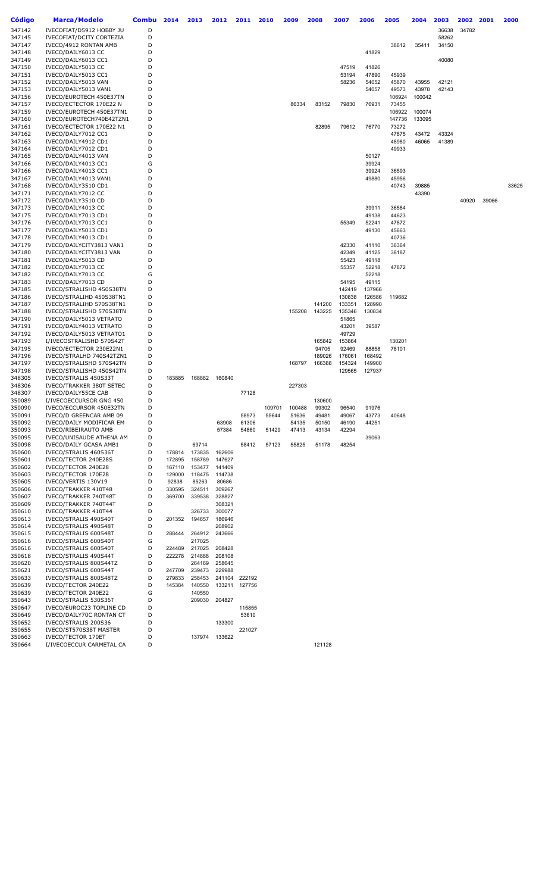| Código | Marca/Modelo | Combu | 2014 | 2013 | 2012 | 2011 | 2010 | 2009 | 2008 | 2007 | 2006 | 2005 | 2004 | 2003 | 2002 | 2001 | 2000 |
|---|---|---|---|---|---|---|---|---|---|---|---|---|---|---|---|---|---|
| 347142 | IVECOFIAT/DS912 HOBBY JU | D | | | | | | | | | | | | 36638 | 34782 | | |
| 347145 | IVECOFIAT/DCITY CORTEZIA | D | | | | | | | | | | | | 58262 | | | |
| 347147 | IVECO/4912 RONTAN AMB | D | | | | | | | | | | 38612 | 35411 | 34150 | | | |
| 347148 | IVECO/DAILY6013 CC | D | | | | | | | | | 41829 | | | | | | |
| 347149 | IVECO/DAILY6013 CC1 | D | | | | | | | | | | | | 40080 | | | |
| 347150 | IVECO/DAILY5013 CC | D | | | | | | | | 47519 | 41826 | | | | | | |
| 347151 | IVECO/DAILY5013 CC1 | D | | | | | | | | 53194 | 47890 | 45939 | | | | | |
| 347152 | IVECO/DAILY5013 VAN | D | | | | | | | | 58236 | 54052 | 45870 | 43955 | 42121 | | | |
| 347153 | IVECO/DAILY5013 VAN1 | D | | | | | | | | | 54057 | 49573 | 43978 | 42143 | | | |
| 347156 | IVECO/EUROTECH 450E37TN | D | | | | | | | | | | 106924 | 100042 | | | | |
| 347157 | IVECO/ECTECTOR 170E22 N | D | | | | | | 86334 | 83152 | 79830 | 76931 | 73455 | | | | | |
| 347159 | IVECO/EUROTECH 450E37TN1 | D | | | | | | | | | | 106922 | 100074 | | | | |
| 347160 | IVECO/EUROTECH740E42TZN1 | D | | | | | | | | | | 147736 | 133095 | | | | |
| 347161 | IVECO/ECTECTOR 170E22 N1 | D | | | | | | | 82895 | 79612 | 76770 | 73272 | | | | | |
| 347162 | IVECO/DAILY7012 CC1 | D | | | | | | | | | | 47875 | 43472 | 43324 | | | |
| 347163 | IVECO/DAILY4912 CD1 | D | | | | | | | | | | 48980 | 46065 | 41389 | | | |
| 347164 | IVECO/DAILY7012 CD1 | D | | | | | | | | | | 49933 | | | | | |
| 347165 | IVECO/DAILY4013 VAN | D | | | | | | | | | 50127 | | | | | | |
| 347166 | IVECO/DAILY4013 CC1 | G | | | | | | | | | 39924 | | | | | | |
| 347166 | IVECO/DAILY4013 CC1 | D | | | | | | | | | 39924 | 36593 | | | | | |
| 347167 | IVECO/DAILY4013 VAN1 | D | | | | | | | | | 49880 | 45956 | | | | | |
| 347168 | IVECO/DAILY3510 CD1 | D | | | | | | | | | | 40743 | 39885 | | | | 33625 |
| 347171 | IVECO/DAILY7012 CC | D | | | | | | | | | | | 43390 | | | | |
| 347172 | IVECO/DAILY3510 CD | D | | | | | | | | | | | | | 40920 | 39066 | |
| 347173 | IVECO/DAILY4013 CC | D | | | | | | | | | 39911 | 36584 | | | | | |
| 347175 | IVECO/DAILY7013 CD1 | D | | | | | | | | | 49138 | 44623 | | | | | |
| 347176 | IVECO/DAILY7013 CC1 | D | | | | | | | | 55349 | 52241 | 47872 | | | | | |
| 347177 | IVECO/DAILY5013 CD1 | D | | | | | | | | | 49130 | 45663 | | | | | |
| 347178 | IVECO/DAILY4013 CD1 | D | | | | | | | | | | 40736 | | | | | |
| 347179 | IVECO/DAILYCITY3813 VAN1 | D | | | | | | | | 42330 | 41110 | 36364 | | | | | |
| 347180 | IVECO/DAILYCITY3813 VAN | D | | | | | | | | 42349 | 41125 | 38187 | | | | | |
| 347181 | IVECO/DAILY5013 CD | D | | | | | | | | 55423 | 49118 | | | | | | |
| 347182 | IVECO/DAILY7013 CC | D | | | | | | | | 55357 | 52218 | 47872 | | | | | |
| 347182 | IVECO/DAILY7013 CC | G | | | | | | | | | 52218 | | | | | | |
| 347183 | IVECO/DAILY7013 CD | D | | | | | | | | 54195 | 49115 | | | | | | |
| 347185 | IVECO/STRALISHD 450S38TN | D | | | | | | | | 142419 | 137966 | | | | | | |
| 347186 | IVECO/STRALIHD 450S38TN1 | D | | | | | | | | 130838 | 126586 | 119682 | | | | | |
| 347187 | IVECO/STRALIHD 570S38TN1 | D | | | | | | | 141200 | 133351 | 128990 | | | | | | |
| 347188 | IVECO/STRALISHD 570S38TN | D | | | | | | 155208 | 143225 | 135346 | 130834 | | | | | | |
| 347190 | IVECO/DAILY5013 VETRATO | D | | | | | | | | 51865 | | | | | | | |
| 347191 | IVECO/DAILY4013 VETRATO | D | | | | | | | | 43201 | 39587 | | | | | | |
| 347192 | IVECO/DAILY5013 VETRATO1 | D | | | | | | | | 49729 | | | | | | | |
| 347193 | I/IVECOSTRALISHD 570S42T | D | | | | | | | 165842 | 153864 | | 130201 | | | | | |
| 347195 | IVECO/ECTECTOR 230E22N1 | D | | | | | | | 94705 | 92469 | 88858 | 78101 | | | | | |
| 347196 | IVECO/STRALHD 740S42TZN1 | D | | | | | | | 189026 | 176061 | 168492 | | | | | | |
| 347197 | IVECO/STRALISHD 570S42TN | D | | | | | | 168797 | 166388 | 154324 | 149900 | | | | | | |
| 347198 | IVECO/STRALISHD 450S42TN | D | | | | | | | | 129565 | 127937 | | | | | | |
| 348305 | IVECO/STRALIS 450S33T | D | 183885 | 168882 | 160840 | | | | | | | | | | | | |
| 348306 | IVECO/TRAKKER 380T SETEC | D | | | | | | 227303 | | | | | | | | | |
| 348307 | IVECO/DAILY55CE CAB | D | | | | 77128 | | | | | | | | | | | |
| 350089 | I/IVECOECCURSOR GNG 450 | D | | | | | | | 130600 | | | | | | | | |
| 350090 | IVECO/ECCURSOR 450E32TN | D | | | | | 109701 | 100488 | 99302 | 96540 | 91976 | | | | | | |
| 350091 | IVECO/D GREENCAR AMB 09 | D | | | | 58973 | 55644 | 51636 | 49481 | 49067 | 43773 | 40648 | | | | | |
| 350092 | IVECO/DAILY MODIFICAR EM | D | | | 63908 | 61306 | | 54135 | 50150 | 46190 | 44251 | | | | | | |
| 350093 | IVECO/RIBEIRAUTO AMB | D | | | 57384 | 54860 | 51429 | 47413 | 43134 | 42294 | | | | | | | |
| 350095 | IVECO/UNISAUDE ATHENA AM | D | | | | | | | | | 39063 | | | | | | |
| 350098 | IVECO/DAILY GCASA AMB1 | D | | 69714 | | 58412 | 57123 | 55825 | 51178 | 48254 | | | | | | | |
| 350600 | IVECO/STRALIS 460S36T | D | 178814 | 173835 | 162606 | | | | | | | | | | | | |
| 350601 | IVECO/TECTOR 240E28S | D | 172895 | 158789 | 147627 | | | | | | | | | | | | |
| 350602 | IVECO/TECTOR 240E28 | D | 167110 | 153477 | 141409 | | | | | | | | | | | | |
| 350603 | IVECO/TECTOR 170E28 | D | 129000 | 118475 | 114738 | | | | | | | | | | | | |
| 350605 | IVECO/VERTIS 130V19 | D | 92838 | 85263 | 80686 | | | | | | | | | | | | |
| 350606 | IVECO/TRAKKER 410T48 | D | 330595 | 324511 | 309267 | | | | | | | | | | | | |
| 350607 | IVECO/TRAKKER 740T48T | D | 369700 | 339538 | 328827 | | | | | | | | | | | | |
| 350609 | IVECO/TRAKKER 740T44T | D | | | 308321 | | | | | | | | | | | | |
| 350610 | IVECO/TRAKKER 410T44 | D | | 326733 | 300077 | | | | | | | | | | | | |
| 350613 | IVECO/STRALIS 490S40T | D | 201352 | 194657 | 186946 | | | | | | | | | | | | |
| 350614 | IVECO/STRALIS 490S48T | D | | | 208902 | | | | | | | | | | | | |
| 350615 | IVECO/STRALIS 600S48T | D | 288444 | 264912 | 243666 | | | | | | | | | | | | |
| 350616 | IVECO/STRALIS 600S40T | G | | 217025 | | | | | | | | | | | | | |
| 350616 | IVECO/STRALIS 600S40T | D | 224489 | 217025 | 208428 | | | | | | | | | | | | |
| 350618 | IVECO/STRALIS 490S44T | D | 222278 | 214888 | 208108 | | | | | | | | | | | | |
| 350620 | IVECO/STRALIS 800S44TZ | D | | 264169 | 258645 | | | | | | | | | | | | |
| 350621 | IVECO/STRALIS 600S44T | D | 247709 | 239473 | 229988 | | | | | | | | | | | | |
| 350633 | IVECO/STRALIS 800S48TZ | D | 279833 | 258453 | 241104 | 222192 | | | | | | | | | | | |
| 350639 | IVECO/TECTOR 240E22 | D | 145384 | 140550 | 133211 | 127756 | | | | | | | | | | | |
| 350639 | IVECO/TECTOR 240E22 | G | | 140550 | | | | | | | | | | | | | |
| 350643 | IVECO/STRALIS 530S36T | D | | 209030 | 204827 | | | | | | | | | | | | |
| 350647 | IVECO/EUROC23 TOPLINE CD | D | | | | 115855 | | | | | | | | | | | |
| 350649 | IVECO/DAILY70C RONTAN CT | D | | | | 53610 | | | | | | | | | | | |
| 350652 | IVECO/STRALIS 200S36 | D | | | 133300 | | | | | | | | | | | | |
| 350655 | IVECO/ST570S38T MASTER | D | | | | 221027 | | | | | | | | | | | |
| 350663 | IVECO/TECTOR 170ET | D | | 137974 | 133622 | | | | | | | | | | | | |
| 350664 | I/IVECOECCUR CARMETAL CA | D | | | | | | | 121128 | | | | | | | | |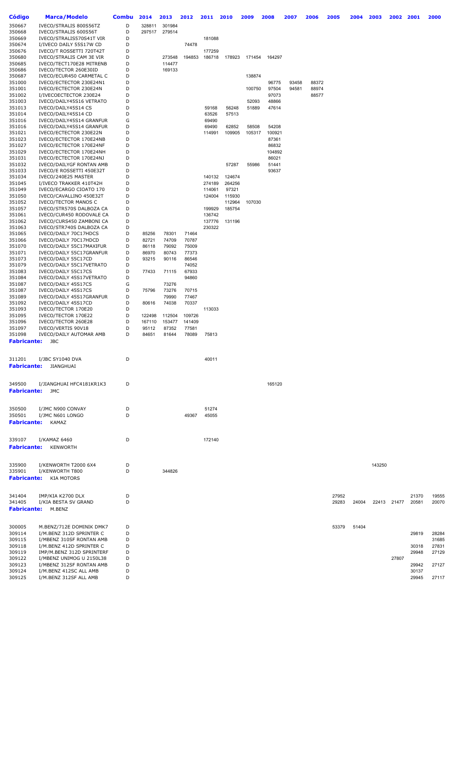| Código | Marca/Modelo | Combu | 2014 | 2013 | 2012 | 2011 | 2010 | 2009 | 2008 | 2007 | 2006 | 2005 | 2004 | 2003 | 2002 | 2001 | 2000 |
|---|---|---|---|---|---|---|---|---|---|---|---|---|---|---|---|---|---|
| 350667 | IVECO/STRALIS 800S56TZ | D | 328811 | 301984 | | | | | | | | | | | | | |
| 350668 | IVECO/STRALIS 600S56T | D | 297517 | 279514 | | | | | | | | | | | | | |
| 350669 | IVECO/STRALIS570S41T VIR | D | | | | 181088 | | | | | | | | | | | |
| 350674 | I/IVECO DAILY 55S17W CD | D | | | 74478 | | | | | | | | | | | | |
| 350676 | IVECO/T ROSSETTI 720T42T | D | | | | 177259 | | | | | | | | | | | |
| 350680 | IVECO/STRALIS CAM 3E VIR | D | | 273548 | 194853 | 186718 | 178923 | 171454 | 164297 | | | | | | | | |
| 350685 | IVECO/TECT170E28 MITRENB | D | | 114477 | | | | | | | | | | | | | |
| 350686 | IVECO/TECTOR 260E30ID | D | | 169133 | | | | | | | | | | | | | |
| 350687 | IVECO/ECUR450 CARMETAL C | D | | | | | | 138874 | | | | | | | | | |
| 351000 | IVECO/ECTECTOR 230E24N1 | D | | | | | | | 96775 | 93458 | 88372 | | | | | | |
| 351001 | IVECO/ECTECTOR 230E24N | D | | | | | | 100750 | 97504 | 94581 | 88974 | | | | | | |
| 351002 | I/IVECOECTECTOR 230E24 | D | | | | | | | 97073 | | 88577 | | | | | | |
| 351003 | IVECO/DAILY45S16 VETRATO | D | | | | | | 52093 | 48866 | | | | | | | | |
| 351013 | IVECO/DAILY45S14 CS | D | | | | 59168 | 56248 | 51889 | 47614 | | | | | | | | |
| 351014 | IVECO/DAILY45S14 CD | D | | | | 63526 | 57513 | | | | | | | | | | |
| 351016 | IVECO/DAILY45S14 GRANFUR | G | | | | 69490 | | | | | | | | | | | |
| 351016 | IVECO/DAILY45S14 GRANFUR | D | | | | 69490 | 62852 | 58508 | 54208 | | | | | | | | |
| 351021 | IVECO/ECTECTOR 230E22N | D | | | | 114991 | 109905 | 105317 | 100921 | | | | | | | | |
| 351023 | IVECO/ECTECTOR 170E24NB | D | | | | | | | 87361 | | | | | | | | |
| 351027 | IVECO/ECTECTOR 170E24NF | D | | | | | | | 86832 | | | | | | | | |
| 351029 | IVECO/ECTECTOR 170E24NH | D | | | | | | | 104892 | | | | | | | | |
| 351031 | IVECO/ECTECTOR 170E24NJ | D | | | | | | | 86021 | | | | | | | | |
| 351032 | IVECO/DAILYGF RONTAN AMB | D | | | | | 57287 | 55986 | 51441 | | | | | | | | |
| 351033 | IVECO/E ROSSETTI 450E32T | D | | | | | | | 93637 | | | | | | | | |
| 351034 | IVECO/240E25 MASTER | D | | | | 140132 | 124674 | | | | | | | | | | |
| 351045 | I/IVECO TRAKKER 410T42H | D | | | | 274189 | 264256 | | | | | | | | | | |
| 351049 | IVECO/ECARGO CIOATO 170 | D | | | | 114061 | 97321 | | | | | | | | | | |
| 351050 | IVECO/CAVALLINO 450E32T | D | | | | 124004 | 115930 | | | | | | | | | | |
| 351052 | IVECO/TECTOR MANOS C | D | | | | | 112964 | 107030 | | | | | | | | | |
| 351057 | IVECO/STR570S DALBOZA CA | D | | | | 199929 | 185754 | | | | | | | | | | |
| 351061 | IVECO/CUR450 RODOVALE CA | D | | | | 136742 | | | | | | | | | | | |
| 351062 | IVECO/CURS450 ZAMBONI CA | D | | | | 137776 | 131196 | | | | | | | | | | |
| 351063 | IVECO/STR740S DALBOZA CA | D | | | | 230322 | | | | | | | | | | | |
| 351065 | IVECO/DAILY 70C17HDCS | D | 85256 | 78301 | 71464 | | | | | | | | | | | | |
| 351066 | IVECO/DAILY 70C17HDCD | D | 82721 | 74709 | 70787 | | | | | | | | | | | | |
| 351070 | IVECO/DAILY 55C17MAXIFUR | D | 86118 | 79092 | 75009 | | | | | | | | | | | | |
| 351071 | IVECO/DAILY 55C17GRANFUR | D | 86970 | 80743 | 77373 | | | | | | | | | | | | |
| 351073 | IVECO/DAILY 55C17CD | D | 93215 | 90116 | 86546 | | | | | | | | | | | | |
| 351079 | IVECO/DAILY 55C17VETRATO | D | | | 74052 | | | | | | | | | | | | |
| 351083 | IVECO/DAILY 55C17CS | D | 77433 | 71115 | 67933 | | | | | | | | | | | | |
| 351084 | IVECO/DAILY 45S17VETRATO | D | | | 94860 | | | | | | | | | | | | |
| 351087 | IVECO/DAILY 45S17CS | G | | 73276 | | | | | | | | | | | | | |
| 351087 | IVECO/DAILY 45S17CS | D | 75796 | 73276 | 70715 | | | | | | | | | | | | |
| 351089 | IVECO/DAILY 45S17GRANFUR | D | | 79990 | 77467 | | | | | | | | | | | | |
| 351092 | IVECO/DAILY 45S17CD | D | 80616 | 74038 | 70337 | | | | | | | | | | | | |
| 351093 | IVECO/TECTOR 170E20 | D | | | | 113033 | | | | | | | | | | | |
| 351095 | IVECO/TECTOR 170E22 | D | 122498 | 112504 | 109726 | | | | | | | | | | | | |
| 351096 | IVECO/TECTOR 260E28 | D | 167110 | 153477 | 141409 | | | | | | | | | | | | |
| 351097 | IVECO/VERTIS 90V18 | D | 95112 | 87352 | 77581 | | | | | | | | | | | | |
| 351098 | IVECO/DAILY AUTOMAR AMB | D | 84651 | 81644 | 78089 | 75813 | | | | | | | | | | | |
| **Fabricante:** | JBC | | | | | | | | | | | | | | | | |
| 311201 | I/JBC SY1040 DVA | D | | | | 40011 | | | | | | | | | | | |
| **Fabricante:** | JIANGHUAI | | | | | | | | | | | | | | | | |
| 349500 | I/JIANGHUAI HFC4181KR1K3 | D | | | | | | | 165120 | | | | | | | | |
| **Fabricante:** | JMC | | | | | | | | | | | | | | | | |
| 350500 | I/JMC N900 CONVAY | D | | | | 51274 | | | | | | | | | | | |
| 350501 | I/JMC N601 LONGO | D | | | 49367 | 45055 | | | | | | | | | | | |
| **Fabricante:** | KAMAZ | | | | | | | | | | | | | | | | |
| 339107 | I/KAMAZ 6460 | D | | | | 172140 | | | | | | | | | | | |
| **Fabricante:** | KENWORTH | | | | | | | | | | | | | | | | |
| 335900 | I/KENWORTH T2000 6X4 | D | | | | | | | | | | | | 143250 | | | |
| 335901 | I/KENWORTH T800 | D | | 344826 | | | | | | | | | | | | | |
| **Fabricante:** | KIA MOTORS | | | | | | | | | | | | | | | | |
| 341404 | IMP/KIA K2700 DLX | D | | | | | | | | | | 27952 | | | | 21370 | 19555 |
| 341405 | I/KIA BESTA SV GRAND | D | | | | | | | | | | 29283 | 24004 | 22413 | 21477 | 20581 | 20070 |
| **Fabricante:** | M.BENZ | | | | | | | | | | | | | | | | |
| 300005 | M.BENZ/712E DOMINIK DMK7 | D | | | | | | | | | | 53379 | 51404 | | | | |
| 309114 | I/M.BENZ 312D SPRINTER C | D | | | | | | | | | | | | | | 29819 | 28284 |
| 309115 | I/MBENZ 310SF RONTAN AMB | D | | | | | | | | | | | | | | | 31685 |
| 309118 | I/M.BENZ 412D SPRINTER C | D | | | | | | | | | | | | | | 30318 | 27831 |
| 309119 | IMP/M.BENZ 312D SPRINTERF | D | | | | | | | | | | | | | | 29948 | 27129 |
| 309122 | I/MBENZ UNIMOG U 2150L38 | D | | | | | | | | | | | | | 27807 | | |
| 309123 | I/MBENZ 312SF RONTAN AMB | D | | | | | | | | | | | | | | 29942 | 27127 |
| 309124 | I/M.BENZ 412SC ALL AMB | D | | | | | | | | | | | | | | 30137 | |
| 309125 | I/M.BENZ 312SF ALL AMB | D | | | | | | | | | | | | | | 29945 | 27117 |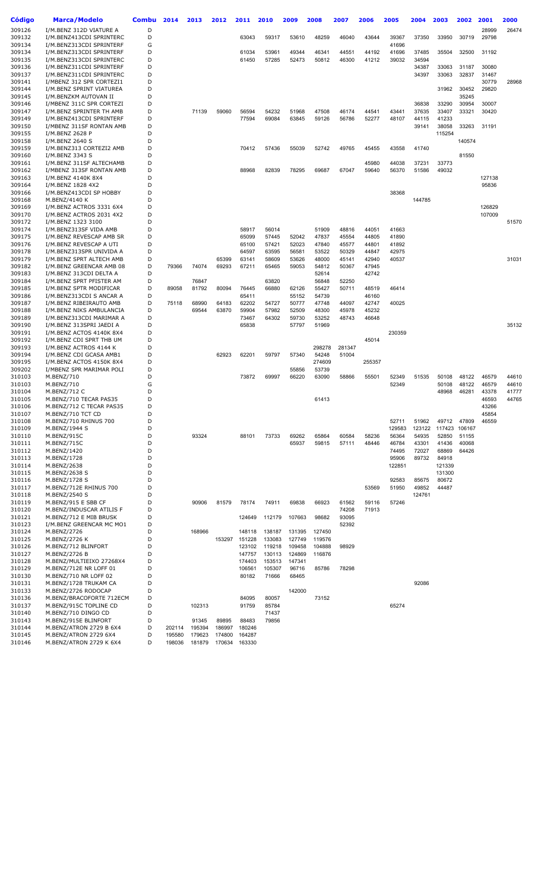| Código | Marca/Modelo | Combu | 2014 | 2013 | 2012 | 2011 | 2010 | 2009 | 2008 | 2007 | 2006 | 2005 | 2004 | 2003 | 2002 | 2001 | 2000 |
|---|---|---|---|---|---|---|---|---|---|---|---|---|---|---|---|---|---|
| 309126 | I/M.BENZ 312D VIATURE A | D | | | | | | | | | | | | | | 28999 | 26474 |
| 309132 | I/M.BENZ413CDI SPRINTERC | D | | | | 63043 | 59317 | 53610 | 48259 | 46040 | 43644 | 39367 | 37350 | 33950 | 30719 | 29798 | |
| 309134 | I/M.BENZ313CDI SPRINTERF | G | | | | | | | | | | 41696 | | | | | |
| 309134 | I/M.BENZ313CDI SPRINTERF | D | | | | 61034 | 53961 | 49344 | 46341 | 44551 | 44192 | 41696 | 37485 | 35504 | 32500 | 31192 | |
| 309135 | I/M.BENZ313CDI SPRINTERC | D | | | | 61450 | 57285 | 52473 | 50812 | 46300 | 41212 | 39032 | 34594 | | | | |
| 309136 | I/M.BENZ311CDI SPRINTERF | D | | | | | | | | | | | 34387 | 33063 | 31187 | 30080 | |
| 309137 | I/M.BENZ311CDI SPRINTERC | D | | | | | | | | | | | 34397 | 33063 | 32837 | 31467 | |
| 309141 | I/MBENZ 312 SPR CORTEZI1 | D | | | | | | | | | | | | | | 30779 | 28968 |
| 309144 | I/M.BENZ SPRINT VIATUREA | D | | | | | | | | | | | | 31962 | 30452 | 29820 | |
| 309145 | I/M.BENZKM AUTOVAN II | D | | | | | | | | | | | | | 35245 | | |
| 309146 | I/MBENZ 311C SPR CORTEZI | D | | | | | | | | | | | 36838 | 33290 | 30954 | 30007 | |
| 309147 | I/M.BENZ SPRINTER TH AMB | D | | 71139 | 59060 | 56594 | 54232 | 51968 | 47508 | 46174 | 44541 | 43441 | 37635 | 33407 | 33321 | 30420 | |
| 309149 | I/M.BENZ413CDI SPRINTERF | D | | | | 77594 | 69084 | 63845 | 59126 | 56786 | 52277 | 48107 | 44115 | 41233 | | | |
| 309150 | I/MBENZ 311SF RONTAN AMB | D | | | | | | | | | | | 39141 | 38058 | 33263 | 31191 | |
| 309155 | I/M.BENZ 2628 P | D | | | | | | | | | | | | 115254 | | | |
| 309158 | I/M.BENZ 2640 S | D | | | | | | | | | | | | | 140574 | | |
| 309159 | I/M.BENZ313 CORTEZI2 AMB | D | | | | 70412 | 57436 | 55039 | 52742 | 49765 | 45455 | 43558 | 41740 | | | | |
| 309160 | I/M.BENZ 3343 S | D | | | | | | | | | | | | | 81550 | | |
| 309161 | I/M.BENZ 311SF ALTECHAMB | D | | | | | | | | | 45980 | 44038 | 37231 | 33773 | | | |
| 309162 | I/MBENZ 313SF RONTAN AMB | D | | | | 88968 | 82839 | 78295 | 69687 | 67047 | 59640 | 56370 | 51586 | 49032 | | | |
| 309163 | I/M.BENZ 4140K 8X4 | D | | | | | | | | | | | | | | 127138 | |
| 309164 | I/M.BENZ 1828 4X2 | D | | | | | | | | | | | | | | 95836 | |
| 309166 | I/M.BENZ413CDI SP HOBBY | D | | | | | | | | | | 38368 | | | | | |
| 309168 | M.BENZ/4140 K | D | | | | | | | | | | | 144785 | | | | |
| 309169 | I/M.BENZ ACTROS 3331 6X4 | D | | | | | | | | | | | | | | 126829 | |
| 309170 | I/M.BENZ ACTROS 2031 4X2 | D | | | | | | | | | | | | | | 107009 | |
| 309172 | I/M.BENZ 1323 3100 | D | | | | | | | | | | | | | | | 51570 |
| 309174 | I/M.BENZ313SF VIDA AMB | D | | | | 58917 | 56014 | | 51909 | 48816 | 44051 | 41663 | | | | | |
| 309175 | I/M.BENZ REVESCAP AMB SR | D | | | | 65099 | 57445 | 52042 | 47837 | 45554 | 44805 | 41890 | | | | | |
| 309176 | I/M.BENZ REVESCAP A UTI | D | | | | 65100 | 57421 | 52023 | 47840 | 45577 | 44801 | 41892 | | | | | |
| 309178 | I/M.BENZ313SPR UNIVIDA A | D | | | | 64597 | 63595 | 56581 | 53522 | 50329 | 44847 | 42975 | | | | | |
| 309179 | I/M.BENZ SPRT ALTECH AMB | D | | | 65399 | 63141 | 58609 | 53626 | 48000 | 45141 | 42940 | 40537 | | | | | 31031 |
| 309182 | I/M.BENZ GREENCAR AMB 08 | D | 79366 | 74074 | 69293 | 67211 | 65465 | 59053 | 54812 | 50367 | 47945 | | | | | | |
| 309183 | I/M.BENZ 313CDI DELTA A | D | | | | | | | 52614 | | 42742 | | | | | | |
| 309184 | I/M.BENZ SPRT PFISTER AM | D | | 76847 | | | 63820 | | 56848 | 52250 | | | | | | | |
| 309185 | I/M.BENZ SPTR MODIFICAR | D | 89058 | 81792 | 80094 | 76445 | 66880 | 62126 | 55427 | 50711 | 48519 | 46414 | | | | | |
| 309186 | I/M.BENZ313CDI S ANCAR A | D | | | | 65411 | | 55152 | 54739 | | 46160 | | | | | | |
| 309187 | I/M.BENZ RIBEIRAUTO AMB | D | 75118 | 68990 | 64183 | 62202 | 54727 | 50777 | 47748 | 44097 | 42747 | 40025 | | | | | |
| 309188 | I/M.BENZ NIKS AMBULANCIA | D | | 69544 | 63870 | 59904 | 57982 | 52509 | 48300 | 45978 | 45232 | | | | | | |
| 309189 | I/M.BENZ313CDI MARIMAR A | D | | | | 73467 | 64302 | 59730 | 53252 | 48743 | 46648 | | | | | | |
| 309190 | I/M.BENZ 313SPRI JAEDI A | D | | | | 65838 | | 57797 | 51969 | | | | | | | | 35132 |
| 309191 | I/M.BENZ ACTOS 4140K 8X4 | D | | | | | | | | | | 230359 | | | | | |
| 309192 | I/M.BENZ CDI SPRT THB UM | D | | | | | | | | | 45014 | | | | | | |
| 309193 | I/M.BENZ ACTROS 4144 K | D | | | | | | | 298278 | 281347 | | | | | | | |
| 309194 | I/M.BENZ CDI GCASA AMB1 | D | | | 62923 | 62201 | 59797 | 57340 | 54248 | 51004 | | | | | | | |
| 309195 | I/M.BENZ ACTOS 4150K 8X4 | D | | | | | | | 274609 | | 255357 | | | | | | |
| 309202 | I/MBENZ SPR MARIMAR POLI | D | | | | | | 55856 | 53739 | | | | | | | | |
| 310103 | M.BENZ/710 | D | | | | 73872 | 69997 | 66220 | 63090 | 58866 | 55501 | 52349 | 51535 | 50108 | 48122 | 46579 | 44610 |
| 310103 | M.BENZ/710 | G | | | | | | | | | | 52349 | | 50108 | 48122 | 46579 | 44610 |
| 310104 | M.BENZ/712 C | D | | | | | | | | | | | | 48968 | 46281 | 43378 | 41777 |
| 310105 | M.BENZ/710 TECAR PAS35 | D | | | | | | | 61413 | | | | | | | 46593 | 44765 |
| 310106 | M.BENZ/712 C TECAR PAS35 | D | | | | | | | | | | | | | | 43266 | |
| 310107 | M.BENZ/710 TCT CD | D | | | | | | | | | | | | | | 45854 | |
| 310108 | M.BENZ/710 RHINUS 700 | D | | | | | | | | | | 52711 | 51962 | 49712 | 47809 | 46559 | |
| 310109 | M.BENZ/1944 S | D | | | | | | | | | | 129583 | 123122 | 117423 | 106167 | | |
| 310110 | M.BENZ/915C | D | | 93324 | | 88101 | 73733 | 69262 | 65864 | 60584 | 58236 | 56364 | 54935 | 52850 | 51155 | | |
| 310111 | M.BENZ/715C | D | | | | | | 65937 | 59815 | 57111 | 48446 | 46784 | 43301 | 41436 | 40068 | | |
| 310112 | M.BENZ/1420 | D | | | | | | | | | | 74495 | 72027 | 68869 | 64426 | | |
| 310113 | M.BENZ/1728 | D | | | | | | | | | | 95906 | 89732 | 84918 | | | |
| 310114 | M.BENZ/2638 | D | | | | | | | | | | 122851 | | 121339 | | | |
| 310115 | M.BENZ/2638 S | D | | | | | | | | | | | | 131300 | | | |
| 310116 | M.BENZ/1728 S | D | | | | | | | | | | 92583 | 85675 | 80672 | | | |
| 310117 | M.BENZ/712E RHINUS 700 | D | | | | | | | | | 53569 | 51950 | 49852 | 44487 | | | |
| 310118 | M.BENZ/2540 S | D | | | | | | | | | | | 124761 | | | | |
| 310119 | M.BENZ/915 E SBB CF | D | | 90906 | 81579 | 78174 | 74911 | 69838 | 66923 | 61562 | 59116 | 57246 | | | | | |
| 310120 | M.BENZ/INDUSCAR ATILIS F | D | | | | | | | | 74208 | 71913 | | | | | | |
| 310121 | M.BENZ/712 E MIB BRUSK | D | | | | 124649 | 112179 | 107663 | 98682 | 93095 | | | | | | | |
| 310123 | I/M.BENZ GREENCAR MC MO1 | D | | | | | | | | 52392 | | | | | | | |
| 310124 | M.BENZ/2726 | D | | 168966 | | 148118 | 138187 | 131395 | 127450 | | | | | | | | |
| 310125 | M.BENZ/2726 K | D | | | 153297 | 151228 | 133083 | 127749 | 119576 | | | | | | | | |
| 310126 | M.BENZ/712 BLINFORT | D | | | | 123102 | 119218 | 109458 | 104888 | 98929 | | | | | | | |
| 310127 | M.BENZ/2726 B | D | | | | 147757 | 130113 | 124869 | 116876 | | | | | | | | |
| 310128 | M.BENZ/MULTIEIXO 27268X4 | D | | | | 174403 | 153513 | 147341 | | | | | | | | | |
| 310129 | M.BENZ/712E NR LOFF 01 | D | | | | 106561 | 105307 | 96716 | 85786 | 78298 | | | | | | | |
| 310130 | M.BENZ/710 NR LOFF 02 | D | | | | 80182 | 71666 | 68465 | | | | | | | | | |
| 310131 | M.BENZ/1728 TRUKAM CA | D | | | | | | | | | | | 92086 | | | | |
| 310133 | M.BENZ/2726 RODOCAP | D | | | | | | 142000 | | | | | | | | | |
| 310136 | M.BENZ/BRACOFORTE 712ECM | D | | | | 84095 | 80057 | | 73152 | | | | | | | | |
| 310137 | M.BENZ/915C TOPLINE CD | D | | 102313 | | 91759 | 85784 | | | | | 65274 | | | | | |
| 310140 | M.BENZ/710 DINGO CD | D | | | | | 71437 | | | | | | | | | | |
| 310143 | M.BENZ/915E BLINFORT | D | | 91345 | 89895 | 88483 | 79856 | | | | | | | | | | |
| 310144 | M.BENZ/ATRON 2729 B 6X4 | D | 202114 | 195394 | 186997 | 180246 | | | | | | | | | | | |
| 310145 | M.BENZ/ATRON 2729 6X4 | D | 195580 | 179623 | 174800 | 164287 | | | | | | | | | | | |
| 310146 | M.BENZ/ATRON 2729 K 6X4 | D | 198036 | 181879 | 170634 | 163330 | | | | | | | | | | | |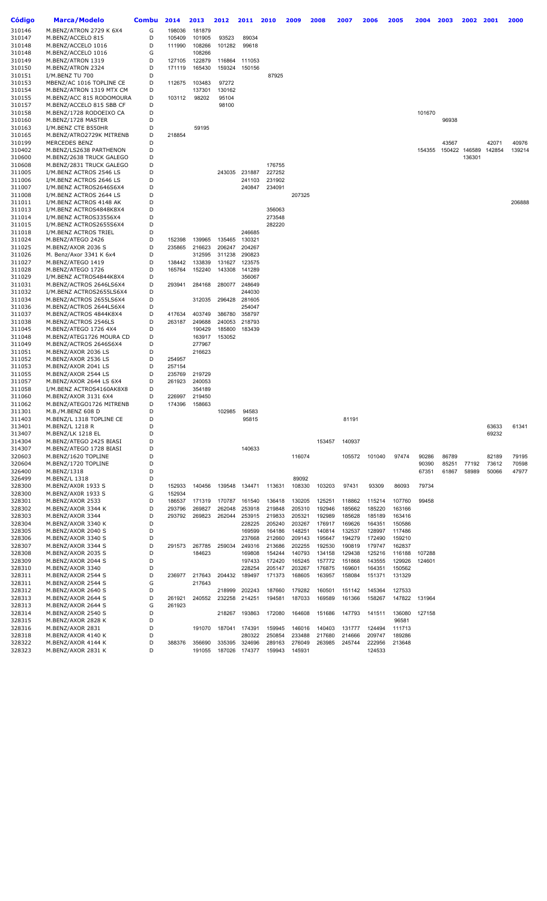| Código | Marca/Modelo | Combu | 2014 | 2013 | 2012 | 2011 | 2010 | 2009 | 2008 | 2007 | 2006 | 2005 | 2004 | 2003 | 2002 | 2001 | 2000 |
|---|---|---|---|---|---|---|---|---|---|---|---|---|---|---|---|---|---|
| 310146 | M.BENZ/ATRON 2729 K 6X4 | G | 198036 | 181879 | | | | | | | | | | | | | |
| 310147 | M.BENZ/ACCELO 815 | D | 105409 | 101905 | 93523 | 89034 | | | | | | | | | | | |
| 310148 | M.BENZ/ACCELO 1016 | D | 111990 | 108266 | 101282 | 99618 | | | | | | | | | | | |
| 310148 | M.BENZ/ACCELO 1016 | G | | 108266 | | | | | | | | | | | | | |
| 310149 | M.BENZ/ATRON 1319 | D | 127105 | 122879 | 116864 | 111053 | | | | | | | | | | | |
| 310150 | M.BENZ/ATRON 2324 | D | 171119 | 165430 | 159324 | 150156 | | | | | | | | | | | |
| 310151 | I/M.BENZ TU 700 | D | | | | | 87925 | | | | | | | | | | |
| 310153 | MBENZ/AC 1016 TOPLINE CE | D | 112675 | 103483 | 97272 | | | | | | | | | | | | |
| 310154 | M.BENZ/ATRON 1319 MTX CM | D | | 137301 | 130162 | | | | | | | | | | | | |
| 310155 | M.BENZ/ACC 815 RODOMOURA | D | 103112 | 98202 | 95104 | | | | | | | | | | | | |
| 310157 | M.BENZ/ACCELO 815 SBB CF | D | | | 98100 | | | | | | | | | | | | |
| 310158 | M.BENZ/1728 RODOEIXO CA | D | | | | | | | | | | | 101670 | | | | |
| 310160 | M.BENZ/1728 MASTER | D | | | | | | | | | | | | 96938 | | | |
| 310163 | I/M.BENZ CTE B550HR | D | | 59195 | | | | | | | | | | | | | |
| 310165 | M.BENZ/ATRO2729K MITRENB | D | 218854 | | | | | | | | | | | | | | |
| 310199 | MERCEDES BENZ | D | | | | | | | | | | | | 43567 | | 42071 | 40976 |
| 310402 | M.BENZ/LS2638 PARTHENON | D | | | | | | | | | | | 154355 | 150422 | 146589 | 142854 | 139214 |
| 310600 | M.BENZ/2638 TRUCK GALEGO | D | | | | | | | | | | | | | 136301 | | |
| 310608 | M.BENZ/2831 TRUCK GALEGO | D | | | | | 176755 | | | | | | | | | | |
| 311005 | I/M.BENZ ACTROS 2546 LS | D | | | 243035 | 231887 | 227252 | | | | | | | | | | |
| 311006 | I/M.BENZ ACTROS 2646 LS | D | | | | 241103 | 231902 | | | | | | | | | | |
| 311007 | I/M.BENZ ACTROS2646S6X4 | D | | | | 240847 | 234091 | | | | | | | | | | |
| 311008 | I/M.BENZ ACTROS 2644 LS | D | | | | | | 207325 | | | | | | | | | |
| 311011 | I/M.BENZ ACTROS 4148 AK | D | | | | | | | | | | | | | | | 206888 |
| 311013 | I/M.BENZ ACTROS4848K8X4 | D | | | | | 356063 | | | | | | | | | | |
| 311014 | I/M.BENZ ACTROS33556X4 | D | | | | | 273548 | | | | | | | | | | |
| 311015 | I/M.BENZ ACTROS2655S6X4 | D | | | | | 282220 | | | | | | | | | | |
| 311018 | I/M.BENZ ACTROS TRIEL | D | | | | 246685 | | | | | | | | | | | |
| 311024 | M.BENZ/ATEGO 2426 | D | 152398 | 139965 | 135465 | 130321 | | | | | | | | | | | |
| 311025 | M.BENZ/AXOR 2036 S | D | 235865 | 216623 | 206247 | 204267 | | | | | | | | | | | |
| 311026 | M. Benz/Axor 3341 K 6x4 | D | | 312595 | 311238 | 290823 | | | | | | | | | | | |
| 311027 | M.BENZ/ATEGO 1419 | D | 138442 | 133839 | 131627 | 123575 | | | | | | | | | | | |
| 311028 | M.BENZ/ATEGO 1726 | D | 165764 | 152240 | 143308 | 141289 | | | | | | | | | | | |
| 311029 | I/M.BENZ ACTROS4844K8X4 | D | | | | 356067 | | | | | | | | | | | |
| 311031 | M.BENZ/ACTROS 2646LS6X4 | D | 293941 | 284168 | 280077 | 248649 | | | | | | | | | | | |
| 311032 | I/M.BENZ ACTROS2655LS6X4 | D | | | | 244030 | | | | | | | | | | | |
| 311034 | M.BENZ/ACTROS 2655LS6X4 | D | | 312035 | 296428 | 281605 | | | | | | | | | | | |
| 311036 | M.BENZ/ACTROS 2644LS6X4 | D | | | | 254047 | | | | | | | | | | | |
| 311037 | M.BENZ/ACTROS 4844K8X4 | D | 417634 | 403749 | 386780 | 358797 | | | | | | | | | | | |
| 311038 | M.BENZ/ACTROS 2546LS | D | 263187 | 249688 | 240053 | 218793 | | | | | | | | | | | |
| 311045 | M.BENZ/ATEGO 1726 4X4 | D | | 190429 | 185800 | 183439 | | | | | | | | | | | |
| 311048 | M.BENZ/ATEG1726 MOURA CD | D | | 163917 | 153052 | | | | | | | | | | | | |
| 311049 | M.BENZ/ACTROS 2646S6X4 | D | | 277967 | | | | | | | | | | | | | |
| 311051 | M.BENZ/AXOR 2036 LS | D | | 216623 | | | | | | | | | | | | | |
| 311052 | M.BENZ/AXOR 2536 LS | D | 254957 | | | | | | | | | | | | | | |
| 311053 | M.BENZ/AXOR 2041 LS | D | 257154 | | | | | | | | | | | | | | |
| 311055 | M.BENZ/AXOR 2544 LS | D | 235769 | 219729 | | | | | | | | | | | | | |
| 311057 | M.BENZ/AXOR 2644 LS 6X4 | D | 261923 | 240053 | | | | | | | | | | | | | |
| 311058 | I/M.BENZ ACTROS4160AK8X8 | D | | 354189 | | | | | | | | | | | | | |
| 311060 | M.BENZ/AXOR 3131 6X4 | D | 226997 | 219450 | | | | | | | | | | | | | |
| 311062 | M.BENZ/ATEGO1726 MITRENB | D | 174396 | 158663 | | | | | | | | | | | | | |
| 311301 | M.B./M.BENZ 608 D | D | | | 102985 | 94583 | | | | | | | | | | | |
| 311403 | M.BENZ/L 1318 TOPLINE CE | D | | | | 95815 | | | | 81191 | | | | | | | |
| 313401 | M.BENZ/L 1218 R | D | | | | | | | | | | | | | | 63633 | 61341 |
| 313407 | M.BENZ/LK 1218 EL | D | | | | | | | | | | | | | | 69232 | |
| 314304 | M.BENZ/ATEGO 2425 BIASI | D | | | | | | | 153457 | 140937 | | | | | | | |
| 314307 | M.BENZ/ATEGO 1728 BIASI | D | | | | 140633 | | | | | | | | | | | |
| 320603 | M.BENZ/1620 TOPLINE | D | | | | | | 116074 | | 105572 | 101040 | 97474 | 90286 | 86789 | | 82189 | 79195 |
| 320604 | M.BENZ/1720 TOPLINE | D | | | | | | | | | | | 90390 | 85251 | 77192 | 73612 | 70598 |
| 326400 | M.BENZ/1318 | D | | | | | | | | | | | 67351 | 61867 | 58989 | 50066 | 47977 |
| 326499 | M.BENZ/L 1318 | D | | | | | | 89092 | | | | | | | | | |
| 328300 | M.BENZ/AX0R 1933 S | D | 152933 | 140456 | 139548 | 134471 | 113631 | 108330 | 103203 | 97431 | 93309 | 86093 | 79734 | | | | |
| 328300 | M.BENZ/AX0R 1933 S | G | 152934 | | | | | | | | | | | | | | |
| 328301 | M.BENZ/AXOR 2533 | D | 186537 | 171319 | 170787 | 161540 | 136418 | 130205 | 125251 | 118862 | 115214 | 107760 | 99458 | | | | |
| 328302 | M.BENZ/AXOR 3344 K | D | 293796 | 269827 | 262048 | 253918 | 219848 | 205310 | 192946 | 185662 | 185220 | 163166 | | | | | |
| 328303 | M.BENZ/AXOR 3344 | D | 293792 | 269823 | 262044 | 253915 | 219833 | 205321 | 192989 | 185628 | 185189 | 163416 | | | | | |
| 328304 | M.BENZ/AXOR 3340 K | D | | | | 228225 | 205240 | 203267 | 176917 | 169626 | 164351 | 150586 | | | | | |
| 328305 | M.BENZ/AXOR 2040 S | D | | | | 169599 | 164186 | 148251 | 140814 | 132537 | 128997 | 117486 | | | | | |
| 328306 | M.BENZ/AXOR 3340 S | D | | | | 237668 | 212660 | 209143 | 195647 | 194279 | 172490 | 159210 | | | | | |
| 328307 | M.BENZ/AXOR 3344 S | D | 291573 | 267785 | 259034 | 249316 | 213686 | 202255 | 192530 | 190819 | 179747 | 162837 | | | | | |
| 328308 | M.BENZ/AXOR 2035 S | D | | 184623 | | 169808 | 154244 | 140793 | 134158 | 129438 | 125216 | 116188 | 107288 | | | | |
| 328309 | M.BENZ/AXOR 2044 S | D | | | | 197433 | 172420 | 165245 | 157772 | 151868 | 143555 | 129926 | 124601 | | | | |
| 328310 | M.BENZ/AXOR 3340 | D | | | | 228254 | 205147 | 203267 | 176875 | 169601 | 164351 | 150562 | | | | | |
| 328311 | M.BENZ/AXOR 2544 S | D | 236977 | 217643 | 204432 | 189497 | 171373 | 168605 | 163957 | 158084 | 151371 | 131329 | | | | | |
| 328311 | M.BENZ/AXOR 2544 S | G | | 217643 | | | | | | | | | | | | | |
| 328312 | M.BENZ/AXOR 2640 S | D | | | 218999 | 202243 | 187660 | 179282 | 160501 | 151142 | 145364 | 127533 | | | | | |
| 328313 | M.BENZ/AXOR 2644 S | D | 261921 | 240552 | 232258 | 214251 | 194581 | 187033 | 169589 | 161366 | 158267 | 147822 | 131964 | | | | |
| 328313 | M.BENZ/AXOR 2644 S | G | 261923 | | | | | | | | | | | | | | |
| 328314 | M.BENZ/AXOR 2540 S | D | | | 218267 | 193863 | 172080 | 164608 | 151686 | 147793 | 141511 | 136080 | 127158 | | | | |
| 328315 | M.BENZ/AXOR 2828 K | D | | | | | | | | | | 96581 | | | | | |
| 328316 | M.BENZ/AXOR 2831 | D | | 191070 | 187041 | 174391 | 159945 | 146016 | 140403 | 131777 | 124494 | 111713 | | | | | |
| 328318 | M.BENZ/AXOR 4140 K | D | | | | 280322 | 250854 | 233488 | 217680 | 214666 | 209747 | 189286 | | | | | |
| 328322 | M.BENZ/AXOR 4144 K | D | 388376 | 356690 | 335395 | 324696 | 289163 | 276049 | 263985 | 245744 | 222956 | 213648 | | | | | |
| 328323 | M.BENZ/AXOR 2831 K | D | | 191055 | 187026 | 174377 | 159943 | 145931 | | | 124533 | | | | | | |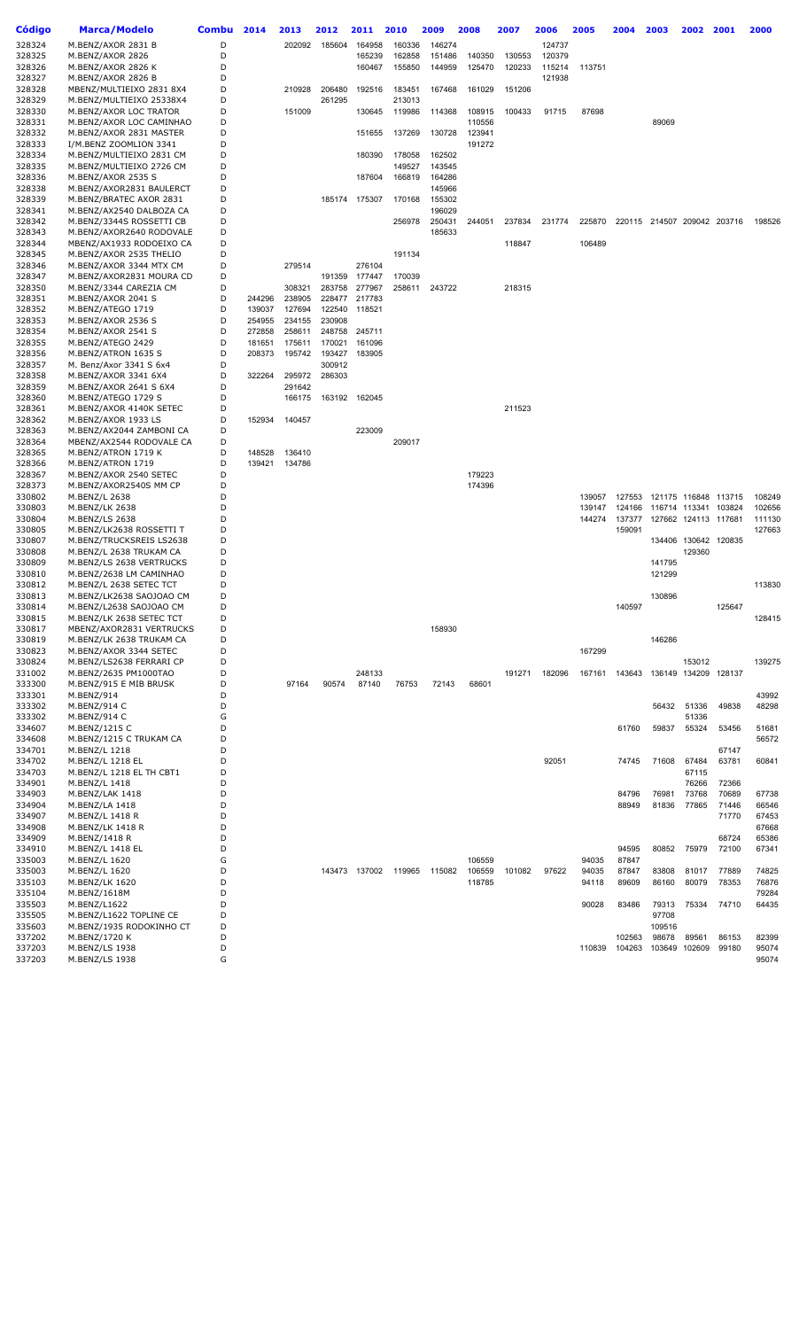| Código | Marca/Modelo | Combu | 2014 | 2013 | 2012 | 2011 | 2010 | 2009 | 2008 | 2007 | 2006 | 2005 | 2004 | 2003 | 2002 | 2001 | 2000 |
|---|---|---|---|---|---|---|---|---|---|---|---|---|---|---|---|---|---|
| 328324 | M.BENZ/AXOR 2831 B | D | | 202092 | 185604 | 164958 | 160336 | 146274 | | | 124737 | | | | | | |
| 328325 | M.BENZ/AXOR 2826 | D | | | | 165239 | 162858 | 151486 | 140350 | 130553 | 120379 | | | | | | |
| 328326 | M.BENZ/AXOR 2826 K | D | | | | 160467 | 155850 | 144959 | 125470 | 120133 | 115214 | 113751 | | | | | |
| 328327 | M.BENZ/AXOR 2826 B | D | | | | | | | | | 121938 | | | | | | |
| 328328 | MBENZ/MULTIEIXO 2831 8X4 | D | | 210928 | 206480 | 192516 | 183451 | 167468 | 161029 | 151206 | | | | | | | |
| 328329 | M.BENZ/MULTIEIXO 25338X4 | D | | | 261295 | | 213013 | | | | | | | | | | |
| 328330 | M.BENZ/AXOR LOC TRATOR | D | | 151009 | | 130645 | 119986 | 114368 | 108915 | 100433 | 91715 | 87698 | | | | | |
| 328331 | M.BENZ/AXOR LOC CAMINHAO | D | | | | | | | 110556 | | | | | 89069 | | | |
| 328332 | M.BENZ/AXOR 2831 MASTER | D | | | | 151655 | 137269 | 130728 | 123941 | | | | | | | | |
| 328333 | I/M.BENZ ZOOMLION 3341 | D | | | | | | | 191272 | | | | | | | | |
| 328334 | M.BENZ/MULTIEIXO 2831 CM | D | | | | 180390 | 178058 | 162502 | | | | | | | | | |
| 328335 | M.BENZ/MULTIEIXO 2726 CM | D | | | | | 149527 | 143545 | | | | | | | | | |
| 328336 | M.BENZ/AXOR 2535 S | D | | | | 187604 | 166819 | 164286 | | | | | | | | | |
| 328338 | M.BENZ/AXOR2831 BAULERCT | D | | | | | | 145966 | | | | | | | | | |
| 328339 | M.BENZ/BRATEC AXOR 2831 | D | | | 185174 | 175307 | 170168 | 155302 | | | | | | | | | |
| 328341 | M.BENZ/AX2540 DALBOZA CA | D | | | | | | 196029 | | | | | | | | | |
| 328342 | M.BENZ/3344S ROSSETTI CB | D | | | | | 256978 | 250431 | 244051 | 237834 | 231774 | 225870 | 220115 | 214507 | 209042 | 203716 | 198526 |
| 328343 | M.BENZ/AXOR2640 RODOVALE | D | | | | | | 185633 | | | | | | | | | |
| 328344 | MBENZ/AX1933 RODOEIXO CA | D | | | | | | | | 118847 | | 106489 | | | | | |
| 328345 | M.BENZ/AXOR 2535 THELIO | D | | | | | 191134 | | | | | | | | | | |
| 328346 | M.BENZ/AXOR 3344 MTX CM | D | | 279514 | | 276104 | | | | | | | | | | | |
| 328347 | M.BENZ/AXOR2831 MOURA CD | D | | | 191359 | 177447 | 170039 | | | | | | | | | | |
| 328350 | M.BENZ/3344 CAREZIA CM | D | | 308321 | 283758 | 277967 | 258611 | 243722 | | 218315 | | | | | | | |
| 328351 | M.BENZ/AXOR 2041 S | D | 244296 | 238905 | 228477 | 217783 | | | | | | | | | | | |
| 328352 | M.BENZ/ATEGO 1719 | D | 139037 | 127694 | 122540 | 118521 | | | | | | | | | | | |
| 328353 | M.BENZ/AXOR 2536 S | D | 254955 | 234155 | 230908 | | | | | | | | | | | | |
| 328354 | M.BENZ/AXOR 2541 S | D | 272858 | 258611 | 248758 | 245711 | | | | | | | | | | | |
| 328355 | M.BENZ/ATEGO 2429 | D | 181651 | 175611 | 170021 | 161096 | | | | | | | | | | | |
| 328356 | M.BENZ/ATRON 1635 S | D | 208373 | 195742 | 193427 | 183905 | | | | | | | | | | | |
| 328357 | M. Benz/Axor 3341 S 6x4 | D | | | 300912 | | | | | | | | | | | | |
| 328358 | M.BENZ/AXOR 3341 6X4 | D | 322264 | 295972 | 286303 | | | | | | | | | | | | |
| 328359 | M.BENZ/AXOR 2641 S 6X4 | D | | 291642 | | | | | | | | | | | | | |
| 328360 | M.BENZ/ATEGO 1729 S | D | | 166175 | 163192 | 162045 | | | | | | | | | | | |
| 328361 | M.BENZ/AXOR 4140K SETEC | D | | | | | | | | 211523 | | | | | | | |
| 328362 | M.BENZ/AXOR 1933 LS | D | 152934 | 140457 | | | | | | | | | | | | | |
| 328363 | M.BENZ/AX2044 ZAMBONI CA | D | | | | 223009 | | | | | | | | | | | |
| 328364 | MBENZ/AX2544 RODOVALE CA | D | | | | | 209017 | | | | | | | | | | |
| 328365 | M.BENZ/ATRON 1719 K | D | 148528 | 136410 | | | | | | | | | | | | | |
| 328366 | M.BENZ/ATRON 1719 | D | 139421 | 134786 | | | | | | | | | | | | | |
| 328367 | M.BENZ/AXOR 2540 SETEC | D | | | | | | | 179223 | | | | | | | | |
| 328373 | M.BENZ/AXOR2540S MM CP | D | | | | | | | 174396 | | | | | | | | |
| 330802 | M.BENZ/L 2638 | D | | | | | | | | | | 139057 | 127553 | 121175 | 116848 | 113715 | 108249 |
| 330803 | M.BENZ/LK 2638 | D | | | | | | | | | | 139147 | 124166 | 116714 | 113341 | 103824 | 102656 |
| 330804 | M.BENZ/LS 2638 | D | | | | | | | | | | 144274 | 137377 | 127662 | 124113 | 117681 | 111130 |
| 330805 | M.BENZ/LK2638 ROSSETTI T | D | | | | | | | | | | | 159091 | | | | 127663 |
| 330807 | M.BENZ/TRUCKSREIS LS2638 | D | | | | | | | | | | | | 134406 | 130642 | 120835 | |
| 330808 | M.BENZ/L 2638 TRUKAM CA | D | | | | | | | | | | | | | 129360 | | |
| 330809 | M.BENZ/LS 2638 VERTRUCKS | D | | | | | | | | | | | | 141795 | | | |
| 330810 | M.BENZ/2638 LM CAMINHAO | D | | | | | | | | | | | | 121299 | | | |
| 330812 | M.BENZ/L 2638 SETEC TCT | D | | | | | | | | | | | | | | | 113830 |
| 330813 | M.BENZ/LK2638 SAOJOAO CM | D | | | | | | | | | | | | 130896 | | | |
| 330814 | M.BENZ/L2638 SAOJOAO CM | D | | | | | | | | | | | 140597 | | | 125647 | |
| 330815 | M.BENZ/LK 2638 SETEC TCT | D | | | | | | | | | | | | | | | 128415 |
| 330817 | MBENZ/AXOR2831 VERTRUCKS | D | | | | | | 158930 | | | | | | | | | |
| 330819 | M.BENZ/LK 2638 TRUKAM CA | D | | | | | | | | | | | | 146286 | | | |
| 330823 | M.BENZ/AXOR 3344 SETEC | D | | | | | | | | | | 167299 | | | | | |
| 330824 | M.BENZ/LS2638 FERRARI CP | D | | | | | | | | | | | | | 153012 | | 139275 |
| 331002 | M.BENZ/2635 PM1000TAO | D | | | | 248133 | | | | 191271 | 182096 | 167161 | 143643 | 136149 | 134209 | 128137 | |
| 333300 | M.BENZ/915 E MIB BRUSK | D | | 97164 | 90574 | 87140 | 76753 | 72143 | 68601 | | | | | | | | |
| 333301 | M.BENZ/914 | D | | | | | | | | | | | | | | | 43992 |
| 333302 | M.BENZ/914 C | D | | | | | | | | | | | | 56432 | 51336 | 49838 | 48298 |
| 333302 | M.BENZ/914 C | G | | | | | | | | | | | | | 51336 | | |
| 334607 | M.BENZ/1215 C | D | | | | | | | | | | | 61760 | 59837 | 55324 | 53456 | 51681 |
| 334608 | M.BENZ/1215 C TRUKAM CA | D | | | | | | | | | | | | | | | 56572 |
| 334701 | M.BENZ/L 1218 | D | | | | | | | | | | | | | | 67147 | |
| 334702 | M.BENZ/L 1218 EL | D | | | | | | | | | 92051 | | 74745 | 71608 | 67484 | 63781 | 60841 |
| 334703 | M.BENZ/L 1218 EL TH CBT1 | D | | | | | | | | | | | | | 67115 | | |
| 334901 | M.BENZ/L 1418 | D | | | | | | | | | | | | | 76266 | 72366 | |
| 334903 | M.BENZ/LAK 1418 | D | | | | | | | | | | | 84796 | 76981 | 73768 | 70689 | 67738 |
| 334904 | M.BENZ/LA 1418 | D | | | | | | | | | | | 88949 | 81836 | 77865 | 71446 | 66546 |
| 334907 | M.BENZ/L 1418 R | D | | | | | | | | | | | | | | 71770 | 67453 |
| 334908 | M.BENZ/LK 1418 R | D | | | | | | | | | | | | | | | 67668 |
| 334909 | M.BENZ/1418 R | D | | | | | | | | | | | | | | 68724 | 65386 |
| 334910 | M.BENZ/L 1418 EL | D | | | | | | | | | | | 94595 | 80852 | 75979 | 72100 | 67341 |
| 335003 | M.BENZ/L 1620 | G | | | | | | | 106559 | | | 94035 | 87847 | | | | |
| 335003 | M.BENZ/L 1620 | D | | | 143473 | 137002 | 119965 | 115082 | 106559 | 101082 | 97622 | 94035 | 87847 | 83808 | 81017 | 77889 | 74825 |
| 335103 | M.BENZ/LK 1620 | D | | | | | | | 118785 | | | 94118 | 89609 | 86160 | 80079 | 78353 | 76876 |
| 335104 | M.BENZ/1618M | D | | | | | | | | | | | | | | | 79284 |
| 335503 | M.BENZ/L1622 | D | | | | | | | | | | 90028 | 83486 | 79313 | 75334 | 74710 | 64435 |
| 335505 | M.BENZ/L1622 TOPLINE CE | D | | | | | | | | | | | | 97708 | | | |
| 335603 | M.BENZ/1935 RODOKINHO CT | D | | | | | | | | | | | | 109516 | | | |
| 337202 | M.BENZ/1720 K | D | | | | | | | | | | | 102563 | 98678 | 89561 | 86153 | 82399 |
| 337203 | M.BENZ/LS 1938 | D | | | | | | | | | | 110839 | 104263 | 103649 | 102609 | 99180 | 95074 |
| 337203 | M.BENZ/LS 1938 | G | | | | | | | | | | | | | | | 95074 |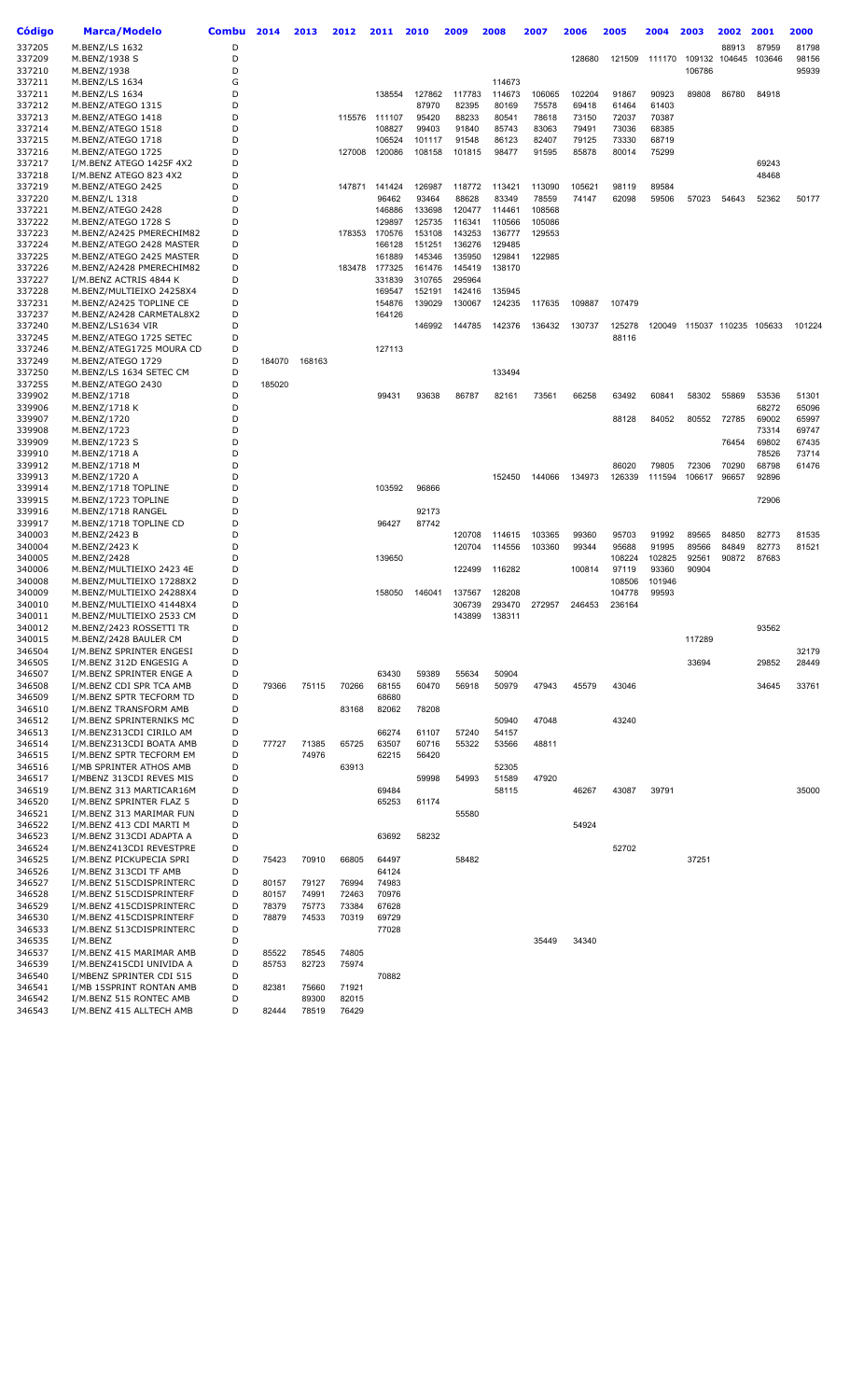| Código | Marca/Modelo | Combu | 2014 | 2013 | 2012 | 2011 | 2010 | 2009 | 2008 | 2007 | 2006 | 2005 | 2004 | 2003 | 2002 | 2001 | 2000 |
|---|---|---|---|---|---|---|---|---|---|---|---|---|---|---|---|---|---|
| 337205 | M.BENZ/LS 1632 | D | | | | | | | | | | | | | 88913 | 87959 | 81798 |
| 337209 | M.BENZ/1938 S | D | | | | | | | | | 128680 | 121509 | 111170 | 109132 | 104645 | 103646 | 98156 |
| 337210 | M.BENZ/1938 | D | | | | | | | | | | | | 106786 | | | 95939 |
| 337211 | M.BENZ/LS 1634 | G | | | | | | | 114673 | | | | | | | | |
| 337211 | M.BENZ/LS 1634 | D | | | | 138554 | 127862 | 117783 | 114673 | 106065 | 102204 | 91867 | 90923 | 89808 | 86780 | 84918 | |
| 337212 | M.BENZ/ATEGO 1315 | D | | | | | 87970 | 82395 | 80169 | 75578 | 69418 | 61464 | 61403 | | | | |
| 337213 | M.BENZ/ATEGO 1418 | D | | | 115576 | 111107 | 95420 | 88233 | 80541 | 78618 | 73150 | 72037 | 70387 | | | | |
| 337214 | M.BENZ/ATEGO 1518 | D | | | | 108827 | 99403 | 91840 | 85743 | 83063 | 79491 | 73036 | 68385 | | | | |
| 337215 | M.BENZ/ATEGO 1718 | D | | | | 106524 | 101117 | 91548 | 86123 | 82407 | 79125 | 73330 | 68719 | | | | |
| 337216 | M.BENZ/ATEGO 1725 | D | | | 127008 | 120086 | 108158 | 101815 | 98477 | 91595 | 85878 | 80014 | 75299 | | | | |
| 337217 | I/M.BENZ ATEGO 1425F 4X2 | D | | | | | | | | | | | | | | 69243 | |
| 337218 | I/M.BENZ ATEGO 823 4X2 | D | | | | | | | | | | | | | | 48468 | |
| 337219 | M.BENZ/ATEGO 2425 | D | | | 147871 | 141424 | 126987 | 118772 | 113421 | 113090 | 105621 | 98119 | 89584 | | | | |
| 337220 | M.BENZ/L 1318 | D | | | | 96462 | 93464 | 88628 | 83349 | 78559 | 74147 | 62098 | 59506 | 57023 | 54643 | 52362 | 50177 |
| 337221 | M.BENZ/ATEGO 2428 | D | | | | 146886 | 133698 | 120477 | 114461 | 108568 | | | | | | | |
| 337222 | M.BENZ/ATEGO 1728 S | D | | | | 129897 | 125735 | 116341 | 110566 | 105086 | | | | | | | |
| 337223 | M.BENZ/A2425 PMERECHIM82 | D | | | 178353 | 170576 | 153108 | 143253 | 136777 | 129553 | | | | | | | |
| 337224 | M.BENZ/ATEGO 2428 MASTER | D | | | | 166128 | 151251 | 136276 | 129485 | | | | | | | | |
| 337225 | M.BENZ/ATEGO 2425 MASTER | D | | | | 161889 | 145346 | 135950 | 129841 | 122985 | | | | | | | |
| 337226 | M.BENZ/A2428 PMERECHIM82 | D | | | 183478 | 177325 | 161476 | 145419 | 138170 | | | | | | | | |
| 337227 | I/M.BENZ ACTRIS 4844 K | D | | | | 331839 | 310765 | 295964 | | | | | | | | | |
| 337228 | M.BENZ/MULTIEIXO 24258X4 | D | | | | 169547 | 152191 | 142416 | 135945 | | | | | | | | |
| 337231 | M.BENZ/A2425 TOPLINE CE | D | | | | 154876 | 139029 | 130067 | 124235 | 117635 | 109887 | 107479 | | | | | |
| 337237 | M.BENZ/A2428 CARMETAL8X2 | D | | | | 164126 | | | | | | | | | | | |
| 337240 | M.BENZ/LS1634 VIR | D | | | | | 146992 | 144785 | 142376 | 136432 | 130737 | 125278 | 120049 | 115037 | 110235 | 105633 | 101224 |
| 337245 | M.BENZ/ATEGO 1725 SETEC | D | | | | | | | | | | 88116 | | | | | |
| 337246 | M.BENZ/ATEG1725 MOURA CD | D | | | | 127113 | | | | | | | | | | | |
| 337249 | M.BENZ/ATEGO 1729 | D | 184070 | 168163 | | | | | | | | | | | | | |
| 337250 | M.BENZ/LS 1634 SETEC CM | D | | | | | | | 133494 | | | | | | | | |
| 337255 | M.BENZ/ATEGO 2430 | D | 185020 | | | | | | | | | | | | | | |
| 339902 | M.BENZ/1718 | D | | | | 99431 | 93638 | 86787 | 82161 | 73561 | 66258 | 63492 | 60841 | 58302 | 55869 | 53536 | 51301 |
| 339906 | M.BENZ/1718 K | D | | | | | | | | | | | | | | 68272 | 65096 |
| 339907 | M.BENZ/1720 | D | | | | | | | | | | 88128 | 84052 | 80552 | 72785 | 69002 | 65997 |
| 339908 | M.BENZ/1723 | D | | | | | | | | | | | | | | 73314 | 69747 |
| 339909 | M.BENZ/1723 S | D | | | | | | | | | | | | | 76454 | 69802 | 67435 |
| 339910 | M.BENZ/1718 A | D | | | | | | | | | | | | | | 78526 | 73714 |
| 339912 | M.BENZ/1718 M | D | | | | | | | | | | 86020 | 79805 | 72306 | 70290 | 68798 | 61476 |
| 339913 | M.BENZ/1720 A | D | | | | | | | 152450 | 144066 | 134973 | 126339 | 111594 | 106617 | 96657 | 92896 | |
| 339914 | M.BENZ/1718 TOPLINE | D | | | | 103592 | 96866 | | | | | | | | | | |
| 339915 | M.BENZ/1723 TOPLINE | D | | | | | | | | | | | | | | 72906 | |
| 339916 | M.BENZ/1718 RANGEL | D | | | | | 92173 | | | | | | | | | | |
| 339917 | M.BENZ/1718 TOPLINE CD | D | | | | 96427 | 87742 | | | | | | | | | | |
| 340003 | M.BENZ/2423 B | D | | | | | | 120708 | 114615 | 103365 | 99360 | 95703 | 91992 | 89565 | 84850 | 82773 | 81535 |
| 340004 | M.BENZ/2423 K | D | | | | | | 120704 | 114556 | 103360 | 99344 | 95688 | 91995 | 89566 | 84849 | 82773 | 81521 |
| 340005 | M.BENZ/2428 | D | | | | 139650 | | | | | | 108224 | 102825 | 92561 | 90872 | 87683 | |
| 340006 | M.BENZ/MULTIEIXO 2423 4E | D | | | | | | 122499 | 116282 | | 100814 | 97119 | 93360 | 90904 | | | |
| 340008 | M.BENZ/MULTIEIXO 17288X2 | D | | | | | | | | | | 108506 | 101946 | | | | |
| 340009 | M.BENZ/MULTIEIXO 24288X4 | D | | | | 158050 | 146041 | 137567 | 128208 | | | 104778 | 99593 | | | | |
| 340010 | M.BENZ/MULTIEIXO 41448X4 | D | | | | | | 306739 | 293470 | 272957 | 246453 | 236164 | | | | | |
| 340011 | M.BENZ/MULTIEIXO 2533 CM | D | | | | | | 143899 | 138311 | | | | | | | | |
| 340012 | M.BENZ/2423 ROSSETTI TR | D | | | | | | | | | | | | | | 93562 | |
| 340015 | M.BENZ/2428 BAULER CM | D | | | | | | | | | | | | 117289 | | | |
| 346504 | I/M.BENZ SPRINTER ENGESI | D | | | | | | | | | | | | | | | 32179 |
| 346505 | I/M.BENZ 312D ENGESIG A | D | | | | | | | | | | | | 33694 | | 29852 | 28449 |
| 346507 | I/M.BENZ SPRINTER ENGE A | D | | | | 63430 | 59389 | 55634 | 50904 | | | | | | | | |
| 346508 | I/M.BENZ CDI SPR TCA AMB | D | 79366 | 75115 | 70266 | 68155 | 60470 | 56918 | 50979 | 47943 | 45579 | 43046 | | | | 34645 | 33761 |
| 346509 | I/M.BENZ SPTR TECFORM TD | D | | | | 68680 | | | | | | | | | | | |
| 346510 | I/M.BENZ TRANSFORM AMB | D | | | 83168 | 82062 | 78208 | | | | | | | | | | |
| 346512 | I/M.BENZ SPRINTERNIKS MC | D | | | | | | | 50940 | 47048 | | 43240 | | | | | |
| 346513 | I/M.BENZ313CDI CIRILO AM | D | | | | 66274 | 61107 | 57240 | 54157 | | | | | | | | |
| 346514 | I/M.BENZ313CDI BOATA AMB | D | 77727 | 71385 | 65725 | 63507 | 60716 | 55322 | 53566 | 48811 | | | | | | | |
| 346515 | I/M.BENZ SPTR TECFORM EM | D | | 74976 | | 62215 | 56420 | | | | | | | | | | |
| 346516 | I/MB SPRINTER ATHOS AMB | D | | | 63913 | | | | 52305 | | | | | | | | |
| 346517 | I/MBENZ 313CDI REVES MIS | D | | | | | 59998 | 54993 | 51589 | 47920 | | | | | | | |
| 346519 | I/M.BENZ 313 MARTICAR16M | D | | | | 69484 | | | 58115 | | 46267 | 43087 | 39791 | | | | 35000 |
| 346520 | I/M.BENZ SPRINTER FLAZ 5 | D | | | | 65253 | 61174 | | | | | | | | | | |
| 346521 | I/M.BENZ 313 MARIMAR FUN | D | | | | | | 55580 | | | | | | | | | |
| 346522 | I/M.BENZ 413 CDI MARTI M | D | | | | | | | | | 54924 | | | | | | |
| 346523 | I/M.BENZ 313CDI ADAPTA A | D | | | | 63692 | 58232 | | | | | | | | | | |
| 346524 | I/M.BENZ413CDI REVESTPRE | D | | | | | | | | | | 52702 | | | | | |
| 346525 | I/M.BENZ PICKUPECIA SPRI | D | 75423 | 70910 | 66805 | 64497 | | 58482 | | | | | | 37251 | | | |
| 346526 | I/M.BENZ 313CDI TF AMB | D | | | | 64124 | | | | | | | | | | | |
| 346527 | I/M.BENZ 515CDISPRINTERC | D | 80157 | 79127 | 76994 | 74983 | | | | | | | | | | | |
| 346528 | I/M.BENZ 515CDISPRINTERF | D | 80157 | 74991 | 72463 | 70976 | | | | | | | | | | | |
| 346529 | I/M.BENZ 415CDISPRINTERC | D | 78379 | 75773 | 73384 | 67628 | | | | | | | | | | | |
| 346530 | I/M.BENZ 415CDISPRINTERF | D | 78879 | 74533 | 70319 | 69729 | | | | | | | | | | | |
| 346533 | I/M.BENZ 513CDISPRINTERC | D | | | | 77028 | | | | | | | | | | | |
| 346535 | I/M.BENZ | D | | | | | | | | 35449 | 34340 | | | | | | |
| 346537 | I/M.BENZ 415 MARIMAR AMB | D | 85522 | 78545 | 74805 | | | | | | | | | | | | |
| 346539 | I/M.BENZ415CDI UNIVIDA A | D | 85753 | 82723 | 75974 | | | | | | | | | | | | |
| 346540 | I/MBENZ SPRINTER CDI 515 | D | | | | 70882 | | | | | | | | | | | |
| 346541 | I/MB 15SPRINT RONTAN AMB | D | 82381 | 75660 | 71921 | | | | | | | | | | | | |
| 346542 | I/M.BENZ 515 RONTEC AMB | D | | 89300 | 82015 | | | | | | | | | | | | |
| 346543 | I/M.BENZ 415 ALLTECH AMB | D | 82444 | 78519 | 76429 | | | | | | | | | | | | |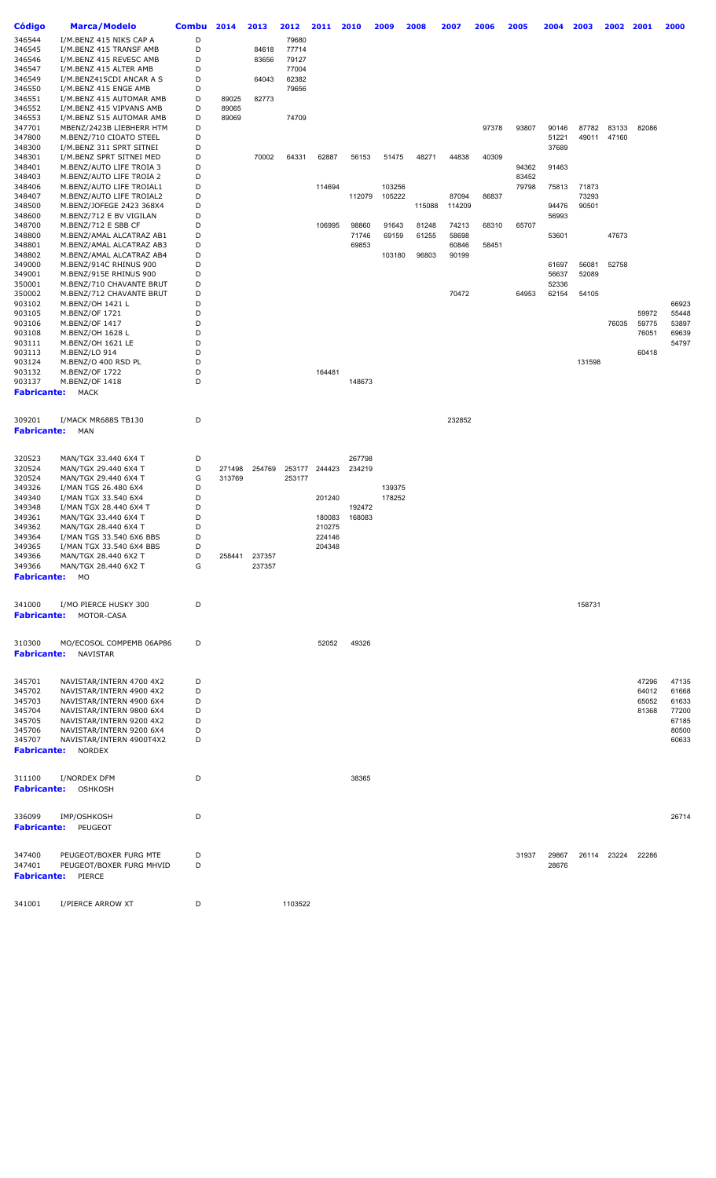| Código | Marca/Modelo | Combu | 2014 | 2013 | 2012 | 2011 | 2010 | 2009 | 2008 | 2007 | 2006 | 2005 | 2004 | 2003 | 2002 | 2001 | 2000 |
|---|---|---|---|---|---|---|---|---|---|---|---|---|---|---|---|---|---|
| 346544 | I/M.BENZ 415 NIKS CAP A | D | | | 79680 | | | | | | | | | | | | |
| 346545 | I/M.BENZ 415 TRANSF AMB | D | | 84618 | 77714 | | | | | | | | | | | | |
| 346546 | I/M.BENZ 415 REVESC AMB | D | | 83656 | 79127 | | | | | | | | | | | | |
| 346547 | I/M.BENZ 415 ALTER AMB | D | | | 77004 | | | | | | | | | | | | |
| 346549 | I/M.BENZ415CDI ANCAR A S | D | | 64043 | 62382 | | | | | | | | | | | | |
| 346550 | I/M.BENZ 415 ENGE AMB | D | | | 79656 | | | | | | | | | | | | |
| 346551 | I/M.BENZ 415 AUTOMAR AMB | D | 89025 | 82773 | | | | | | | | | | | | | |
| 346552 | I/M.BENZ 415 VIPVANS AMB | D | 89065 | | | | | | | | | | | | | | |
| 346553 | I/M.BENZ 515 AUTOMAR AMB | D | 89069 | | 74709 | | | | | | | | | | | | |
| 347701 | MBENZ/2423B LIEBHERR HTM | D | | | | | | | | | 97378 | 93807 | 90146 | 87782 | 83133 | 82086 | |
| 347800 | M.BENZ/710 CIOATO STEEL | D | | | | | | | | | | | 51221 | 49011 | 47160 | | |
| 348300 | I/M.BENZ 311 SPRT SITNEI | D | | | | | | | | | | | 37689 | | | | |
| 348301 | I/M.BENZ SPRT SITNEI MED | D | | 70002 | 64331 | 62887 | 56153 | 51475 | 48271 | 44838 | 40309 | | | | | | |
| 348401 | M.BENZ/AUTO LIFE TROIA 3 | D | | | | | | | | | | 94362 | 91463 | | | | |
| 348403 | M.BENZ/AUTO LIFE TROIA 2 | D | | | | | | | | | | 83452 | | | | | |
| 348406 | M.BENZ/AUTO LIFE TROIAL1 | D | | | | 114694 | | 103256 | | | | 79798 | 75813 | 71873 | | | |
| 348407 | M.BENZ/AUTO LIFE TROIAL2 | D | | | | | 112079 | 105222 | | 87094 | 86837 | | | 73293 | | | |
| 348500 | M.BENZ/JOFEGE 2423 368X4 | D | | | | | | | 115088 | 114209 | | | 94476 | 90501 | | | |
| 348600 | M.BENZ/712 E BV VIGILAN | D | | | | | | | | | | | 56993 | | | | |
| 348700 | M.BENZ/712 E SBB CF | D | | | | 106995 | 98860 | 91643 | 81248 | 74213 | 68310 | 65707 | | | | | |
| 348800 | M.BENZ/AMAL ALCATRAZ AB1 | D | | | | | 71746 | 69159 | 61255 | 58698 | | | 53601 | | 47673 | | |
| 348801 | M.BENZ/AMAL ALCATRAZ AB3 | D | | | | | 69853 | | | 60846 | 58451 | | | | | | |
| 348802 | M.BENZ/AMAL ALCATRAZ AB4 | D | | | | | | 103180 | 96803 | 90199 | | | | | | | |
| 349000 | M.BENZ/914C RHINUS 900 | D | | | | | | | | | | | 61697 | 56081 | 52758 | | |
| 349001 | M.BENZ/915E RHINUS 900 | D | | | | | | | | | | | 56637 | 52089 | | | |
| 350001 | M.BENZ/710 CHAVANTE BRUT | D | | | | | | | | | | | 52336 | | | | |
| 350002 | M.BENZ/712 CHAVANTE BRUT | D | | | | | | | | 70472 | | 64953 | 62154 | 54105 | | | |
| 903102 | M.BENZ/OH 1421 L | D | | | | | | | | | | | | | | | 66923 |
| 903105 | M.BENZ/OF 1721 | D | | | | | | | | | | | | | | 59972 | 55448 |
| 903106 | M.BENZ/OF 1417 | D | | | | | | | | | | | | | 76035 | 59775 | 53897 |
| 903108 | M.BENZ/OH 1628 L | D | | | | | | | | | | | | | | 76051 | 69639 |
| 903111 | M.BENZ/OH 1621 LE | D | | | | | | | | | | | | | | | 54797 |
| 903113 | M.BENZ/LO 914 | D | | | | | | | | | | | | | | 60418 | |
| 903124 | M.BENZ/O 400 RSD PL | D | | | | | | | | | | | | 131598 | | | |
| 903132 | M.BENZ/OF 1722 | D | | | | 164481 | | | | | | | | | | | |
| 903137 | M.BENZ/OF 1418 | D | | | | | 148673 | | | | | | | | | | |
| **Fabricante:** | MACK | | | | | | | | | | | | | | | | |
| 309201 | I/MACK MR688S TB130 | D | | | | | | | | 232852 | | | | | | | |
| **Fabricante:** | MAN | | | | | | | | | | | | | | | | |
| 320523 | MAN/TGX 33.440 6X4 T | D | | | | | 267798 | | | | | | | | | | |
| 320524 | MAN/TGX 29.440 6X4 T | D | 271498 | 254769 | 253177 | 244423 | 234219 | | | | | | | | | | |
| 320524 | MAN/TGX 29.440 6X4 T | G | 313769 | | 253177 | | | | | | | | | | | | |
| 349326 | I/MAN TGS 26.480 6X4 | D | | | | | | 139375 | | | | | | | | | |
| 349340 | I/MAN TGX 33.540 6X4 | D | | | | 201240 | | 178252 | | | | | | | | | |
| 349348 | I/MAN TGX 28.440 6X4 T | D | | | | | 192472 | | | | | | | | | | |
| 349361 | MAN/TGX 33.440 6X4 T | D | | | | 180083 | 168083 | | | | | | | | | | |
| 349362 | MAN/TGX 28.440 6X4 T | D | | | | 210275 | | | | | | | | | | | |
| 349364 | I/MAN TGS 33.540 6X6 BBS | D | | | | 224146 | | | | | | | | | | | |
| 349365 | I/MAN TGX 33.540 6X4 BBS | D | | | | 204348 | | | | | | | | | | | |
| 349366 | MAN/TGX 28.440 6X2 T | D | 258441 | 237357 | | | | | | | | | | | | | |
| 349366 | MAN/TGX 28.440 6X2 T | G | | 237357 | | | | | | | | | | | | | |
| **Fabricante:** | MO | | | | | | | | | | | | | | | | |
| 341000 | I/MO PIERCE HUSKY 300 | D | | | | | | | | | | | | 158731 | | | |
| **Fabricante:** | MOTOR-CASA | | | | | | | | | | | | | | | | |
| 310300 | MO/ECOSOL COMPEMB 06AP86 | D | | | | 52052 | 49326 | | | | | | | | | | |
| **Fabricante:** | NAVISTAR | | | | | | | | | | | | | | | | |
| 345701 | NAVISTAR/INTERN 4700 4X2 | D | | | | | | | | | | | | | | 47296 | 47135 |
| 345702 | NAVISTAR/INTERN 4900 4X2 | D | | | | | | | | | | | | | | 64012 | 61668 |
| 345703 | NAVISTAR/INTERN 4900 6X4 | D | | | | | | | | | | | | | | 65052 | 61633 |
| 345704 | NAVISTAR/INTERN 9800 6X4 | D | | | | | | | | | | | | | | 81368 | 77200 |
| 345705 | NAVISTAR/INTERN 9200 4X2 | D | | | | | | | | | | | | | | | 67185 |
| 345706 | NAVISTAR/INTERN 9200 6X4 | D | | | | | | | | | | | | | | | 80500 |
| 345707 | NAVISTAR/INTERN 4900T4X2 | D | | | | | | | | | | | | | | | 60633 |
| **Fabricante:** | NORDEX | | | | | | | | | | | | | | | | |
| 311100 | I/NORDEX DFM | D | | | | | 38365 | | | | | | | | | | |
| **Fabricante:** | OSHKOSH | | | | | | | | | | | | | | | | |
| 336099 | IMP/OSHKOSH | D | | | | | | | | | | | | | | | 26714 |
| **Fabricante:** | PEUGEOT | | | | | | | | | | | | | | | | |
| 347400 | PEUGEOT/BOXER FURG MTE | D | | | | | | | | | | 31937 | 29867 | 26114 | 23224 | 22286 | |
| 347401 | PEUGEOT/BOXER FURG MHVID | D | | | | | | | | | | | 28676 | | | | |
| **Fabricante:** | PIERCE | | | | | | | | | | | | | | | | |
| 341001 | I/PIERCE ARROW XT | D | | | 1103522 | | | | | | | | | | | | |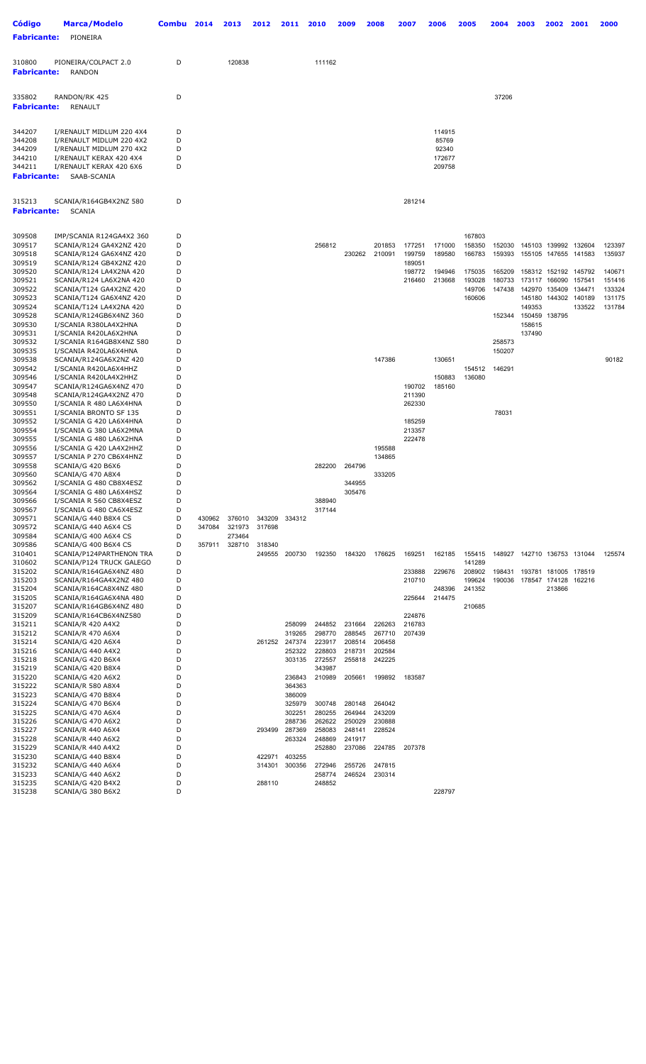| Código | Marca/Modelo | Combu | 2014 | 2013 | 2012 | 2011 | 2010 | 2009 | 2008 | 2007 | 2006 | 2005 | 2004 | 2003 | 2002 | 2001 | 2000 |
|---|---|---|---|---|---|---|---|---|---|---|---|---|---|---|---|---|---|
| **Fabricante:** | PIONEIRA | | | | | | | | | | | | | | | | |
| 310800 | PIONEIRA/COLPACT 2.0 | D | | 120838 | | | 111162 | | | | | | | | | | |
| **Fabricante:** | RANDON | | | | | | | | | | | | | | | | |
| 335802 | RANDON/RK 425 | D | | | | | | | | | | | 37206 | | | | |
| **Fabricante:** | RENAULT | | | | | | | | | | | | | | | | |
| 344207 | I/RENAULT MIDLUM 220 4X4 | D | | | | | | | | | 114915 | | | | | | |
| 344208 | I/RENAULT MIDLUM 220 4X2 | D | | | | | | | | | 85769 | | | | | | |
| 344209 | I/RENAULT MIDLUM 270 4X2 | D | | | | | | | | | 92340 | | | | | | |
| 344210 | I/RENAULT KERAX 420 4X4 | D | | | | | | | | | 172677 | | | | | | |
| 344211 | I/RENAULT KERAX 420 6X6 | D | | | | | | | | | 209758 | | | | | | |
| **Fabricante:** | SAAB-SCANIA | | | | | | | | | | | | | | | | |
| 315213 | SCANIA/R164GB4X2NZ 580 | D | | | | | | | | 281214 | | | | | | | |
| **Fabricante:** | SCANIA | | | | | | | | | | | | | | | | |
| 309508 | IMP/SCANIA R124GA4X2 360 | D | | | | | | | | | | 167803 | | | | | |
| 309517 | SCANIA/R124 GA4X2NZ 420 | D | | | | | 256812 | | 201853 | 177251 | 171000 | 158350 | 152030 | 145103 | 139992 | 132604 | 123397 |
| 309518 | SCANIA/R124 GA6X4NZ 420 | D | | | | | | 230262 | 210091 | 199759 | 189580 | 166783 | 159393 | 155105 | 147655 | 141583 | 135937 |
| 309519 | SCANIA/R124 GB4X2NZ 420 | D | | | | | | | | 189051 | | | | | | | |
| 309520 | SCANIA/R124 LA4X2NA 420 | D | | | | | | | | 198772 | 194946 | 175035 | 165209 | 158312 | 152192 | 145792 | 140671 |
| 309521 | SCANIA/R124 LA6X2NA 420 | D | | | | | | | | 216460 | 213668 | 193028 | 180733 | 173117 | 166090 | 157541 | 151416 |
| 309522 | SCANIA/T124 GA4X2NZ 420 | D | | | | | | | | | | 149706 | 147438 | 142970 | 135409 | 134471 | 133324 |
| 309523 | SCANIA/T124 GA6X4NZ 420 | D | | | | | | | | | | 160606 | | 145180 | 144302 | 140189 | 131175 |
| 309524 | SCANIA/T124 LA4X2NA 420 | D | | | | | | | | | | | | 149353 | | 133522 | 131784 |
| 309528 | SCANIA/R124GB6X4NZ 360 | D | | | | | | | | | | | 152344 | 150459 | 138795 | | |
| 309530 | I/SCANIA R380LA4X2HNA | D | | | | | | | | | | | | 158615 | | | |
| 309531 | I/SCANIA R420LA6X2HNA | D | | | | | | | | | | | | 137490 | | | |
| 309532 | I/SCANIA R164GB8X4NZ 580 | D | | | | | | | | | | | 258573 | | | | |
| 309535 | I/SCANIA R420LA6X4HNA | D | | | | | | | | | | | 150207 | | | | |
| 309538 | SCANIA/R124GA6X2NZ 420 | D | | | | | | | 147386 | | 130651 | | | | | | 90182 |
| 309542 | I/SCANIA R420LA6X4HHZ | D | | | | | | | | | | 154512 | 146291 | | | | |
| 309546 | I/SCANIA R420LA4X2HHZ | D | | | | | | | | | 150883 | 136080 | | | | | |
| 309547 | SCANIA/R124GA6X4NZ 470 | D | | | | | | | | 190702 | 185160 | | | | | | |
| 309548 | SCANIA/R124GA4X2NZ 470 | D | | | | | | | | 211390 | | | | | | | |
| 309550 | I/SCANIA R 480 LA6X4HNA | D | | | | | | | | 262330 | | | | | | | |
| 309551 | I/SCANIA BRONTO SF 135 | D | | | | | | | | | | | 78031 | | | | |
| 309552 | I/SCANIA G 420 LA6X4HNA | D | | | | | | | | 185259 | | | | | | | |
| 309554 | I/SCANIA G 380 LA6X2MNA | D | | | | | | | | 213357 | | | | | | | |
| 309555 | I/SCANIA G 480 LA6X2HNA | D | | | | | | | | 222478 | | | | | | | |
| 309556 | I/SCANIA G 420 LA4X2HHZ | D | | | | | | | 195588 | | | | | | | | |
| 309557 | I/SCANIA P 270 CB6X4HNZ | D | | | | | | | 134865 | | | | | | | | |
| 309558 | SCANIA/G 420 B6X6 | D | | | | | 282200 | 264796 | | | | | | | | | |
| 309560 | SCANIA/G 470 A8X4 | D | | | | | | | 333205 | | | | | | | | |
| 309562 | I/SCANIA G 480 CB8X4ESZ | D | | | | | | 344955 | | | | | | | | | |
| 309564 | I/SCANIA G 480 LA6X4HSZ | D | | | | | | 305476 | | | | | | | | | |
| 309566 | I/SCANIA R 560 CB8X4ESZ | D | | | | | 388940 | | | | | | | | | | |
| 309567 | I/SCANIA G 480 CA6X4ESZ | D | | | | | 317144 | | | | | | | | | | |
| 309571 | SCANIA/G 440 B8X4 CS | D | 430962 | 376010 | 343209 | 334312 | | | | | | | | | | | |
| 309572 | SCANIA/G 440 A6X4 CS | D | 347084 | 321973 | 317698 | | | | | | | | | | | | |
| 309584 | SCANIA/G 400 A6X4 CS | D | | 273464 | | | | | | | | | | | | | |
| 309586 | SCANIA/G 400 B6X4 CS | D | 357911 | 328710 | 318340 | | | | | | | | | | | | |
| 310401 | SCANIA/P124PARTHENON TRA | D | | | 249555 | 200730 | 192350 | 184320 | 176625 | 169251 | 162185 | 155415 | 148927 | 142710 | 136753 | 131044 | 125574 |
| 310602 | SCANIA/P124 TRUCK GALEGO | D | | | | | | | | | | 141289 | | | | | |
| 315202 | SCANIA/R164GA6X4NZ 480 | D | | | | | | | | 233888 | 229676 | 208902 | 198431 | 193781 | 181005 | 178519 | |
| 315203 | SCANIA/R164GA4X2NZ 480 | D | | | | | | | | 210710 | | 199624 | 190036 | 178547 | 174128 | 162216 | |
| 315204 | SCANIA/R164CA8X4NZ 480 | D | | | | | | | | | 248396 | 241352 | | | 213866 | | |
| 315205 | SCANIA/R164GA6X4NA 480 | D | | | | | | | | 225644 | 214475 | | | | | | |
| 315207 | SCANIA/R164GB6X4NZ 480 | D | | | | | | | | | | 210685 | | | | | |
| 315209 | SCANIA/R164CB6X4NZ580 | D | | | | | | | | 224876 | | | | | | | |
| 315211 | SCANIA/R 420 A4X2 | D | | | | 258099 | 244852 | 231664 | 226263 | 216783 | | | | | | | |
| 315212 | SCANIA/R 470 A6X4 | D | | | | 319265 | 298770 | 288545 | 267710 | 207439 | | | | | | | |
| 315214 | SCANIA/G 420 A6X4 | D | | | 261252 | 247374 | 223917 | 208514 | 206458 | | | | | | | | |
| 315216 | SCANIA/G 440 A4X2 | D | | | | 252322 | 228803 | 218731 | 202584 | | | | | | | | |
| 315218 | SCANIA/G 420 B6X4 | D | | | | 303135 | 272557 | 255818 | 242225 | | | | | | | | |
| 315219 | SCANIA/G 420 B8X4 | D | | | | | 343987 | | | | | | | | | | |
| 315220 | SCANIA/G 420 A6X2 | D | | | | 236843 | 210989 | 205661 | 199892 | 183587 | | | | | | | |
| 315222 | SCANIA/R 580 A8X4 | D | | | | 364363 | | | | | | | | | | | |
| 315223 | SCANIA/G 470 B8X4 | D | | | | 386009 | | | | | | | | | | | |
| 315224 | SCANIA/G 470 B6X4 | D | | | | 325979 | 300748 | 280148 | 264042 | | | | | | | | |
| 315225 | SCANIA/G 470 A6X4 | D | | | | 302251 | 280255 | 264944 | 243209 | | | | | | | | |
| 315226 | SCANIA/G 470 A6X2 | D | | | | 288736 | 262622 | 250029 | 230888 | | | | | | | | |
| 315227 | SCANIA/R 440 A6X4 | D | | | 293499 | 287369 | 258083 | 248141 | 228524 | | | | | | | | |
| 315228 | SCANIA/R 440 A6X2 | D | | | | 263324 | 248869 | 241917 | | | | | | | | | |
| 315229 | SCANIA/R 440 A4X2 | D | | | | | 252880 | 237086 | 224785 | 207378 | | | | | | | |
| 315230 | SCANIA/G 440 B8X4 | D | | | 422971 | 403255 | | | | | | | | | | | |
| 315232 | SCANIA/G 440 A6X4 | D | | | 314301 | 300356 | 272946 | 255726 | 247815 | | | | | | | | |
| 315233 | SCANIA/G 440 A6X2 | D | | | | | 258774 | 246524 | 230314 | | | | | | | | |
| 315235 | SCANIA/G 420 B4X2 | D | | | 288110 | | 248852 | | | | | | | | | | |
| 315238 | SCANIA/G 380 B6X2 | D | | | | | | | | | 228797 | | | | | | |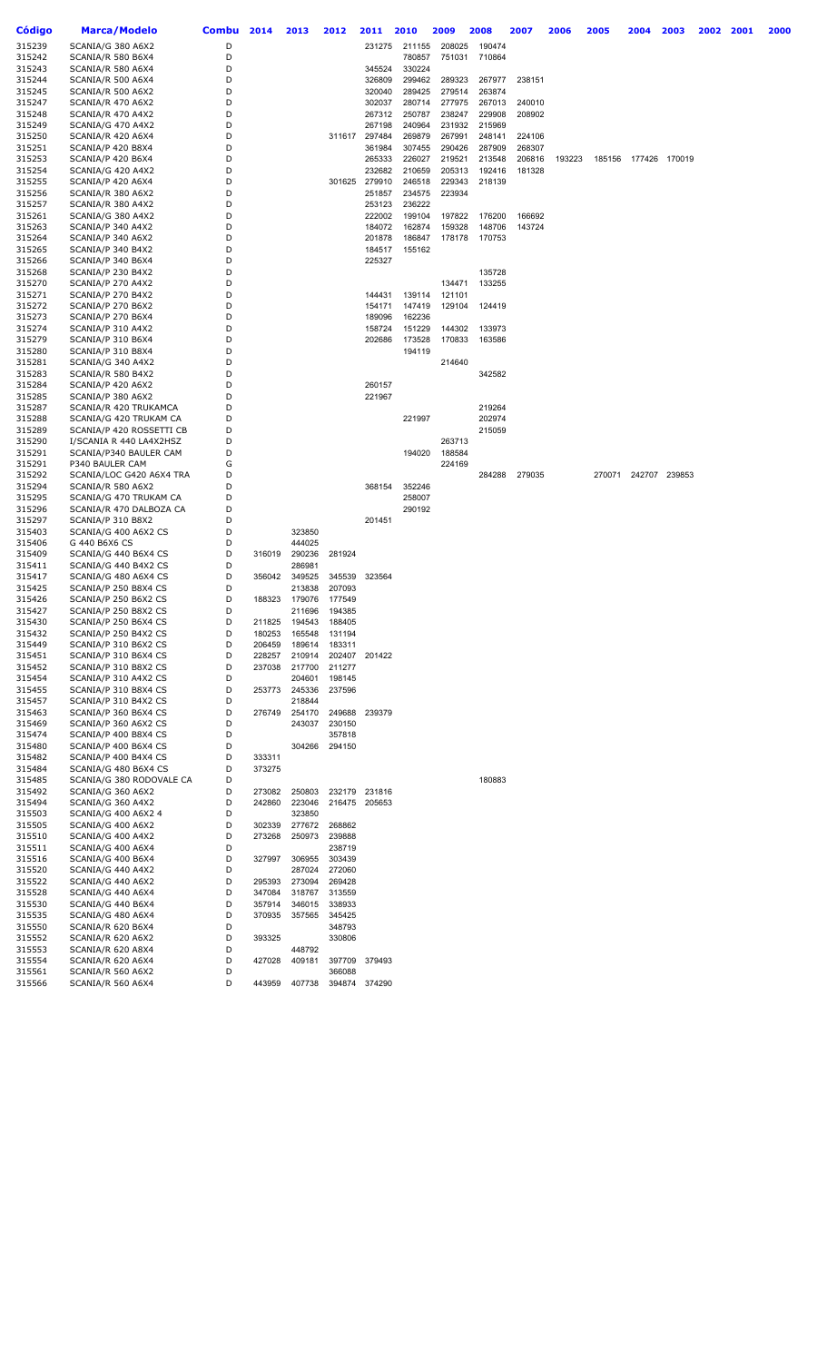| Código | Marca/Modelo | Combu | 2014 | 2013 | 2012 | 2011 | 2010 | 2009 | 2008 | 2007 | 2006 | 2005 | 2004 | 2003 | 2002 | 2001 | 2000 |
|---|---|---|---|---|---|---|---|---|---|---|---|---|---|---|---|---|---|
| 315239 | SCANIA/G 380 A6X2 | D | | | | 231275 | 211155 | 208025 | 190474 | | | | | | | | |
| 315242 | SCANIA/R 580 B6X4 | D | | | | | 780857 | 751031 | 710864 | | | | | | | | |
| 315243 | SCANIA/R 580 A6X4 | D | | | | 345524 | 330224 | | | | | | | | | | |
| 315244 | SCANIA/R 500 A6X4 | D | | | | 326809 | 299462 | 289323 | 267977 | 238151 | | | | | | | |
| 315245 | SCANIA/R 500 A6X2 | D | | | | 320040 | 289425 | 279514 | 263874 | | | | | | | | |
| 315247 | SCANIA/R 470 A6X2 | D | | | | 302037 | 280714 | 277975 | 267013 | 240010 | | | | | | | |
| 315248 | SCANIA/R 470 A4X2 | D | | | | 267312 | 250787 | 238247 | 229908 | 208902 | | | | | | | |
| 315249 | SCANIA/G 470 A4X2 | D | | | | 267198 | 240964 | 231932 | 215969 | | | | | | | | |
| 315250 | SCANIA/R 420 A6X4 | D | | | 311617 | 297484 | 269879 | 267991 | 248141 | 224106 | | | | | | | |
| 315251 | SCANIA/P 420 B8X4 | D | | | | 361984 | 307455 | 290426 | 287909 | 268307 | | | | | | | |
| 315253 | SCANIA/P 420 B6X4 | D | | | | 265333 | 226027 | 219521 | 213548 | 206816 | 193223 | 185156 | 177426 | 170019 | | | |
| 315254 | SCANIA/G 420 A4X2 | D | | | | 232682 | 210659 | 205313 | 192416 | 181328 | | | | | | | |
| 315255 | SCANIA/P 420 A6X4 | D | | | 301625 | 279910 | 246518 | 229343 | 218139 | | | | | | | | |
| 315256 | SCANIA/R 380 A6X2 | D | | | | 251857 | 234575 | 223934 | | | | | | | | | |
| 315257 | SCANIA/R 380 A4X2 | D | | | | 253123 | 236222 | | | | | | | | | | |
| 315261 | SCANIA/G 380 A4X2 | D | | | | 222002 | 199104 | 197822 | 176200 | 166692 | | | | | | | |
| 315263 | SCANIA/P 340 A4X2 | D | | | | 184072 | 162874 | 159328 | 148706 | 143724 | | | | | | | |
| 315264 | SCANIA/P 340 A6X2 | D | | | | 201878 | 186847 | 178178 | 170753 | | | | | | | | |
| 315265 | SCANIA/P 340 B4X2 | D | | | | 184517 | 155162 | | | | | | | | | | |
| 315266 | SCANIA/P 340 B6X4 | D | | | | 225327 | | | | | | | | | | | |
| 315268 | SCANIA/P 230 B4X2 | D | | | | | | | 135728 | | | | | | | | |
| 315270 | SCANIA/P 270 A4X2 | D | | | | | | 134471 | 133255 | | | | | | | | |
| 315271 | SCANIA/P 270 B4X2 | D | | | | 144431 | 139114 | 121101 | | | | | | | | | |
| 315272 | SCANIA/P 270 B6X2 | D | | | | 154171 | 147419 | 129104 | 124419 | | | | | | | | |
| 315273 | SCANIA/P 270 B6X4 | D | | | | 189096 | 162236 | | | | | | | | | | |
| 315274 | SCANIA/P 310 A4X2 | D | | | | 158724 | 151229 | 144302 | 133973 | | | | | | | | |
| 315279 | SCANIA/P 310 B6X4 | D | | | | 202686 | 173528 | 170833 | 163586 | | | | | | | | |
| 315280 | SCANIA/P 310 B8X4 | D | | | | | 194119 | | | | | | | | | | |
| 315281 | SCANIA/G 340 A4X2 | D | | | | | | 214640 | | | | | | | | | |
| 315283 | SCANIA/R 580 B4X2 | D | | | | | | | 342582 | | | | | | | | |
| 315284 | SCANIA/P 420 A6X2 | D | | | | 260157 | | | | | | | | | | | |
| 315285 | SCANIA/P 380 A6X2 | D | | | | 221967 | | | | | | | | | | | |
| 315287 | SCANIA/R 420 TRUKAMCA | D | | | | | | | 219264 | | | | | | | | |
| 315288 | SCANIA/G 420 TRUKAM CA | D | | | | | 221997 | | 202974 | | | | | | | | |
| 315289 | SCANIA/P 420 ROSSETTI CB | D | | | | | | | 215059 | | | | | | | | |
| 315290 | I/SCANIA R 440 LA4X2HSZ | D | | | | | | 263713 | | | | | | | | | |
| 315291 | SCANIA/P340 BAULER CAM | D | | | | | 194020 | 188584 | | | | | | | | | |
| 315291 | P340 BAULER CAM | G | | | | | | 224169 | | | | | | | | | |
| 315292 | SCANIA/LOC G420 A6X4 TRA | D | | | | | | | 284288 | 279035 | | 270071 | 242707 | 239853 | | | |
| 315294 | SCANIA/R 580 A6X2 | D | | | | 368154 | 352246 | | | | | | | | | | |
| 315295 | SCANIA/G 470 TRUKAM CA | D | | | | | 258007 | | | | | | | | | | |
| 315296 | SCANIA/R 470 DALBOZA CA | D | | | | | 290192 | | | | | | | | | | |
| 315297 | SCANIA/P 310 B8X2 | D | | | | 201451 | | | | | | | | | | | |
| 315403 | SCANIA/G 400 A6X2 CS | D | | 323850 | | | | | | | | | | | | | |
| 315406 | G 440 B6X6 CS | D | | 444025 | | | | | | | | | | | | | |
| 315409 | SCANIA/G 440 B6X4 CS | D | 316019 | 290236 | 281924 | | | | | | | | | | | | |
| 315411 | SCANIA/G 440 B4X2 CS | D | | 286981 | | | | | | | | | | | | | |
| 315417 | SCANIA/G 480 A6X4 CS | D | 356042 | 349525 | 345539 | 323564 | | | | | | | | | | | |
| 315425 | SCANIA/P 250 B8X4 CS | D | | 213838 | 207093 | | | | | | | | | | | | |
| 315426 | SCANIA/P 250 B6X2 CS | D | 188323 | 179076 | 177549 | | | | | | | | | | | | |
| 315427 | SCANIA/P 250 B8X2 CS | D | | 211696 | 194385 | | | | | | | | | | | | |
| 315430 | SCANIA/P 250 B6X4 CS | D | 211825 | 194543 | 188405 | | | | | | | | | | | | |
| 315432 | SCANIA/P 250 B4X2 CS | D | 180253 | 165548 | 131194 | | | | | | | | | | | | |
| 315449 | SCANIA/P 310 B6X2 CS | D | 206459 | 189614 | 183311 | | | | | | | | | | | | |
| 315451 | SCANIA/P 310 B6X4 CS | D | 228257 | 210914 | 202407 | 201422 | | | | | | | | | | | |
| 315452 | SCANIA/P 310 B8X2 CS | D | 237038 | 217700 | 211277 | | | | | | | | | | | | |
| 315454 | SCANIA/P 310 A4X2 CS | D | | 204601 | 198145 | | | | | | | | | | | | |
| 315455 | SCANIA/P 310 B8X4 CS | D | 253773 | 245336 | 237596 | | | | | | | | | | | | |
| 315457 | SCANIA/P 310 B4X2 CS | D | | 218844 | | | | | | | | | | | | | |
| 315463 | SCANIA/P 360 B6X4 CS | D | 276749 | 254170 | 249688 | 239379 | | | | | | | | | | | |
| 315469 | SCANIA/P 360 A6X2 CS | D | | 243037 | 230150 | | | | | | | | | | | | |
| 315474 | SCANIA/P 400 B8X4 CS | D | | | 357818 | | | | | | | | | | | | |
| 315480 | SCANIA/P 400 B6X4 CS | D | | 304266 | 294150 | | | | | | | | | | | | |
| 315482 | SCANIA/P 400 B4X4 CS | D | 333311 | | | | | | | | | | | | | | |
| 315484 | SCANIA/G 480 B6X4 CS | D | 373275 | | | | | | | | | | | | | | |
| 315485 | SCANIA/G 380 RODOVALE CA | D | | | | | | | 180883 | | | | | | | | |
| 315492 | SCANIA/G 360 A6X2 | D | 273082 | 250803 | 232179 | 231816 | | | | | | | | | | | |
| 315494 | SCANIA/G 360 A4X2 | D | 242860 | 223046 | 216475 | 205653 | | | | | | | | | | | |
| 315503 | SCANIA/G 400 A6X2 4 | D | | 323850 | | | | | | | | | | | | | |
| 315505 | SCANIA/G 400 A6X2 | D | 302339 | 277672 | 268862 | | | | | | | | | | | | |
| 315510 | SCANIA/G 400 A4X2 | D | 273268 | 250973 | 239888 | | | | | | | | | | | | |
| 315511 | SCANIA/G 400 A6X4 | D | | | 238719 | | | | | | | | | | | | |
| 315516 | SCANIA/G 400 B6X4 | D | 327997 | 306955 | 303439 | | | | | | | | | | | | |
| 315520 | SCANIA/G 440 A4X2 | D | | 287024 | 272060 | | | | | | | | | | | | |
| 315522 | SCANIA/G 440 A6X2 | D | 295393 | 273094 | 269428 | | | | | | | | | | | | |
| 315528 | SCANIA/G 440 A6X4 | D | 347084 | 318767 | 313559 | | | | | | | | | | | | |
| 315530 | SCANIA/G 440 B6X4 | D | 357914 | 346015 | 338933 | | | | | | | | | | | | |
| 315535 | SCANIA/G 480 A6X4 | D | 370935 | 357565 | 345425 | | | | | | | | | | | | |
| 315550 | SCANIA/R 620 B6X4 | D | | | 348793 | | | | | | | | | | | | |
| 315552 | SCANIA/R 620 A6X2 | D | 393325 | | 330806 | | | | | | | | | | | | |
| 315553 | SCANIA/R 620 A8X4 | D | | 448792 | | | | | | | | | | | | | |
| 315554 | SCANIA/R 620 A6X4 | D | 427028 | 409181 | 397709 | 379493 | | | | | | | | | | | |
| 315561 | SCANIA/R 560 A6X2 | D | | | 366088 | | | | | | | | | | | | |
| 315566 | SCANIA/R 560 A6X4 | D | 443959 | 407738 | 394874 | 374290 | | | | | | | | | | | |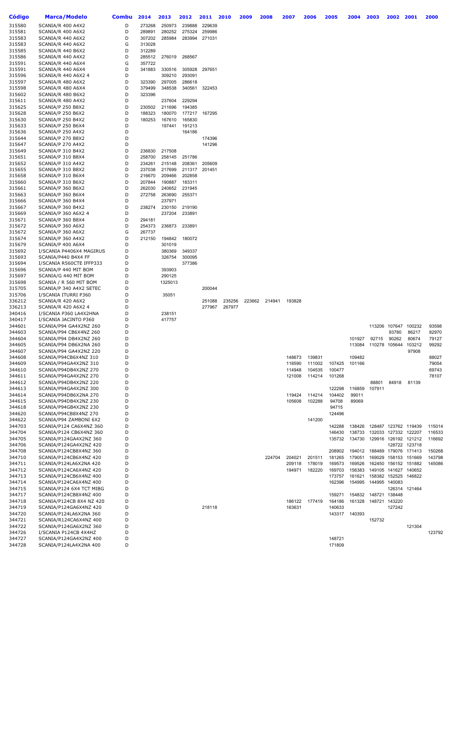| Código | Marca/Modelo | Combu | 2014 | 2013 | 2012 | 2011 | 2010 | 2009 | 2008 | 2007 | 2006 | 2005 | 2004 | 2003 | 2002 | 2001 | 2000 |
|---|---|---|---|---|---|---|---|---|---|---|---|---|---|---|---|---|---|
| 315580 | SCANIA/R 400 A4X2 | D | 273268 | 250973 | 239888 | 229639 | | | | | | | | | | | |
| 315581 | SCANIA/R 400 A6X2 | D | 289891 | 280252 | 275324 | 259986 | | | | | | | | | | | |
| 315583 | SCANIA/R 440 A6X2 | D | 307202 | 285984 | 283994 | 271031 | | | | | | | | | | | |
| 315583 | SCANIA/R 440 A6X2 | G | 313028 | | | | | | | | | | | | | | |
| 315585 | SCANIA/R 440 B6X2 | D | 312289 | | | | | | | | | | | | | | |
| 315586 | SCANIA/R 440 A4X2 | D | 285512 | 276019 | 268567 | | | | | | | | | | | | |
| 315591 | SCANIA/R 440 A6X4 | G | 357722 | | | | | | | | | | | | | | |
| 315591 | SCANIA/R 440 A6X4 | D | 341883 | 330516 | 305928 | 297651 | | | | | | | | | | | |
| 315596 | SCANIA/R 440 A6X2 4 | D | | 309210 | 293091 | | | | | | | | | | | | |
| 315597 | SCANIA/R 480 A6X2 | D | 323390 | 297005 | 286618 | | | | | | | | | | | | |
| 315598 | SCANIA/R 480 A6X4 | D | 379499 | 348538 | 340561 | 322453 | | | | | | | | | | | |
| 315602 | SCANIA/R 480 B6X2 | D | 323396 | | | | | | | | | | | | | | |
| 315611 | SCANIA/R 480 A4X2 | D | | 237604 | 229294 | | | | | | | | | | | | |
| 315625 | SCANIA/P 250 B8X2 | D | 230502 | 211696 | 194385 | | | | | | | | | | | | |
| 315628 | SCANIA/P 250 B6X2 | D | 188323 | 180070 | 177217 | 167295 | | | | | | | | | | | |
| 315630 | SCANIA/P 250 B4X2 | D | 180253 | 167610 | 165830 | | | | | | | | | | | | |
| 315633 | SCANIA/P 250 B6X4 | D | | 197441 | 191213 | | | | | | | | | | | | |
| 315636 | SCANIA/P 250 A4X2 | D | | | 164186 | | | | | | | | | | | | |
| 315644 | SCANIA/P 270 B8X2 | D | | | | 174396 | | | | | | | | | | | |
| 315647 | SCANIA/P 270 A4X2 | D | | | | 141296 | | | | | | | | | | | |
| 315649 | SCANIA/P 310 B4X2 | D | 236830 | 217508 | | | | | | | | | | | | | |
| 315651 | SCANIA/P 310 B8X4 | D | 258700 | 258145 | 251786 | | | | | | | | | | | | |
| 315652 | SCANIA/P 310 A4X2 | D | 234261 | 215148 | 208361 | 205609 | | | | | | | | | | | |
| 315655 | SCANIA/P 310 B8X2 | D | 237038 | 217699 | 211317 | 201451 | | | | | | | | | | | |
| 315658 | SCANIA/P 310 B6X4 | D | 216670 | 209466 | 202858 | | | | | | | | | | | | |
| 315660 | SCANIA/P 310 B6X2 | D | 207844 | 190887 | 183311 | | | | | | | | | | | | |
| 315661 | SCANIA/P 360 B6X2 | D | 262030 | 240652 | 231945 | | | | | | | | | | | | |
| 315663 | SCANIA/P 360 B6X4 | D | 272758 | 263690 | 255371 | | | | | | | | | | | | |
| 315666 | SCANIA/P 360 B4X4 | D | | 237971 | | | | | | | | | | | | | |
| 315667 | SCANIA/P 360 B4X2 | D | 238274 | 230150 | 219190 | | | | | | | | | | | | |
| 315669 | SCANIA/P 360 A6X2 4 | D | | 237204 | 233891 | | | | | | | | | | | | |
| 315671 | SCANIA/P 360 B8X4 | D | 294181 | | | | | | | | | | | | | | |
| 315672 | SCANIA/P 360 A6X2 | D | 254373 | 236873 | 233891 | | | | | | | | | | | | |
| 315672 | SCANIA/P 360 A6X2 | G | 267737 | | | | | | | | | | | | | | |
| 315674 | SCANIA/P 360 A4X2 | D | 212150 | 194842 | 180072 | | | | | | | | | | | | |
| 315679 | SCANIA/P 400 A6X4 | D | | 301019 | | | | | | | | | | | | | |
| 315692 | I/SCANIA P4406X4 MAGIRUS | D | | 380369 | 349337 | | | | | | | | | | | | |
| 315693 | SCANIA/P440 B4X4 FF | D | | 326754 | 300095 | | | | | | | | | | | | |
| 315694 | I/SCANIA R560CTE IFFP333 | D | | | 377386 | | | | | | | | | | | | |
| 315696 | SCANIA/P 440 MIT BOM | D | | 393903 | | | | | | | | | | | | | |
| 315697 | SCANIA/G 440 MIT BOM | D | | 290125 | | | | | | | | | | | | | |
| 315698 | SCANIA / R 560 MIT BOM | D | | 1325013 | | | | | | | | | | | | | |
| 315705 | SCANIA/P 340 A4X2 SETEC | D | | | | 200044 | | | | | | | | | | | |
| 315706 | I/SCANIA ITURRI P360 | D | | 35051 | | | | | | | | | | | | | |
| 336212 | SCANIA/R 420 A6X2 | D | | | | 251088 | 235256 | 223662 | 214941 | 193828 | | | | | | | |
| 336213 | SCANIA/R 420 A6X2 4 | D | | | | 277967 | 267977 | | | | | | | | | | |
| 340416 | I/SCANIA P360 LA4X2HNA | D | | 238151 | | | | | | | | | | | | | |
| 340417 | I/SCANIA JACINTO P360 | D | | 417757 | | | | | | | | | | | | | |
| 344601 | SCANIA/P94 GA4X2NZ 260 | D | | | | | | | | | | | | 113206 | 107647 | 100232 | 93598 |
| 344603 | SCANIA/P94 CB6X4NZ 260 | D | | | | | | | | | | | | | 93780 | 86217 | 82970 |
| 344604 | SCANIA/P94 DB4X2NZ 260 | D | | | | | | | | | | | 101927 | 92715 | 90262 | 80674 | 79127 |
| 344605 | SCANIA/P94 DB6X2NA 260 | D | | | | | | | | | | | 113084 | 110278 | 105644 | 103212 | 99292 |
| 344607 | SCANIA/P94 GA4X2NZ 220 | D | | | | | | | | | | | | | | 97908 | |
| 344608 | SCANIA/P94CB6X4NZ 310 | D | | | | | | | | 148673 | 139831 | | 109482 | | | | 88027 |
| 344609 | SCANIA/P94GA4X2NZ 310 | D | | | | | | | | 118590 | 111002 | 107425 | 101166 | | | | 79054 |
| 344610 | SCANIA/P94DB4X2NZ 270 | D | | | | | | | | 114948 | 104535 | 100477 | | | | | 69743 |
| 344611 | SCANIA/P94GA4X2NZ 270 | D | | | | | | | | 121008 | 114214 | 101268 | | | | | 78107 |
| 344612 | SCANIA/P94DB4X2NZ 220 | D | | | | | | | | | | | | 88801 | 84918 | 81139 | |
| 344613 | SCANIA/P94GA4X2NZ 300 | D | | | | | | | | | | 122298 | 116859 | 107911 | | | |
| 344614 | SCANIA/P94DB6X2NA 270 | D | | | | | | | | 119424 | 114214 | 104402 | 99011 | | | | |
| 344615 | SCANIA/P94DB4X2NZ 230 | D | | | | | | | | 105608 | 102288 | 94708 | 89069 | | | | |
| 344618 | SCANIA/P94GB4X2NZ 230 | D | | | | | | | | | | 94715 | | | | | |
| 344620 | SCANIA/P94CB8X4NZ 270 | D | | | | | | | | | | 124496 | | | | | |
| 344622 | SCANIA/P94 ZAMBONI 6X2 | D | | | | | | | | | 141200 | | | | | | |
| 344703 | SCANIA/P124 CA6X4NZ 360 | D | | | | | | | | | | 142288 | 138426 | 128487 | 123762 | 119439 | 115014 |
| 344704 | SCANIA/P124 CB6X4NZ 360 | D | | | | | | | | | | 146430 | 138733 | 132033 | 127332 | 122207 | 116533 |
| 344705 | SCANIA/P124GA6X2NZ 360 | D | | | | | | | | | | 135732 | 134730 | 129916 | 126192 | 121212 | 116692 |
| 344706 | SCANIA/P124GA4X2NZ 420 | D | | | | | | | | | | | | | 128722 | 123718 | |
| 344708 | SCANIA/P124CB8X4NZ 360 | D | | | | | | | | | | 208902 | 194012 | 188489 | 179076 | 171413 | 150268 |
| 344710 | SCANIA/P124CB6X4NZ 420 | D | | | | | | | 224704 | 204021 | 201511 | 181265 | 179051 | 169029 | 158153 | 151669 | 143798 |
| 344711 | SCANIA/P124LA6X2NA 420 | D | | | | | | | | 209118 | 178019 | 169573 | 169526 | 162450 | 156152 | 151882 | 145086 |
| 344712 | SCANIA/P124CA6X4NZ 420 | D | | | | | | | | 194971 | 182220 | 169703 | 156383 | 149105 | 141627 | 140652 | |
| 344713 | SCANIA/P124CB6X4NZ 400 | D | | | | | | | | | | 173757 | 161621 | 158382 | 152525 | 146822 | |
| 344714 | SCANIA/P124CA6X4NZ 400 | D | | | | | | | | | | 162396 | 154995 | 144995 | 140083 | | |
| 344715 | SCANIA/P124 6X4 TCT MIBG | D | | | | | | | | | | | | | 126314 | 121464 | |
| 344717 | SCANIA/P124CB8X4NZ 400 | D | | | | | | | | | | 159271 | 154832 | 148721 | 138448 | | |
| 344718 | SCANIA/P124CB 8X4 NZ 420 | D | | | | | | | | 186122 | 177419 | 164186 | 161328 | 148721 | 143220 | | |
| 344719 | SCANIA/P124GA6X4NZ 420 | D | | | | 218118 | | | | 163631 | | 140633 | | | 127242 | | |
| 344720 | SCANIA/P124LA6X2NA 360 | D | | | | | | | | | | 143317 | 140393 | | | | |
| 344721 | SCANIA/R124CA6X4NZ 400 | D | | | | | | | | | | | | 152732 | | | |
| 344722 | SCANIA/P124GA6X2NZ 360 | D | | | | | | | | | | | | | | 121304 | |
| 344726 | I/SCANIA P124CB 4X4HZ | D | | | | | | | | | | | | | | | 123792 |
| 344727 | SCANIA/P124GA4X2NZ 400 | D | | | | | | | | | | 148721 | | | | | |
| 344728 | SCANIA/P124LA4X2NA 400 | D | | | | | | | | | | 171809 | | | | | |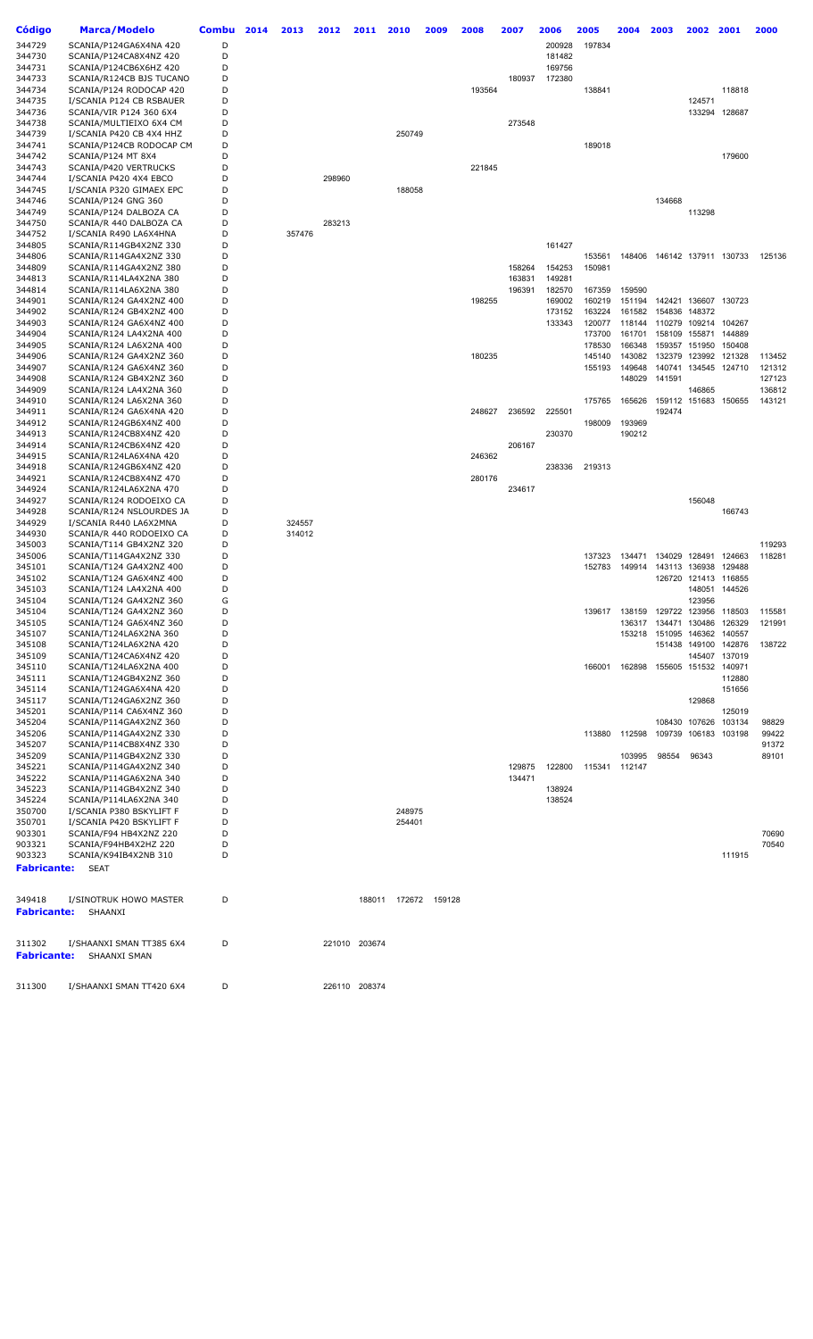| Código | Marca/Modelo | Combu | 2014 | 2013 | 2012 | 2011 | 2010 | 2009 | 2008 | 2007 | 2006 | 2005 | 2004 | 2003 | 2002 | 2001 | 2000 |
|---|---|---|---|---|---|---|---|---|---|---|---|---|---|---|---|---|---|
| 344729 | SCANIA/P124GA6X4NA 420 | D | | | | | | | | | 200928 | 197834 | | | | | |
| 344730 | SCANIA/P124CA8X4NZ 420 | D | | | | | | | | | 181482 | | | | | | |
| 344731 | SCANIA/P124CB6X6HZ 420 | D | | | | | | | | | 169756 | | | | | | |
| 344733 | SCANIA/R124CB BJS TUCANO | D | | | | | | | | 180937 | 172380 | | | | | | |
| 344734 | SCANIA/P124 RODOCAP 420 | D | | | | | | | 193564 | | | 138841 | | | | 118818 | |
| 344735 | I/SCANIA P124 CB RSBAUER | D | | | | | | | | | | | | | 124571 | | |
| 344736 | SCANIA/VIR P124 360 6X4 | D | | | | | | | | | | | | | 133294 | 128687 | |
| 344738 | SCANIA/MULTIEIXO 6X4 CM | D | | | | | | | | 273548 | | | | | | | |
| 344739 | I/SCANIA P420 CB 4X4 HHZ | D | | | | | 250749 | | | | | | | | | | |
| 344741 | SCANIA/P124CB RODOCAP CM | D | | | | | | | | | | 189018 | | | | | |
| 344742 | SCANIA/P124 MT 8X4 | D | | | | | | | | | | | | | | 179600 | |
| 344743 | SCANIA/P420 VERTRUCKS | D | | | | | | | 221845 | | | | | | | | |
| 344744 | I/SCANIA P420 4X4 EBCO | D | | | 298960 | | | | | | | | | | | | |
| 344745 | I/SCANIA P320 GIMAEX EPC | D | | | | | 188058 | | | | | | | | | | |
| 344746 | SCANIA/P124 GNG 360 | D | | | | | | | | | | | | 134668 | | | |
| 344749 | SCANIA/P124 DALBOZA CA | D | | | | | | | | | | | | | 113298 | | |
| 344750 | SCANIA/R 440 DALBOZA CA | D | | | 283213 | | | | | | | | | | | | |
| 344752 | I/SCANIA R490 LA6X4HNA | D | | 357476 | | | | | | | | | | | | | |
| 344805 | SCANIA/R114GB4X2NZ 330 | D | | | | | | | | | 161427 | | | | | | |
| 344806 | SCANIA/R114GA4X2NZ 330 | D | | | | | | | | | | 153561 | 148406 | 146142 | 137911 | 130733 | 125136 |
| 344809 | SCANIA/R114GA4X2NZ 380 | D | | | | | | | | 158264 | 154253 | 150981 | | | | | |
| 344813 | SCANIA/R114LA4X2NA 380 | D | | | | | | | | 163831 | 149281 | | | | | | |
| 344814 | SCANIA/R114LA6X2NA 380 | D | | | | | | | | 196391 | 182570 | 167359 | 159590 | | | | |
| 344901 | SCANIA/R124 GA4X2NZ 400 | D | | | | | | | 198255 | | 169002 | 160219 | 151194 | 142421 | 136607 | 130723 | |
| 344902 | SCANIA/R124 GB4X2NZ 400 | D | | | | | | | | | 173152 | 163224 | 161582 | 154836 | 148372 | | |
| 344903 | SCANIA/R124 GA6X4NZ 400 | D | | | | | | | | | 133343 | 120077 | 118144 | 110279 | 109214 | 104267 | |
| 344904 | SCANIA/R124 LA4X2NA 400 | D | | | | | | | | | | 173700 | 161701 | 158109 | 155871 | 144889 | |
| 344905 | SCANIA/R124 LA6X2NA 400 | D | | | | | | | | | | 178530 | 166348 | 159357 | 151950 | 150408 | |
| 344906 | SCANIA/R124 GA4X2NZ 360 | D | | | | | | | 180235 | | | 145140 | 143082 | 132379 | 123992 | 121328 | 113452 |
| 344907 | SCANIA/R124 GA6X4NZ 360 | D | | | | | | | | | | 155193 | 149648 | 140741 | 134545 | 124710 | 121312 |
| 344908 | SCANIA/R124 GB4X2NZ 360 | D | | | | | | | | | | | 148029 | 141591 | | | 127123 |
| 344909 | SCANIA/R124 LA4X2NA 360 | D | | | | | | | | | | | | | 146865 | | 136812 |
| 344910 | SCANIA/R124 LA6X2NA 360 | D | | | | | | | | | | 175765 | 165626 | 159112 | 151683 | 150655 | 143121 |
| 344911 | SCANIA/R124 GA6X4NA 420 | D | | | | | | | 248627 | 236592 | 225501 | | | 192474 | | | |
| 344912 | SCANIA/R124GB6X4NZ 400 | D | | | | | | | | | | 198009 | 193969 | | | | |
| 344913 | SCANIA/R124CB8X4NZ 420 | D | | | | | | | | | 230370 | | 190212 | | | | |
| 344914 | SCANIA/R124CB6X4NZ 420 | D | | | | | | | | 206167 | | | | | | | |
| 344915 | SCANIA/R124LA6X4NA 420 | D | | | | | | | 246362 | | | | | | | | |
| 344918 | SCANIA/R124GB6X4NZ 420 | D | | | | | | | | | 238336 | 219313 | | | | | |
| 344921 | SCANIA/R124CB8X4NZ 470 | D | | | | | | | 280176 | | | | | | | | |
| 344924 | SCANIA/R124LA6X2NA 470 | D | | | | | | | | 234617 | | | | | | | |
| 344927 | SCANIA/R124 RODOEIXO CA | D | | | | | | | | | | | | | 156048 | | |
| 344928 | SCANIA/R124 NSLOURDES JA | D | | | | | | | | | | | | | | 166743 | |
| 344929 | I/SCANIA R440 LA6X2MNA | D | | 324557 | | | | | | | | | | | | | |
| 344930 | SCANIA/R 440 RODOEIXO CA | D | | 314012 | | | | | | | | | | | | | |
| 345003 | SCANIA/T114 GB4X2NZ 320 | D | | | | | | | | | | | | | | | 119293 |
| 345006 | SCANIA/T114GA4X2NZ 330 | D | | | | | | | | | | 137323 | 134471 | 134029 | 128491 | 124663 | 118281 |
| 345101 | SCANIA/T124 GA4X2NZ 400 | D | | | | | | | | | | 152783 | 149914 | 143113 | 136938 | 129488 | |
| 345102 | SCANIA/T124 GA6X4NZ 400 | D | | | | | | | | | | | | 126720 | 121413 | 116855 | |
| 345103 | SCANIA/T124 LA4X2NA 400 | D | | | | | | | | | | | | | 148051 | 144526 | |
| 345104 | SCANIA/T124 GA4X2NZ 360 | G | | | | | | | | | | | | | 123956 | | |
| 345104 | SCANIA/T124 GA4X2NZ 360 | D | | | | | | | | | | 139617 | 138159 | 129722 | 123956 | 118503 | 115581 |
| 345105 | SCANIA/T124 GA6X4NZ 360 | D | | | | | | | | | | | 136317 | 134471 | 130486 | 126329 | 121991 |
| 345107 | SCANIA/T124LA6X2NA 360 | D | | | | | | | | | | | 153218 | 151095 | 146362 | 140557 | |
| 345108 | SCANIA/T124LA6X2NA 420 | D | | | | | | | | | | | | 151438 | 149100 | 142876 | 138722 |
| 345109 | SCANIA/T124CA6X4NZ 420 | D | | | | | | | | | | | | | 145407 | 137019 | |
| 345110 | SCANIA/T124LA6X2NA 400 | D | | | | | | | | | | 166001 | 162898 | 155605 | 151532 | 140971 | |
| 345111 | SCANIA/T124GB4X2NZ 360 | D | | | | | | | | | | | | | | 112880 | |
| 345114 | SCANIA/T124GA6X4NA 420 | D | | | | | | | | | | | | | | 151656 | |
| 345117 | SCANIA/T124GA6X2NZ 360 | D | | | | | | | | | | | | | 129868 | | |
| 345201 | SCANIA/P114 CA6X4NZ 360 | D | | | | | | | | | | | | | | 125019 | |
| 345204 | SCANIA/P114GA4X2NZ 360 | D | | | | | | | | | | | | 108430 | 107626 | 103134 | 98829 |
| 345206 | SCANIA/P114GA4X2NZ 330 | D | | | | | | | | | | 113880 | 112598 | 109739 | 106183 | 103198 | 99422 |
| 345207 | SCANIA/P114CB8X4NZ 330 | D | | | | | | | | | | | | | | | 91372 |
| 345209 | SCANIA/P114GB4X2NZ 330 | D | | | | | | | | | | | 103995 | 98554 | 96343 | | 89101 |
| 345221 | SCANIA/P114GA4X2NZ 340 | D | | | | | | | | 129875 | 122800 | 115341 | 112147 | | | | |
| 345222 | SCANIA/P114GA6X2NA 340 | D | | | | | | | | 134471 | | | | | | | |
| 345223 | SCANIA/P114GB4X2NZ 340 | D | | | | | | | | | 138924 | | | | | | |
| 345224 | SCANIA/P114LA6X2NA 340 | D | | | | | | | | | 138524 | | | | | | |
| 350700 | I/SCANIA P380 BSKYLIFT F | D | | | | | 248975 | | | | | | | | | | |
| 350701 | I/SCANIA P420 BSKYLIFT F | D | | | | | 254401 | | | | | | | | | | |
| 903301 | SCANIA/F94 HB4X2NZ 220 | D | | | | | | | | | | | | | | | 70690 |
| 903321 | SCANIA/F94HB4X2HZ 220 | D | | | | | | | | | | | | | | | 70540 |
| 903323 | SCANIA/K94IB4X2NB 310 | D | | | | | | | | | | | | | | 111915 | |
| **Fabricante:** | SEAT | | | | | | | | | | | | | | | | |
| 349418 | I/SINOTRUK HOWO MASTER | D | | | | 188011 | 172672 | 159128 | | | | | | | | | |
| **Fabricante:** | SHAANXI | | | | | | | | | | | | | | | | |
| 311302 | I/SHAANXI SMAN TT385 6X4 | D | | | 221010 | 203674 | | | | | | | | | | | |
| **Fabricante:** | SHAANXI SMAN | | | | | | | | | | | | | | | | |
| 311300 | I/SHAANXI SMAN TT420 6X4 | D | | | 226110 | 208374 | | | | | | | | | | | |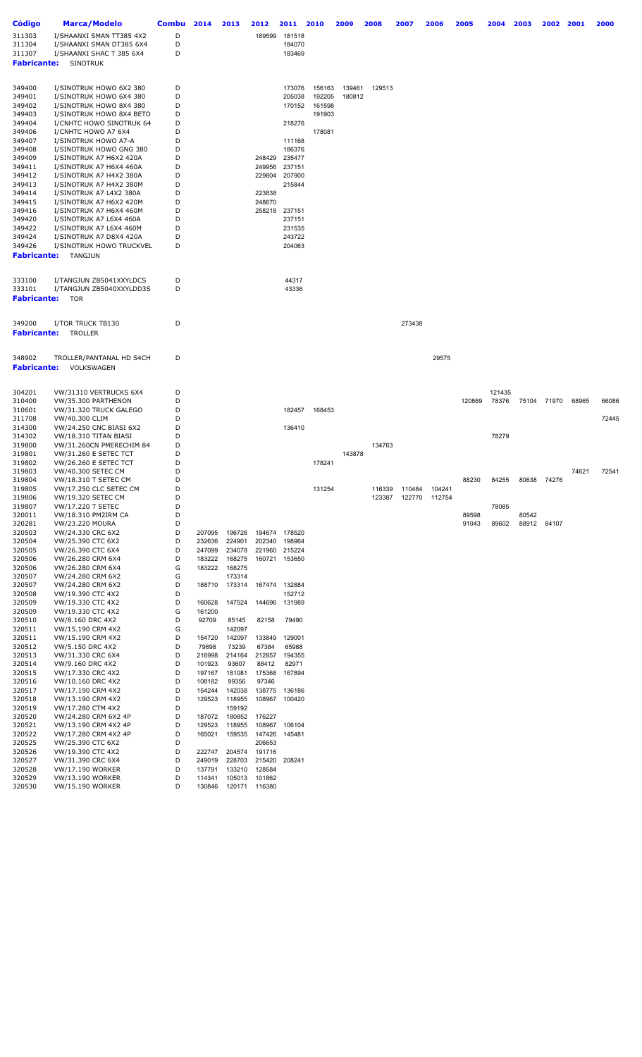| Código | Marca/Modelo | Combu | 2014 | 2013 | 2012 | 2011 | 2010 | 2009 | 2008 | 2007 | 2006 | 2005 | 2004 | 2003 | 2002 | 2001 | 2000 |
|---|---|---|---|---|---|---|---|---|---|---|---|---|---|---|---|---|---|
| 311303 | I/SHAANXI SMAN TT385 4X2 | D | | | 189599 | 181518 | | | | | | | | | | | |
| 311304 | I/SHAANXI SMAN DT385 6X4 | D | | | | 184070 | | | | | | | | | | | |
| 311307 | I/SHAANXI SHAC T 385 6X4 | D | | | | 183469 | | | | | | | | | | | |
| **Fabricante:** | SINOTRUK | | | | | | | | | | | | | | | | |
| 349400 | I/SINOTRUK HOWO 6X2 380 | D | | | | 173076 | 156163 | 139461 | 129513 | | | | | | | | |
| 349401 | I/SINOTRUK HOWO 6X4 380 | D | | | | 205038 | 192205 | 180812 | | | | | | | | | |
| 349402 | I/SINOTRUK HOWO 8X4 380 | D | | | | 170152 | 161598 | | | | | | | | | | |
| 349403 | I/SINOTRUK HOWO 8X4 BETO | D | | | | | 191903 | | | | | | | | | | |
| 349404 | I/CNHTC HOWO SINOTRUK 64 | D | | | | 218276 | | | | | | | | | | | |
| 349406 | I/CNHTC HOWO A7 6X4 | D | | | | | 178081 | | | | | | | | | | |
| 349407 | I/SINOTRUK HOWO A7-A | D | | | | 111168 | | | | | | | | | | | |
| 349408 | I/SINOTRUK HOWO GNG 380 | D | | | | 186376 | | | | | | | | | | | |
| 349409 | I/SINOTRUK A7 H6X2 420A | D | | | 248429 | 235477 | | | | | | | | | | | |
| 349411 | I/SINOTRUK A7 H6X4 460A | D | | | 249956 | 237151 | | | | | | | | | | | |
| 349412 | I/SINOTRUK A7 H4X2 380A | D | | | 229804 | 207900 | | | | | | | | | | | |
| 349413 | I/SINOTRUK A7 H4X2 380M | D | | | | 215844 | | | | | | | | | | | |
| 349414 | I/SINOTRUK A7 L4X2 380A | D | | | 223838 | | | | | | | | | | | | |
| 349415 | I/SINOTRUK A7 H6X2 420M | D | | | 248670 | | | | | | | | | | | | |
| 349416 | I/SINOTRUK A7 H6X4 460M | D | | | 258218 | 237151 | | | | | | | | | | | |
| 349420 | I/SINOTRUK A7 L6X4 460A | D | | | | 237151 | | | | | | | | | | | |
| 349422 | I/SINOTRUK A7 L6X4 460M | D | | | | 231535 | | | | | | | | | | | |
| 349424 | I/SINOTRUK A7 D8X4 420A | D | | | | 243722 | | | | | | | | | | | |
| 349426 | I/SINOTRUK HOWO TRUCKVEL | D | | | | 204063 | | | | | | | | | | | |
| **Fabricante:** | TANGJUN | | | | | | | | | | | | | | | | |
| 333100 | I/TANGJUN ZB5041XXYLDCS | D | | | | 44317 | | | | | | | | | | | |
| 333101 | I/TANGJUN ZB5040XXYLDD3S | D | | | | 43336 | | | | | | | | | | | |
| **Fabricante:** | TOR | | | | | | | | | | | | | | | | |
| 349200 | I/TOR TRUCK TB130 | D | | | | | | | | 273438 | | | | | | | |
| **Fabricante:** | TROLLER | | | | | | | | | | | | | | | | |
| 348902 | TROLLER/PANTANAL HD S4CH | D | | | | | | | | | 29575 | | | | | | |
| **Fabricante:** | VOLKSWAGEN | | | | | | | | | | | | | | | | |
| 304201 | VW/31310 VERTRUCKS 6X4 | D | | | | | | | | | | | 121435 | | | | |
| 310400 | VW/35.300 PARTHENON | D | | | | | | | | | | 120869 | 78376 | 75104 | 71970 | 68965 | 66086 |
| 310601 | VW/31.320 TRUCK GALEGO | D | | | | 182457 | 168453 | | | | | | | | | | |
| 311708 | VW/40.300 CLIM | D | | | | | | | | | | | | | | | 72445 |
| 314300 | VW/24.250 CNC BIASI 6X2 | D | | | | 136410 | | | | | | | | | | | |
| 314302 | VW/18.310 TITAN BIASI | D | | | | | | | | | | | 78279 | | | | |
| 319800 | VW/31.260CN PMERECHIM 84 | D | | | | | | | 134763 | | | | | | | | |
| 319801 | VW/31.260 E SETEC TCT | D | | | | | | 143878 | | | | | | | | | |
| 319802 | VW/26.260 E SETEC TCT | D | | | | | 178241 | | | | | | | | | | |
| 319803 | VW/40.300 SETEC CM | D | | | | | | | | | | | | | | 74621 | 72541 |
| 319804 | VW/18.310 T SETEC CM | D | | | | | | | | | | 88230 | 84255 | 80638 | 74276 | | |
| 319805 | VW/17.250 CLC SETEC CM | D | | | | | 131254 | | 116339 | 110484 | 104241 | | | | | | |
| 319806 | VW/19.320 SETEC CM | D | | | | | | | 123387 | 122770 | 112754 | | | | | | |
| 319807 | VW/17.220 T SETEC | D | | | | | | | | | | | 78085 | | | | |
| 320011 | VW/18.310 PM2IRM CA | D | | | | | | | | | | 89598 | | 80542 | | | |
| 320281 | VW/23.220 MOURA | D | | | | | | | | | | 91043 | 89602 | 88912 | 84107 | | |
| 320503 | VW/24.330 CRC 6X2 | D | 207095 | 196726 | 194674 | 178520 | | | | | | | | | | | |
| 320504 | VW/25.390 CTC 6X2 | D | 232636 | 224901 | 202340 | 198964 | | | | | | | | | | | |
| 320505 | VW/26.390 CTC 6X4 | D | 247099 | 234078 | 221960 | 215224 | | | | | | | | | | | |
| 320506 | VW/26.280 CRM 6X4 | D | 183222 | 168275 | 160721 | 153650 | | | | | | | | | | | |
| 320506 | VW/26.280 CRM 6X4 | G | 183222 | 168275 | | | | | | | | | | | | | |
| 320507 | VW/24.280 CRM 6X2 | G | | 173314 | | | | | | | | | | | | | |
| 320507 | VW/24.280 CRM 6X2 | D | 188710 | 173314 | 167474 | 132884 | | | | | | | | | | | |
| 320508 | VW/19.390 CTC 4X2 | D | | | | 152712 | | | | | | | | | | | |
| 320509 | VW/19.330 CTC 4X2 | D | 160628 | 147524 | 144696 | 131989 | | | | | | | | | | | |
| 320509 | VW/19.330 CTC 4X2 | G | 161200 | | | | | | | | | | | | | | |
| 320510 | VW/8.160 DRC 4X2 | D | 92709 | 85145 | 82158 | 79490 | | | | | | | | | | | |
| 320511 | VW/15.190 CRM 4X2 | G | | 142097 | | | | | | | | | | | | | |
| 320511 | VW/15.190 CRM 4X2 | D | 154720 | 142097 | 133849 | 129001 | | | | | | | | | | | |
| 320512 | VW/5.150 DRC 4X2 | D | 79898 | 73239 | 67384 | 65988 | | | | | | | | | | | |
| 320513 | VW/31.330 CRC 6X4 | D | 216998 | 214164 | 212857 | 194355 | | | | | | | | | | | |
| 320514 | VW/9.160 DRC 4X2 | D | 101923 | 93607 | 88412 | 82971 | | | | | | | | | | | |
| 320515 | VW/17.330 CRC 4X2 | D | 197167 | 181081 | 175368 | 167894 | | | | | | | | | | | |
| 320516 | VW/10.160 DRC 4X2 | D | 108182 | 99356 | 97346 | | | | | | | | | | | | |
| 320517 | VW/17.190 CRM 4X2 | D | 154244 | 142038 | 138775 | 136186 | | | | | | | | | | | |
| 320518 | VW/13.190 CRM 4X2 | D | 129523 | 118955 | 108967 | 100420 | | | | | | | | | | | |
| 320519 | VW/17.280 CTM 4X2 | D | | 159192 | | | | | | | | | | | | | |
| 320520 | VW/24.280 CRM 6X2 4P | D | 187072 | 180852 | 176227 | | | | | | | | | | | | |
| 320521 | VW/13.190 CRM 4X2 4P | D | 129523 | 118955 | 108967 | 106104 | | | | | | | | | | | |
| 320522 | VW/17.280 CRM 4X2 4P | D | 165021 | 159535 | 147426 | 145481 | | | | | | | | | | | |
| 320525 | VW/25.390 CTC 6X2 | D | | | 206653 | | | | | | | | | | | | |
| 320526 | VW/19.390 CTC 4X2 | D | 222747 | 204574 | 191716 | | | | | | | | | | | | |
| 320527 | VW/31.390 CRC 6X4 | D | 249019 | 228703 | 215420 | 208241 | | | | | | | | | | | |
| 320528 | VW/17.190 WORKER | D | 137791 | 133210 | 128584 | | | | | | | | | | | | |
| 320529 | VW/13.190 WORKER | D | 114341 | 105013 | 101862 | | | | | | | | | | | | |
| 320530 | VW/15.190 WORKER | D | 130846 | 120171 | 116380 | | | | | | | | | | | | |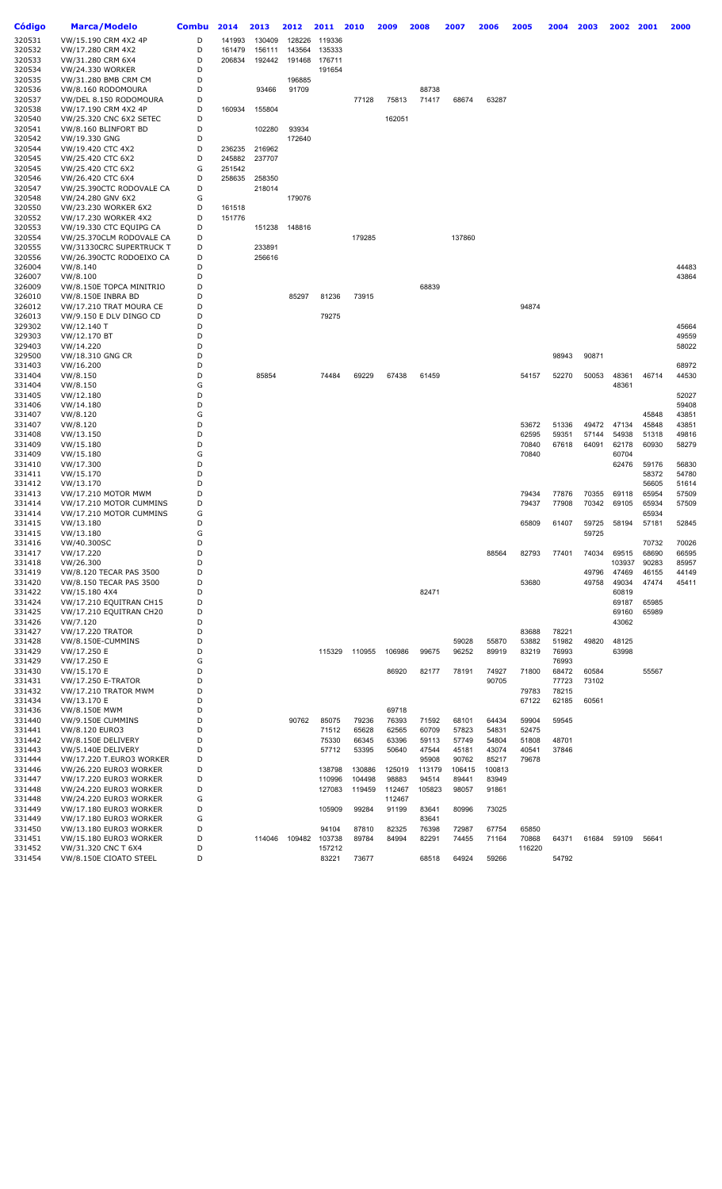| Código | Marca/Modelo | Combu | 2014 | 2013 | 2012 | 2011 | 2010 | 2009 | 2008 | 2007 | 2006 | 2005 | 2004 | 2003 | 2002 | 2001 | 2000 |
|---|---|---|---|---|---|---|---|---|---|---|---|---|---|---|---|---|---|
| 320531 | VW/15.190 CRM 4X2 4P | D | 141993 | 130409 | 128226 | 119336 | | | | | | | | | | | |
| 320532 | VW/17.280 CRM 4X2 | D | 161479 | 156111 | 143564 | 135333 | | | | | | | | | | | |
| 320533 | VW/31.280 CRM 6X4 | D | 206834 | 192442 | 191468 | 176711 | | | | | | | | | | | |
| 320534 | VW/24.330 WORKER | D | | | | 191654 | | | | | | | | | | | |
| 320535 | VW/31.280 BMB CRM CM | D | | | 196885 | | | | | | | | | | | | |
| 320536 | VW/8.160 RODOMOURA | D | | 93466 | 91709 | | | | 88738 | | | | | | | | |
| 320537 | VW/DEL 8.150 RODOMOURA | D | | | | | 77128 | 75813 | 71417 | 68674 | 63287 | | | | | | |
| 320538 | VW/17.190 CRM 4X2 4P | D | 160934 | 155804 | | | | | | | | | | | | | |
| 320540 | VW/25.320 CNC 6X2 SETEC | D | | | | | | 162051 | | | | | | | | | |
| 320541 | VW/8.160 BLINFORT BD | D | | 102280 | 93934 | | | | | | | | | | | | |
| 320542 | VW/19.330 GNG | D | | | 172640 | | | | | | | | | | | | |
| 320544 | VW/19.420 CTC 4X2 | D | 236235 | 216962 | | | | | | | | | | | | | |
| 320545 | VW/25.420 CTC 6X2 | D | 245882 | 237707 | | | | | | | | | | | | | |
| 320545 | VW/25.420 CTC 6X2 | G | 251542 | | | | | | | | | | | | | | |
| 320546 | VW/26.420 CTC 6X4 | D | 258635 | 258350 | | | | | | | | | | | | | |
| 320547 | VW/25.390CTC RODOVALE CA | D | | 218014 | | | | | | | | | | | | | |
| 320548 | VW/24.280 GNV 6X2 | G | | | 179076 | | | | | | | | | | | | |
| 320550 | VW/23.230 WORKER 6X2 | D | 161518 | | | | | | | | | | | | | | |
| 320552 | VW/17.230 WORKER 4X2 | D | 151776 | | | | | | | | | | | | | | |
| 320553 | VW/19.330 CTC EQUIPG CA | D | | 151238 | 148816 | | | | | | | | | | | | |
| 320554 | VW/25.370CLM RODOVALE CA | D | | | | | 179285 | | | 137860 | | | | | | | |
| 320555 | VW/31330CRC SUPERTRUCK T | D | | 233891 | | | | | | | | | | | | | |
| 320556 | VW/26.390CTC RODOEIXO CA | D | | 256616 | | | | | | | | | | | | | |
| 326004 | VW/8.140 | D | | | | | | | | | | | | | | | 44483 |
| 326007 | VW/8.100 | D | | | | | | | | | | | | | | | 43864 |
| 326009 | VW/8.150E TOPCA MINITRIO | D | | | | | | | 68839 | | | | | | | | |
| 326010 | VW/8.150E INBRA BD | D | | | 85297 | 81236 | 73915 | | | | | | | | | | |
| 326012 | VW/17.210 TRAT MOURA CE | D | | | | | | | | | | 94874 | | | | | |
| 326013 | VW/9.150 E DLV DINGO CD | D | | | | 79275 | | | | | | | | | | | |
| 329302 | VW/12.140 T | D | | | | | | | | | | | | | | | 45664 |
| 329303 | VW/12.170 BT | D | | | | | | | | | | | | | | | 49559 |
| 329403 | VW/14.220 | D | | | | | | | | | | | | | | | 58022 |
| 329500 | VW/18.310 GNG CR | D | | | | | | | | | | | 98943 | 90871 | | | |
| 331403 | VW/16.200 | D | | | | | | | | | | | | | | | 68972 |
| 331404 | VW/8.150 | D | | 85854 | | 74484 | 69229 | 67438 | 61459 | | | 54157 | 52270 | 50053 | 48361 | 46714 | 44530 |
| 331404 | VW/8.150 | G | | | | | | | | | | | | | 48361 | | |
| 331405 | VW/12.180 | D | | | | | | | | | | | | | | | 52027 |
| 331406 | VW/14.180 | D | | | | | | | | | | | | | | | 59408 |
| 331407 | VW/8.120 | G | | | | | | | | | | | | | | 45848 | 43851 |
| 331407 | VW/8.120 | D | | | | | | | | | | 53672 | 51336 | 49472 | 47134 | 45848 | 43851 |
| 331408 | VW/13.150 | D | | | | | | | | | | 62595 | 59351 | 57144 | 54938 | 51318 | 49816 |
| 331409 | VW/15.180 | D | | | | | | | | | | 70840 | 67618 | 64091 | 62178 | 60930 | 58279 |
| 331409 | VW/15.180 | G | | | | | | | | | | 70840 | | | 60704 | | |
| 331410 | VW/17.300 | D | | | | | | | | | | | | | 62476 | 59176 | 56830 |
| 331411 | VW/15.170 | D | | | | | | | | | | | | | | 58372 | 54780 |
| 331412 | VW/13.170 | D | | | | | | | | | | | | | | 56605 | 51614 |
| 331413 | VW/17.210 MOTOR MWM | D | | | | | | | | | | 79434 | 77876 | 70355 | 69118 | 65954 | 57509 |
| 331414 | VW/17.210 MOTOR CUMMINS | D | | | | | | | | | | 79437 | 77908 | 70342 | 69105 | 65934 | 57509 |
| 331414 | VW/17.210 MOTOR CUMMINS | G | | | | | | | | | | | | | | 65934 | |
| 331415 | VW/13.180 | D | | | | | | | | | | 65809 | 61407 | 59725 | 58194 | 57181 | 52845 |
| 331415 | VW/13.180 | G | | | | | | | | | | | | 59725 | | | |
| 331416 | VW/40.300SC | D | | | | | | | | | | | | | | 70732 | 70026 |
| 331417 | VW/17.220 | D | | | | | | | | | 88564 | 82793 | 77401 | 74034 | 69515 | 68690 | 66595 |
| 331418 | VW/26.300 | D | | | | | | | | | | | | | 103937 | 90283 | 85957 |
| 331419 | VW/8.120 TECAR PAS 3500 | D | | | | | | | | | | | | 49796 | 47469 | 46155 | 44149 |
| 331420 | VW/8.150 TECAR PAS 3500 | D | | | | | | | | | | 53680 | | 49758 | 49034 | 47474 | 45411 |
| 331422 | VW/15.180 4X4 | D | | | | | | | 82471 | | | | | | 60819 | | |
| 331424 | VW/17.210 EQUITRAN CH15 | D | | | | | | | | | | | | | 69187 | 65985 | |
| 331425 | VW/17.210 EQUITRAN CH20 | D | | | | | | | | | | | | | 69160 | 65989 | |
| 331426 | VW/7.120 | D | | | | | | | | | | | | | 43062 | | |
| 331427 | VW/17.220 TRATOR | D | | | | | | | | | | 83688 | 78221 | | | | |
| 331428 | VW/8.150E-CUMMINS | D | | | | | | | | 59028 | 55870 | 53882 | 51982 | 49820 | 48125 | | |
| 331429 | VW/17.250 E | D | | | | 115329 | 110955 | 106986 | 99675 | 96252 | 89919 | 83219 | 76993 | | 63998 | | |
| 331429 | VW/17.250 E | G | | | | | | | | | | | 76993 | | | | |
| 331430 | VW/15.170 E | D | | | | | | 86920 | 82177 | 78191 | 74927 | 71800 | 68472 | 60584 | | 55567 | |
| 331431 | VW/17.250 E-TRATOR | D | | | | | | | | | 90705 | | 77723 | 73102 | | | |
| 331432 | VW/17.210 TRATOR MWM | D | | | | | | | | | | 79783 | 78215 | | | | |
| 331434 | VW/13.170 E | D | | | | | | | | | | 67122 | 62185 | 60561 | | | |
| 331436 | VW/8.150E MWM | D | | | | | | 69718 | | | | | | | | | |
| 331440 | VW/9.150E CUMMINS | D | | | 90762 | 85075 | 79236 | 76393 | 71592 | 68101 | 64434 | 59904 | 59545 | | | | |
| 331441 | VW/8.120 EURO3 | D | | | | 71512 | 65628 | 62565 | 60709 | 57823 | 54831 | 52475 | | | | | |
| 331442 | VW/8.150E DELIVERY | D | | | | 75330 | 66345 | 63396 | 59113 | 57749 | 54804 | 51808 | 48701 | | | | |
| 331443 | VW/5.140E DELIVERY | D | | | | 57712 | 53395 | 50640 | 47544 | 45181 | 43074 | 40541 | 37846 | | | | |
| 331444 | VW/17.220 T.EURO3 WORKER | D | | | | | | | 95908 | 90762 | 85217 | 79678 | | | | | |
| 331446 | VW/26.220 EURO3 WORKER | D | | | | 138798 | 130886 | 125019 | 113179 | 106415 | 100813 | | | | | | |
| 331447 | VW/17.220 EURO3 WORKER | D | | | | 110996 | 104498 | 98883 | 94514 | 89441 | 83949 | | | | | | |
| 331448 | VW/24.220 EURO3 WORKER | D | | | | 127083 | 119459 | 112467 | 105823 | 98057 | 91861 | | | | | | |
| 331448 | VW/24.220 EURO3 WORKER | G | | | | | | 112467 | | | | | | | | | |
| 331449 | VW/17.180 EURO3 WORKER | D | | | | 105909 | 99284 | 91199 | 83641 | 80996 | 73025 | | | | | | |
| 331449 | VW/17.180 EURO3 WORKER | G | | | | | | | 83641 | | | | | | | | |
| 331450 | VW/13.180 EURO3 WORKER | D | | | | 94104 | 87810 | 82325 | 76398 | 72987 | 67754 | 65850 | | | | | |
| 331451 | VW/15.180 EURO3 WORKER | D | | 114046 | 109482 | 103738 | 89784 | 84994 | 82291 | 74455 | 71164 | 70868 | 64371 | 61684 | 59109 | 56641 | |
| 331452 | VW/31.320 CNC T 6X4 | D | | | | 157212 | | | | | | 116220 | | | | | |
| 331454 | VW/8.150E CIOATO STEEL | D | | | | 83221 | 73677 | | 68518 | 64924 | 59266 | | 54792 | | | | |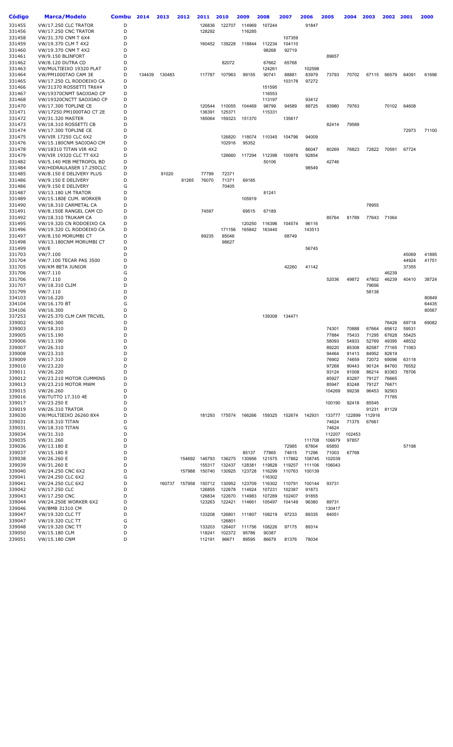| Código | Marca/Modelo | Combu | 2014 | 2013 | 2012 | 2011 | 2010 | 2009 | 2008 | 2007 | 2006 | 2005 | 2004 | 2003 | 2002 | 2001 | 2000 |
|---|---|---|---|---|---|---|---|---|---|---|---|---|---|---|---|---|---|
| 331455 | VW/17.250 CLC TRATOR | D | | | | 126836 | 122707 | 114969 | 107244 | | 91847 | | | | | | |
| 331456 | VW/17.250 CNC TRATOR | D | | | | 128292 | | 116285 | | | | | | | | | |
| 331458 | VW/31.370 CNM T 6X4 | D | | | | | | | | 107359 | | | | | | | |
| 331459 | VW/19.370 CLM T 4X2 | D | | | | 160452 | 139228 | 118844 | 112234 | 104110 | | | | | | | |
| 331460 | VW/19.370 CNM T 4X2 | D | | | | | | | 98268 | 92719 | | | | | | | |
| 331461 | VW/9.150 BLINFORT | D | | | | | | | | | | 89657 | | | | | |
| 331462 | VW/8.120 DUTRA CD | D | | | | | 82072 | | 67662 | 65768 | | | | | | | |
| 331463 | VW/MULTIEIXO 19320 PLAT | D | | | | | | | 124261 | | 102598 | | | | | | |
| 331464 | VW/PM1000TAO CAM 3E | D | 134439 | 130483 | | 117787 | 107963 | 99155 | 90741 | 88881 | 83979 | 73793 | 70702 | 67115 | 66579 | 64091 | 61696 |
| 331465 | VW/17.250 CL RODOEIXO CA | D | | | | | | | | 103178 | 97272 | | | | | | |
| 331466 | VW/31370 ROSSETTI TR6X4 | D | | | | | | | 151595 | | | | | | | | |
| 331467 | VW/19370CNMT SAOJOAO CP | D | | | | | | | 116553 | | | | | | | | |
| 331468 | VW/19320CNCTT SAOJOAO CP | D | | | | | | | 113197 | | 93412 | | | | | | |
| 331470 | VW/17.300 TOPLINE CE | D | | | | 120544 | 110055 | 104469 | 98799 | 94589 | 88725 | 83980 | 79763 | | 70102 | 64608 | |
| 331471 | VW/17250 PM1000TAO CT 2E | D | | | | 136391 | 125371 | 115331 | | | | | | | | | |
| 331472 | VW/31.320 MASTER | D | | | | 185064 | 159323 | 151370 | | 135617 | | | | | | | |
| 331473 | VW/18.310 ROSSETTI CB | D | | | | | | | | | | 82414 | 79589 | | | | |
| 331474 | VW/17.300 TOPLINE CE | D | | | | | | | | | | | | | | 72973 | 71100 |
| 331475 | VW/VIR 17250 CLC 6X2 | D | | | | | 126820 | 118074 | 110345 | 104796 | 94009 | | | | | | |
| 331476 | VW/15.180CNM SAOJOAO CM | D | | | | | 102916 | 95352 | | | | | | | | | |
| 331478 | VW/18310 TITAN VIR 4X2 | D | | | | | | | | | 86047 | 80269 | 76823 | 72822 | 70591 | 67724 | |
| 331479 | VW/VIR 19320 CLC TT 6X2 | D | | | | | 126660 | 117294 | 112398 | 100978 | 92854 | | | | | | |
| 331482 | VW/5.140 MIB METROPOL BD | D | | | | | | | 50106 | | | 42746 | | | | | |
| 331484 | VW/HIDRAULASER 17.250CLC | D | | | | | | | | | 98549 | | | | | | |
| 331485 | VW/8.150 E DELIVERY PLUS | D | | 91020 | | 77799 | 72371 | | | | | | | | | | |
| 331486 | VW/9.150 E DELIVERY | D | | | 81265 | 76070 | 71371 | 69185 | | | | | | | | | |
| 331486 | VW/9.150 E DELIVERY | G | | | | | 70405 | | | | | | | | | | |
| 331487 | VW/13.180 LM TRATOR | D | | | | | | | 81241 | | | | | | | | |
| 331489 | VW/15.180E CUM. WORKER | D | | | | | | 105919 | | | | | | | | | |
| 331490 | VW/18.310 CARMETAL CA | D | | | | | | | | | | | | 78955 | | | |
| 331491 | VW/8.150E RANGEL CAM CD | D | | | | 74597 | | 69515 | 67189 | | | | | | | | |
| 331492 | VW/18.310 TRUKAM CA | D | | | | | | | | | | 85764 | 81789 | 77643 | 71064 | | |
| 331495 | VW/19.320 CN RODOEIXO CA | D | | | | | | 120250 | 116396 | 104574 | 96116 | | | | | | |
| 331496 | VW/19.320 CL RODOEIXO CA | D | | | | | 171156 | 165842 | 163440 | | 143513 | | | | | | |
| 331497 | VW/8.150 MORUMBI CT | D | | | | 89235 | 85046 | | | 68749 | | | | | | | |
| 331498 | VW/13.180CNM MORUMBI CT | D | | | | | 98627 | | | | | | | | | | |
| 331499 | VW/E | D | | | | | | | | | 56745 | | | | | | |
| 331703 | VW/7.100 | D | | | | | | | | | | | | | | 45069 | 41895 |
| 331704 | VW/7.100 TECAR PAS 3500 | D | | | | | | | | | | | | | | 44924 | 41751 |
| 331705 | VW/KM BETA JUNIOR | D | | | | | | | | 42260 | 41142 | | | | | 37355 | |
| 331706 | VW/7.110 | G | | | | | | | | | | | | | 46239 | | |
| 331706 | VW/7.110 | D | | | | | | | | | | 52036 | 49872 | 47802 | 46239 | 40410 | 38724 |
| 331707 | VW/18.310 CLIM | D | | | | | | | | | | | | 79656 | | | |
| 331799 | VW/7.110 | D | | | | | | | | | | | | 58138 | | | |
| 334103 | VW/16.220 | D | | | | | | | | | | | | | | | 80849 |
| 334104 | VW/16.170 BT | G | | | | | | | | | | | | | | | 64435 |
| 334106 | VW/16.300 | D | | | | | | | | | | | | | | | 80567 |
| 337253 | VW/25.370 CLM CAM TRCVEL | D | | | | | | | 139308 | 134471 | | | | | | | |
| 339002 | VW/40.300 | D | | | | | | | | | | | | | 76426 | 69718 | 69082 |
| 339003 | VW/18.310 | D | | | | | | | | | | 74301 | 70888 | 67664 | 65612 | 59531 | |
| 339005 | VW/15.190 | D | | | | | | | | | | 77884 | 75433 | 71295 | 67628 | 55425 | |
| 339006 | VW/13.190 | D | | | | | | | | | | 58093 | 54933 | 52769 | 49395 | 48532 | |
| 339007 | VW/26.310 | D | | | | | | | | | | 89220 | 85308 | 82587 | 77165 | 71063 | |
| 339008 | VW/23.310 | D | | | | | | | | | | 94464 | 91413 | 84952 | 82619 | | |
| 339009 | VW/17.310 | D | | | | | | | | | | 76902 | 74659 | 72072 | 69096 | 63118 | |
| 339010 | VW/23.220 | D | | | | | | | | | | 97268 | 90443 | 90124 | 84760 | 76552 | |
| 339011 | VW/26.220 | D | | | | | | | | | | 93124 | 91008 | 86214 | 83363 | 78706 | |
| 339012 | VW/23.210 MOTOR CUMMINS | D | | | | | | | | | | 85927 | 83287 | 79127 | 76665 | | |
| 339013 | VW/23.210 MOTOR MWM | D | | | | | | | | | | 85947 | 83248 | 79127 | 76671 | | |
| 339015 | VW/26.260 | D | | | | | | | | | | 104269 | 99238 | 96453 | 92563 | | |
| 339016 | VW/TUTTO 17.310 4E | D | | | | | | | | | | | | | 71785 | | |
| 339017 | VW/23.250 E | D | | | | | | | | | | 100190 | 92418 | 85545 | | | |
| 339019 | VW/26.310 TRATOR | D | | | | | | | | | | | | 91231 | 81129 | | |
| 339030 | VW/MULTIEIXO 26260 8X4 | D | | | | 181293 | 175574 | 166266 | 159325 | 152674 | 142931 | 133777 | 122899 | 112916 | | | |
| 339031 | VW/18.310 TITAN | D | | | | | | | | | | 74624 | 71375 | 67661 | | | |
| 339031 | VW/18.310 TITAN | G | | | | | | | | | | 74624 | | | | | |
| 339034 | VW/31.310 | D | | | | | | | | | | 112207 | 102453 | | | | |
| 339035 | VW/31.260 | D | | | | | | | | | | 106679 | 97857 | | | | |
| 339036 | VW/13.180 E | D | | | | | | | | 72985 | 67804 | 65850 | | | | 57198 | |
| 339037 | VW/15.180 E | D | | | | | | 85137 | 77865 | 74615 | 71296 | 71003 | 67768 | | | | |
| 339038 | VW/26.260 E | D | | | 154692 | 146793 | 136275 | 130956 | 121575 | 117862 | 108745 | 102039 | | | | | |
| 339039 | VW/31.260 E | D | | | | 155317 | 132437 | 128381 | 119828 | 119257 | 111106 | 106043 | | | | | |
| 339040 | VW/24.250 CNC 6X2 | D | | | 157988 | 150740 | 130925 | 123728 | 116299 | 110763 | 100139 | | | | | | |
| 339041 | VW/24.250 CLC 6X2 | G | | | | | | | 116302 | | | | | | | | |
| 339041 | VW/24.250 CLC 6X2 | D | | 160737 | 157958 | 150712 | 130952 | 123709 | 116302 | 110791 | 100144 | 93731 | | | | | |
| 339042 | VW/17.250 CLC | D | | | | 126855 | 122678 | 114924 | 107231 | 102387 | 91873 | | | | | | |
| 339043 | VW/17.250 CNC | D | | | | 126834 | 122670 | 114983 | 107289 | 102407 | 91855 | | | | | | |
| 339044 | VW/24.250E WORKER 6X2 | D | | | | 123263 | 122421 | 114661 | 105497 | 104149 | 96380 | 89731 | | | | | |
| 339046 | VW/BMB 31310 CM | D | | | | | | | | | | 130417 | | | | | |
| 339047 | VW/19.320 CLC TT | D | | | | 133208 | 126801 | 111807 | 108219 | 97233 | 89335 | 84051 | | | | | |
| 339047 | VW/19.320 CLC TT | G | | | | | 126801 | | | | | | | | | | |
| 339048 | VW/19.320 CNC TT | D | | | | 133203 | 126407 | 111756 | 108226 | 97175 | 89314 | | | | | | |
| 339050 | VW/15.180 CLM | D | | | | 118241 | 102372 | 95786 | 90387 | | | | | | | | |
| 339051 | VW/15.180 CNM | D | | | | 112191 | 96671 | 89595 | 86679 | 81376 | 78034 | | | | | | |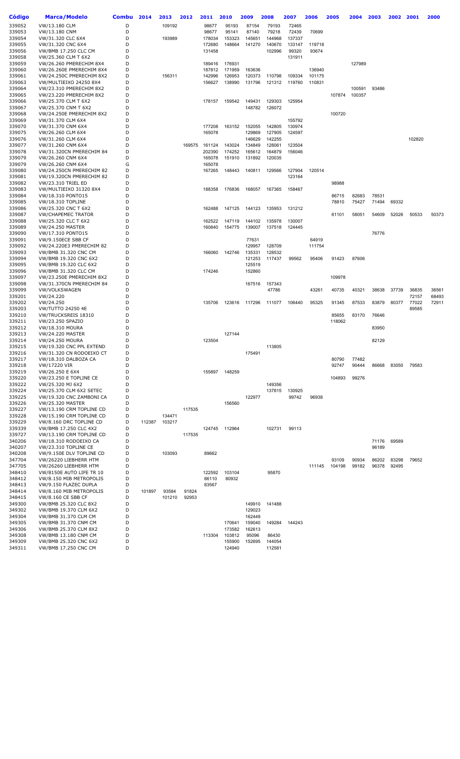| Código | Marca/Modelo | Combu | 2014 | 2013 | 2012 | 2011 | 2010 | 2009 | 2008 | 2007 | 2006 | 2005 | 2004 | 2003 | 2002 | 2001 | 2000 |
|---|---|---|---|---|---|---|---|---|---|---|---|---|---|---|---|---|---|
| 339052 | VW/13.180 CLM | D | | 109192 | | 98677 | 95193 | 87154 | 79193 | 72465 | | | | | | | |
| 339053 | VW/13.180 CNM | D | | | | 98677 | 95141 | 87140 | 79218 | 72439 | 70699 | | | | | | |
| 339054 | VW/31.320 CLC 6X4 | D | | 193989 | | 178034 | 153323 | 145651 | 144968 | 137337 | | | | | | | |
| 339055 | VW/31.320 CNC 6X4 | D | | | | 172680 | 148664 | 141270 | 140670 | 133147 | 119718 | | | | | | |
| 339056 | VW/BMB 17.250 CLC CM | D | | | | 131458 | | | 102996 | 99320 | 93674 | | | | | | |
| 339058 | VW/25.360 CLM T 6X2 | D | | | | | | | | 131911 | | | | | | | |
| 339059 | VW/26.260 PMERECHIM 8X4 | D | | | | 189416 | 176931 | | | | | | 127989 | | | | |
| 339060 | VW/26.260E PMERECHIM 8X4 | D | | | | 187812 | 171959 | 163636 | | | 136940 | | | | | | |
| 339061 | VW/24.250C PMERECHIM 8X2 | D | | 156311 | | 142996 | 126953 | 120373 | 110798 | 109334 | 101175 | | | | | | |
| 339063 | VW/MULTIEIXO 24250 8X4 | D | | | | 156627 | 138990 | 131796 | 121312 | 119760 | 110831 | | | | | | |
| 339064 | VW/23.310 PMERECHIM 8X2 | D | | | | | | | | | | | 100591 | 93486 | | | |
| 339065 | VW/23.220 PMERECHIM 8X2 | D | | | | | | | | | | 107874 | 100357 | | | | |
| 339066 | VW/25.370 CLM T 6X2 | D | | | | 178157 | 159542 | 149431 | 129303 | 125954 | | | | | | | |
| 339067 | VW/25.370 CNM T 6X2 | D | | | | | | 148782 | 126072 | | | | | | | | |
| 339068 | VW/24.250E PMERECHIM 8X2 | D | | | | | | | | | | 100720 | | | | | |
| 339069 | VW/31.370 CLM 6X4 | D | | | | | | | | 155792 | | | | | | | |
| 339070 | VW/31.370 CNM 6X4 | D | | | | 177208 | 163152 | 152055 | 142805 | 130974 | | | | | | | |
| 339075 | VW/26.260 CLM 6X4 | D | | | | 165078 | | 129869 | 127905 | 124597 | | | | | | | |
| 339076 | VW/31.260 CLM 6X4 | D | | | | | | 146629 | 142255 | | | | | | | 102820 | |
| 339077 | VW/31.260 CNM 6X4 | D | | | 169575 | 161124 | 143024 | 134849 | 128061 | 123504 | | | | | | | |
| 339078 | VW/31.320CN PMERECHIM 84 | D | | | | 202390 | 174252 | 165612 | 164879 | 156046 | | | | | | | |
| 339079 | VW/26.260 CNM 6X4 | D | | | | 165078 | 151910 | 131892 | 120035 | | | | | | | | |
| 339079 | VW/26.260 CNM 6X4 | G | | | | 165078 | | | | | | | | | | | |
| 339080 | VW/24.250CN PMERECHIM 82 | D | | | | 167265 | 148443 | 140811 | 129566 | 127904 | 120514 | | | | | | |
| 339081 | VW/19.320CN PMERECHIM 82 | D | | | | | | | | 123164 | | | | | | | |
| 339082 | VW/23.310 TRIEL ED | D | | | | | | | | | | 98988 | | | | | |
| 339083 | VW/MULTIEIXO 31320 8X4 | D | | | | 188358 | 176836 | 168057 | 167365 | 158467 | | | | | | | |
| 339084 | VW/18.310 PONTO15 | D | | | | | | | | | | 86715 | 82683 | 78531 | | | |
| 339085 | VW/18.310 TOPLINE | D | | | | | | | | | | 78810 | 75427 | 71494 | 69332 | | |
| 339086 | VW/25.320 CNC T 6X2 | D | | | | 162488 | 147125 | 144123 | 135953 | 131212 | | | | | | | |
| 339087 | VW/CHAPEMEC TRATOR | D | | | | | | | | | | 61101 | 58051 | 54609 | 52026 | 50533 | 50373 |
| 339088 | VW/25.320 CLC T 6X2 | D | | | | 162522 | 147119 | 144102 | 135978 | 130007 | | | | | | | |
| 339089 | VW/24.250 MASTER | D | | | | 160840 | 154775 | 139007 | 137518 | 124445 | | | | | | | |
| 339090 | VW/17.310 PONTO15 | D | | | | | | | | | | | | 76776 | | | |
| 339091 | VW/9.150ECE SBB CF | D | | | | | | 77631 | | | 64919 | | | | | | |
| 339092 | VW/24.220E3 PMERECHIM 82 | D | | | | | | 129957 | 128709 | | 111754 | | | | | | |
| 339093 | VW/BMB 31.320 CNC CM | D | | | | 166060 | 142746 | 135331 | 128532 | | | | | | | | |
| 339094 | VW/BMB 19.320 CNC 6X2 | D | | | | | | 121253 | 117437 | 99562 | 95406 | 91423 | 87606 | | | | |
| 339095 | VW/BMB 19.320 CLC 6X2 | D | | | | | | 125519 | | | | | | | | | |
| 339096 | VW/BMB 31.320 CLC CM | D | | | | 174246 | | 152860 | | | | | | | | | |
| 339097 | VW/23.250E PMERECHIM 8X2 | D | | | | | | | | | | 109978 | | | | | |
| 339098 | VW/31.370CN PMERECHIM 84 | D | | | | | | 167516 | 157343 | | | | | | | | |
| 339099 | VW/VOLKSWAGEN | D | | | | | | | 47786 | | 43261 | 40735 | 40321 | 38638 | 37739 | 36835 | 36561 |
| 339201 | VW/24.220 | D | | | | | | | | | | | | | | 72157 | 68493 |
| 339202 | VW/24.250 | D | | | | 135706 | 123616 | 117296 | 111077 | 106440 | 95325 | 91345 | 87533 | 83879 | 80377 | 77022 | 72911 |
| 339203 | VW/TUTTO 24250 4E | D | | | | | | | | | | | | | | 89585 | |
| 339210 | VW/TRUCKSREIS 18310 | D | | | | | | | | | | 85655 | 83170 | 76646 | | | |
| 339211 | VW/23.250 SPAZIO | D | | | | | | | | | | 118062 | | | | | |
| 339212 | VW/18.310 MOURA | D | | | | | | | | | | | | 83950 | | | |
| 339213 | VW/24.220 MASTER | D | | | | | 127144 | | | | | | | | | | |
| 339214 | VW/24.250 MOURA | D | | | | 123504 | | | | | | | | 82129 | | | |
| 339215 | VW/19.320 CNC PPL EXTEND | D | | | | | | | 113805 | | | | | | | | |
| 339216 | VW/31.320 CN RODOEIXO CT | D | | | | | | 175491 | | | | | | | | | |
| 339217 | VW/18.310 DALBOZA CA | D | | | | | | | | | | 80790 | 77482 | | | | |
| 339218 | VW/17220 VIR | D | | | | | | | | | | 92747 | 90444 | 86668 | 83050 | 79583 | |
| 339219 | VW/26.250 E 6X4 | D | | | | 155897 | 148259 | | | | | | | | | | |
| 339220 | VW/23.250 E TOPLINE CE | D | | | | | | | | | | 104893 | 99276 | | | | |
| 339222 | VW/25.320 MJ 6X2 | D | | | | | | | 149356 | | | | | | | | |
| 339224 | VW/25.370 CLM 6X2 SETEC | D | | | | | | | 137815 | 130925 | | | | | | | |
| 339225 | VW/19.320 CNC ZAMBONI CA | D | | | | | | 122977 | | 99742 | 96938 | | | | | | |
| 339226 | VW/25.320 MASTER | D | | | | | 156560 | | | | | | | | | | |
| 339227 | VW/13.190 CRM TOPLINE CD | D | | | 117535 | | | | | | | | | | | | |
| 339228 | VW/15.190 CRM TOPLINE CD | D | | 134471 | | | | | | | | | | | | | |
| 339229 | VW/8.160 DRC TOPLINE CD | D | 112387 | 103217 | | | | | | | | | | | | | |
| 339339 | VW/BMB 17.250 CLC 4X2 | D | | | | 124745 | 112964 | | 102731 | 99113 | | | | | | | |
| 339727 | VW/13.190 CRM TOPLINE CD | D | | | 117535 | | | | | | | | | | | | |
| 340206 | VW/18.310 RODOEIXO CA | D | | | | | | | | | | | | 71176 | 69589 | | |
| 340207 | VW/23.310 TOPLINE CE | D | | | | | | | | | | | | 96189 | | | |
| 340208 | VW/9.150E DLV TOPLINE CD | D | | 103093 | | 89662 | | | | | | | | | | | |
| 347704 | VW/26220 LIEBHERR HTM | D | | | | | | | | | | 93109 | 90934 | 86202 | 83298 | 79652 | |
| 347705 | VW/26260 LIEBHERR HTM | D | | | | | | | | | 111145 | 104198 | 99182 | 96378 | 92495 | | |
| 348410 | VW/8150E AUTO LIFE TR 10 | D | | | | 122592 | 103104 | | 95870 | | | | | | | | |
| 348412 | VW/8.150 MIB METROPOLIS | D | | | | 86110 | 80932 | | | | | | | | | | |
| 348413 | VW/9.150 FLAZEC DUPLA | D | | | | 83567 | | | | | | | | | | | |
| 348414 | VW/8.160 MIB METROPOLIS | D | 101897 | 93584 | 91824 | | | | | | | | | | | | |
| 348415 | VW/8.160 CE SBB CF | D | | 101210 | 92953 | | | | | | | | | | | | |
| 349300 | VW/BMB 25.320 CLC 8X2 | D | | | | | | 149910 | 141488 | | | | | | | | |
| 349302 | VW/BMB 19.370 CLM 6X2 | D | | | | | | 129023 | | | | | | | | | |
| 349304 | VW/BMB 31.370 CLM CM | D | | | | | | 162449 | | | | | | | | | |
| 349305 | VW/BMB 31.370 CNM CM | D | | | | | 170641 | 159040 | 149284 | 144243 | | | | | | | |
| 349306 | VW/BMB 25.370 CLM 8X2 | D | | | | | 173582 | 162613 | | | | | | | | | |
| 349308 | VW/BMB 13.180 CNM CM | D | | | | 113304 | 103812 | 95096 | 86430 | | | | | | | | |
| 349309 | VW/BMB 25.320 CNC 6X2 | D | | | | | 155900 | 152695 | 144054 | | | | | | | | |
| 349311 | VW/BMB 17.250 CNC CM | D | | | | | 124940 | | 112581 | | | | | | | | |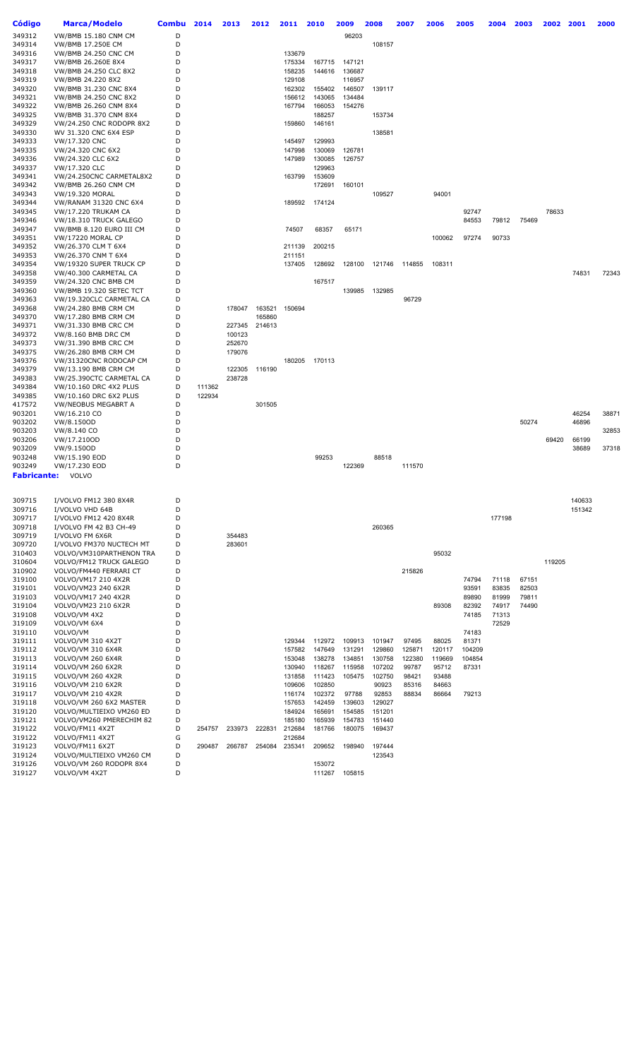| Código | Marca/Modelo | Combu | 2014 | 2013 | 2012 | 2011 | 2010 | 2009 | 2008 | 2007 | 2006 | 2005 | 2004 | 2003 | 2002 | 2001 | 2000 |
|---|---|---|---|---|---|---|---|---|---|---|---|---|---|---|---|---|---|
| 349312 | VW/BMB 15.180 CNM CM | D | | | | | | 96203 | | | | | | | | | |
| 349314 | VW/BMB 17.250E CM | D | | | | | | | 108157 | | | | | | | | |
| 349316 | VW/BMB 24.250 CNC CM | D | | | | 133679 | | | | | | | | | | | |
| 349317 | VW/BMB 26.260E 8X4 | D | | | | 175334 | 167715 | 147121 | | | | | | | | | |
| 349318 | VW/BMB 24.250 CLC 8X2 | D | | | | 158235 | 144616 | 136687 | | | | | | | | | |
| 349319 | VW/BMB 24.220 8X2 | D | | | | 129108 | | 116957 | | | | | | | | | |
| 349320 | VW/BMB 31.230 CNC 8X4 | D | | | | 162302 | 155402 | 146507 | 139117 | | | | | | | | |
| 349321 | VW/BMB 24.250 CNC 8X2 | D | | | | 156612 | 143065 | 134484 | | | | | | | | | |
| 349322 | VW/BMB 26.260 CNM 8X4 | D | | | | 167794 | 166053 | 154276 | | | | | | | | | |
| 349325 | VW/BMB 31.370 CNM 8X4 | D | | | | | 188257 | | 153734 | | | | | | | | |
| 349329 | VW/24.250 CNC RODOPR 8X2 | D | | | | 159860 | 146161 | | | | | | | | | | |
| 349330 | WV 31.320 CNC 6X4 ESP | D | | | | | | | 138581 | | | | | | | | |
| 349333 | VW/17.320 CNC | D | | | | 145497 | 129993 | | | | | | | | | | |
| 349335 | VW/24.320 CNC 6X2 | D | | | | 147998 | 130069 | 126781 | | | | | | | | | |
| 349336 | VW/24.320 CLC 6X2 | D | | | | 147989 | 130085 | 126757 | | | | | | | | | |
| 349337 | VW/17.320 CLC | D | | | | | 129963 | | | | | | | | | | |
| 349341 | VW/24.250CNC CARMETAL8X2 | D | | | | 163799 | 153609 | | | | | | | | | | |
| 349342 | VW/BMB 26.260 CNM CM | D | | | | | 172691 | 160101 | | | | | | | | | |
| 349343 | VW/19.320 MORAL | D | | | | | | | 109527 | | 94001 | | | | | | |
| 349344 | VW/RANAM 31320 CNC 6X4 | D | | | | 189592 | 174124 | | | | | | | | | | |
| 349345 | VW/17.220 TRUKAM CA | D | | | | | | | | | | 92747 | | | 78633 | | |
| 349346 | VW/18.310 TRUCK GALEGO | D | | | | | | | | | | 84553 | 79812 | 75469 | | | |
| 349347 | VW/BMB 8.120 EURO III CM | D | | | | 74507 | 68357 | 65171 | | | | | | | | | |
| 349351 | VW/17220 MORAL CP | D | | | | | | | | | 100062 | 97274 | 90733 | | | | |
| 349352 | VW/26.370 CLM T 6X4 | D | | | | 211139 | 200215 | | | | | | | | | | |
| 349353 | VW/26.370 CNM T 6X4 | D | | | | 211151 | | | | | | | | | | | |
| 349354 | VW/19320 SUPER TRUCK CP | D | | | | 137405 | 128692 | 128100 | 121746 | 114855 | 108311 | | | | | | |
| 349358 | VW/40.300 CARMETAL CA | D | | | | | | | | | | | | | | 74831 | 72343 |
| 349359 | VW/24.320 CNC BMB CM | D | | | | | 167517 | | | | | | | | | | |
| 349360 | VW/BMB 19.320 SETEC TCT | D | | | | | | 139985 | 132985 | | | | | | | | |
| 349363 | VW/19.320CLC CARMETAL CA | D | | | | | | | | 96729 | | | | | | | |
| 349368 | VW/24.280 BMB CRM CM | D | | 178047 | 163521 | 150694 | | | | | | | | | | | |
| 349370 | VW/17.280 BMB CRM CM | D | | | 165860 | | | | | | | | | | | | |
| 349371 | VW/31.330 BMB CRC CM | D | | 227345 | 214613 | | | | | | | | | | | | |
| 349372 | VW/8.160 BMB DRC CM | D | | 100123 | | | | | | | | | | | | | |
| 349373 | VW/31.390 BMB CRC CM | D | | 252670 | | | | | | | | | | | | | |
| 349375 | VW/26.280 BMB CRM CM | D | | 179076 | | | | | | | | | | | | | |
| 349376 | VW/31320CNC RODOCAP CM | D | | | | 180205 | 170113 | | | | | | | | | | |
| 349379 | VW/13.190 BMB CRM CM | D | | 122305 | 116190 | | | | | | | | | | | | |
| 349383 | VW/25.390CTC CARMETAL CA | D | | 238728 | | | | | | | | | | | | | |
| 349384 | VW/10.160 DRC 4X2 PLUS | D | 111362 | | | | | | | | | | | | | | |
| 349385 | VW/10.160 DRC 6X2 PLUS | D | 122934 | | | | | | | | | | | | | | |
| 417572 | VW/NEOBUS MEGABRT A | D | | | 301505 | | | | | | | | | | | | |
| 903201 | VW/16.210 CO | D | | | | | | | | | | | | | | 46254 | 38871 |
| 903202 | VW/8.150OD | D | | | | | | | | | | | | 50274 | | 46896 | |
| 903203 | VW/8.140 CO | D | | | | | | | | | | | | | | | 32853 |
| 903206 | VW/17.210OD | D | | | | | | | | | | | | | 69420 | 66199 | |
| 903209 | VW/9.150OD | D | | | | | | | | | | | | | | 38689 | 37318 |
| 903248 | VW/15.190 EOD | D | | | | | 99253 | | 88518 | | | | | | | | |
| 903249 | VW/17.230 EOD | D | | | | | | 122369 | | 111570 | | | | | | | |

**Fabricante:** VOLVO

| Código | Marca/Modelo | Combu | 2014 | 2013 | 2012 | 2011 | 2010 | 2009 | 2008 | 2007 | 2006 | 2005 | 2004 | 2003 | 2002 | 2001 | 2000 |
|---|---|---|---|---|---|---|---|---|---|---|---|---|---|---|---|---|---|
| 309715 | I/VOLVO FM12 380 8X4R | D | | | | | | | | | | | | | | 140633 | |
| 309716 | I/VOLVO VHD 64B | D | | | | | | | | | | | | | | 151342 | |
| 309717 | I/VOLVO FM12 420 8X4R | D | | | | | | | | | | | 177198 | | | | |
| 309718 | I/VOLVO FM 42 B3 CH-49 | D | | | | | | | 260365 | | | | | | | | |
| 309719 | I/VOLVO FM 6X6R | D | | 354483 | | | | | | | | | | | | | |
| 309720 | I/VOLVO FM370 NUCTECH MT | D | | 283601 | | | | | | | | | | | | | |
| 310403 | VOLVO/VM310PARTHENON TRA | D | | | | | | | | | 95032 | | | | | | |
| 310604 | VOLVO/FM12 TRUCK GALEGO | D | | | | | | | | | | | | | 119205 | | |
| 310902 | VOLVO/FM440 FERRARI CT | D | | | | | | | | 215826 | | | | | | | |
| 319100 | VOLVO/VM17 210 4X2R | D | | | | | | | | | | 74794 | 71118 | 67151 | | | |
| 319101 | VOLVO/VM23 240 6X2R | D | | | | | | | | | | 93591 | 83835 | 82503 | | | |
| 319103 | VOLVO/VM17 240 4X2R | D | | | | | | | | | | 89890 | 81999 | 79811 | | | |
| 319104 | VOLVO/VM23 210 6X2R | D | | | | | | | | | 89308 | 82392 | 74917 | 74490 | | | |
| 319108 | VOLVO/VM 4X2 | D | | | | | | | | | | 74185 | 71313 | | | | |
| 319109 | VOLVO/VM 6X4 | D | | | | | | | | | | | 72529 | | | | |
| 319110 | VOLVO/VM | D | | | | | | | | | | 74183 | | | | | |
| 319111 | VOLVO/VM 310 4X2T | D | | | | 129344 | 112972 | 109913 | 101947 | 97495 | 88025 | 81371 | | | | | |
| 319112 | VOLVO/VM 310 6X4R | D | | | | 157582 | 147649 | 131291 | 129860 | 125871 | 120117 | 104209 | | | | | |
| 319113 | VOLVO/VM 260 6X4R | D | | | | 153048 | 138278 | 134851 | 130758 | 122380 | 119669 | 104854 | | | | | |
| 319114 | VOLVO/VM 260 6X2R | D | | | | 130940 | 118267 | 115958 | 107202 | 99787 | 95712 | 87331 | | | | | |
| 319115 | VOLVO/VM 260 4X2R | D | | | | 131858 | 111423 | 105475 | 102750 | 98421 | 93488 | | | | | | |
| 319116 | VOLVO/VM 210 6X2R | D | | | | 109606 | 102850 | | 90923 | 85316 | 84663 | | | | | | |
| 319117 | VOLVO/VM 210 4X2R | D | | | | 116174 | 102372 | 97788 | 92853 | 88834 | 86664 | 79213 | | | | | |
| 319118 | VOLVO/VM 260 6X2 MASTER | D | | | | 157653 | 142459 | 139603 | 129027 | | | | | | | | |
| 319120 | VOLVO/MULTIEIXO VM260 ED | D | | | | 184924 | 165691 | 154585 | 151201 | | | | | | | | |
| 319121 | VOLVO/VM260 PMERECHIM 82 | D | | | | 185180 | 165939 | 154783 | 151440 | | | | | | | | |
| 319122 | VOLVO/FM11 4X2T | D | 254757 | 233973 | 222831 | 212684 | 181766 | 180075 | 169437 | | | | | | | | |
| 319122 | VOLVO/FM11 4X2T | G | | | | 212684 | | | | | | | | | | | |
| 319123 | VOLVO/FM11 6X2T | D | 290487 | 266787 | 254084 | 235341 | 209652 | 198940 | 197444 | | | | | | | | |
| 319124 | VOLVO/MULTIEIXO VM260 CM | D | | | | | | | 123543 | | | | | | | | |
| 319126 | VOLVO/VM 260 RODOPR 8X4 | D | | | | | 153072 | | | | | | | | | | |
| 319127 | VOLVO/VM 4X2T | D | | | | | 111267 | 105815 | | | | | | | | | |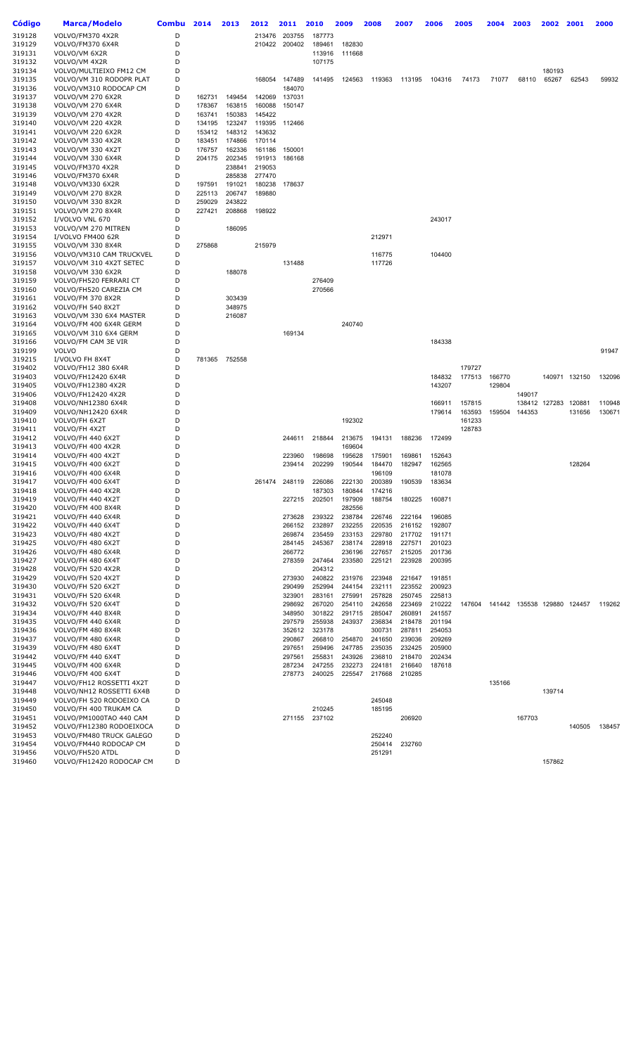| Código | Marca/Modelo | Combu | 2014 | 2013 | 2012 | 2011 | 2010 | 2009 | 2008 | 2007 | 2006 | 2005 | 2004 | 2003 | 2002 | 2001 | 2000 |
|---|---|---|---|---|---|---|---|---|---|---|---|---|---|---|---|---|---|
| 319128 | VOLVO/FM370 4X2R | D | | | 213476 | 203755 | 187773 | | | | | | | | | | |
| 319129 | VOLVO/FM370 6X4R | D | | | 210422 | 200402 | 189461 | 182830 | | | | | | | | | |
| 319131 | VOLVO/VM 6X2R | D | | | | | 113916 | 111668 | | | | | | | | | |
| 319132 | VOLVO/VM 4X2R | D | | | | | 107175 | | | | | | | | | | |
| 319134 | VOLVO/MULTIEIXO FM12 CM | D | | | | | | | | | | | | | 180193 | | |
| 319135 | VOLVO/VM 310 RODOPR PLAT | D | | | 168054 | 147489 | 141495 | 124563 | 119363 | 113195 | 104316 | 74173 | 71077 | 68110 | 65267 | 62543 | 59932 |
| 319136 | VOLVO/VM310 RODOCAP CM | D | | | | 184070 | | | | | | | | | | | |
| 319137 | VOLVO/VM 270 6X2R | D | 162731 | 149454 | 142069 | 137031 | | | | | | | | | | | |
| 319138 | VOLVO/VM 270 6X4R | D | 178367 | 163815 | 160088 | 150147 | | | | | | | | | | | |
| 319139 | VOLVO/VM 270 4X2R | D | 163741 | 150383 | 145422 | | | | | | | | | | | | |
| 319140 | VOLVO/VM 220 4X2R | D | 134195 | 123247 | 119395 | 112466 | | | | | | | | | | | |
| 319141 | VOLVO/VM 220 6X2R | D | 153412 | 148312 | 143632 | | | | | | | | | | | | |
| 319142 | VOLVO/VM 330 4X2R | D | 183451 | 174866 | 170114 | | | | | | | | | | | | |
| 319143 | VOLVO/VM 330 4X2T | D | 176757 | 162336 | 161186 | 150001 | | | | | | | | | | | |
| 319144 | VOLVO/VM 330 6X4R | D | 204175 | 202345 | 191913 | 186168 | | | | | | | | | | | |
| 319145 | VOLVO/FM370 4X2R | D | | 238841 | 219053 | | | | | | | | | | | | |
| 319146 | VOLVO/FM370 6X4R | D | | 285838 | 277470 | | | | | | | | | | | | |
| 319148 | VOLVO/VM330 6X2R | D | 197591 | 191021 | 180238 | 178637 | | | | | | | | | | | |
| 319149 | VOLVO/VM 270 8X2R | D | 225113 | 206747 | 189880 | | | | | | | | | | | | |
| 319150 | VOLVO/VM 330 8X2R | D | 259029 | 243822 | | | | | | | | | | | | | |
| 319151 | VOLVO/VM 270 8X4R | D | 227421 | 208868 | 198922 | | | | | | | | | | | | |
| 319152 | I/VOLVO VNL 670 | D | | | | | | | | | 243017 | | | | | | |
| 319153 | VOLVO/VM 270 MITREN | D | | 186095 | | | | | | | | | | | | | |
| 319154 | I/VOLVO FM400 62R | D | | | | | | | 212971 | | | | | | | | |
| 319155 | VOLVO/VM 330 8X4R | D | 275868 | | 215979 | | | | | | | | | | | | |
| 319156 | VOLVO/VM310 CAM TRUCKVEL | D | | | | | | | 116775 | | 104400 | | | | | | |
| 319157 | VOLVO/VM 310 4X2T SETEC | D | | | | 131488 | | | 117726 | | | | | | | | |
| 319158 | VOLVO/VM 330 6X2R | D | | 188078 | | | | | | | | | | | | | |
| 319159 | VOLVO/FH520 FERRARI CT | D | | | | | 276409 | | | | | | | | | | |
| 319160 | VOLVO/FH520 CAREZIA CM | D | | | | | 270566 | | | | | | | | | | |
| 319161 | VOLVO/FM 370 8X2R | D | | 303439 | | | | | | | | | | | | | |
| 319162 | VOLVO/FH 540 8X2T | D | | 348975 | | | | | | | | | | | | | |
| 319163 | VOLVO/VM 330 6X4 MASTER | D | | 216087 | | | | | | | | | | | | | |
| 319164 | VOLVO/FM 400 6X4R GERM | D | | | | | | 240740 | | | | | | | | | |
| 319165 | VOLVO/VM 310 6X4 GERM | D | | | | 169134 | | | | | | | | | | | |
| 319166 | VOLVO/FM CAM 3E VIR | D | | | | | | | | | 184338 | | | | | | |
| 319199 | VOLVO | D | | | | | | | | | | | | | | | 91947 |
| 319215 | I/VOLVO FH 8X4T | D | 781365 | 752558 | | | | | | | | | | | | | |
| 319402 | VOLVO/FH12 380 6X4R | D | | | | | | | | | | 179727 | | | | | |
| 319403 | VOLVO/FH12420 6X4R | D | | | | | | | | | 184832 | 177513 | 166770 | | 140971 | 132150 | 132096 |
| 319405 | VOLVO/FH12380 4X2R | D | | | | | | | | | 143207 | | 129804 | | | | |
| 319406 | VOLVO/FH12420 4X2R | D | | | | | | | | | | | | 149017 | | | |
| 319408 | VOLVO/NH12380 6X4R | D | | | | | | | | | 166911 | 157815 | | 138412 | 127283 | 120881 | 110948 |
| 319409 | VOLVO/NH12420 6X4R | D | | | | | | | | | 179614 | 163593 | 159504 | 144353 | | 131656 | 130671 |
| 319410 | VOLVO/FH 6X2T | D | | | | | | 192302 | | | | | | | | | |
| 319411 | VOLVO/FH 4X2T | D | | | | | | | | | | 128783 | | | | | |
| 319412 | VOLVO/FH 440 6X2T | D | | | | 244611 | 218844 | 213675 | 194131 | 188236 | 172499 | | | | | | |
| 319413 | VOLVO/FH 400 4X2R | D | | | | | | 169604 | | | | | | | | | |
| 319414 | VOLVO/FH 400 4X2T | D | | | | 223960 | 198698 | 195628 | 175901 | 169861 | 152643 | | | | | | |
| 319415 | VOLVO/FH 400 6X2T | D | | | | 239414 | 202299 | 190544 | 184470 | 182947 | 162565 | | | | | 128264 | |
| 319416 | VOLVO/FH 400 6X4R | D | | | | | | | 196109 | | 181078 | | | | | | |
| 319417 | VOLVO/FH 400 6X4T | D | | | 261474 | 248119 | 226086 | 222130 | 200389 | 190539 | 183634 | | | | | | |
| 319418 | VOLVO/FH 440 4X2R | D | | | | | 187303 | 180844 | 174216 | | | | | | | | |
| 319419 | VOLVO/FH 440 4X2T | D | | | | 227215 | 202501 | 197909 | 188754 | 180225 | 160871 | | | | | | |
| 319420 | VOLVO/FH 400 8X4R | D | | | | | | 282556 | | | | | | | | | |
| 319421 | VOLVO/FH 440 6X4R | D | | | | 273628 | 239322 | 238784 | 226746 | 222164 | 196085 | | | | | | |
| 319422 | VOLVO/FH 440 6X4T | D | | | | 266152 | 232897 | 232255 | 220535 | 216152 | 192807 | | | | | | |
| 319423 | VOLVO/FH 480 4X2T | D | | | | 269874 | 235459 | 233153 | 229780 | 217702 | 191171 | | | | | | |
| 319425 | VOLVO/FH 480 6X2T | D | | | | 284145 | 245367 | 238174 | 228918 | 227571 | 201023 | | | | | | |
| 319426 | VOLVO/FH 480 6X4R | D | | | | 266772 | | 236196 | 227657 | 215205 | 201736 | | | | | | |
| 319427 | VOLVO/FH 480 6X4T | D | | | | 278359 | 247464 | 233580 | 225121 | 223928 | 200395 | | | | | | |
| 319428 | VOLVO/FH 520 4X2R | D | | | | | 204312 | | | | | | | | | | |
| 319429 | VOLVO/FH 520 4X2T | D | | | | 273930 | 240822 | 231976 | 223948 | 221647 | 191851 | | | | | | |
| 319430 | VOLVO/FH 520 6X2T | D | | | | 290499 | 252994 | 244154 | 232111 | 223552 | 200923 | | | | | | |
| 319431 | VOLVO/FH 520 6X4R | D | | | | 323901 | 283161 | 275991 | 257828 | 250745 | 225813 | | | | | | |
| 319432 | VOLVO/FH 520 6X4T | D | | | | 298692 | 267020 | 254110 | 242658 | 223469 | 210222 | 147604 | 141442 | 135538 | 129880 | 124457 | 119262 |
| 319434 | VOLVO/FM 440 8X4R | D | | | | 348950 | 301822 | 291715 | 285047 | 260891 | 241557 | | | | | | |
| 319435 | VOLVO/FM 440 6X4R | D | | | | 297579 | 255938 | 243937 | 236834 | 218478 | 201194 | | | | | | |
| 319436 | VOLVO/FM 480 8X4R | D | | | | 352612 | 323178 | | 300731 | 287811 | 254053 | | | | | | |
| 319437 | VOLVO/FM 480 6X4R | D | | | | 290867 | 266810 | 254870 | 241650 | 239036 | 209269 | | | | | | |
| 319439 | VOLVO/FM 480 6X4T | D | | | | 297651 | 259496 | 247785 | 235035 | 232425 | 205900 | | | | | | |
| 319442 | VOLVO/FM 440 6X4T | D | | | | 297561 | 255831 | 243926 | 236810 | 218470 | 202434 | | | | | | |
| 319445 | VOLVO/FM 400 6X4R | D | | | | 287234 | 247255 | 232273 | 224181 | 216640 | 187618 | | | | | | |
| 319446 | VOLVO/FM 400 6X4T | D | | | | 278773 | 240025 | 225547 | 217668 | 210285 | | | | | | | |
| 319447 | VOLVO/FH12 ROSSETTI 4X2T | D | | | | | | | | | | | 135166 | | | | |
| 319448 | VOLVO/NH12 ROSSETTI 6X4B | D | | | | | | | | | | | | | 139714 | | |
| 319449 | VOLVO/FH 520 RODOEIXO CA | D | | | | | | | 245048 | | | | | | | | |
| 319450 | VOLVO/FH 400 TRUKAM CA | D | | | | | 210245 | | 185195 | | | | | | | | |
| 319451 | VOLVO/PM1000TAO 440 CAM | D | | | | 271155 | 237102 | | | 206920 | | | | 167703 | | | |
| 319452 | VOLVO/FH12380 RODOEIXOCA | D | | | | | | | | | | | | | | 140505 | 138457 |
| 319453 | VOLVO/FM480 TRUCK GALEGO | D | | | | | | | 252240 | | | | | | | | |
| 319454 | VOLVO/FM440 RODOCAP CM | D | | | | | | | 250414 | 232760 | | | | | | | |
| 319456 | VOLVO/FH520 ATDL | D | | | | | | | 251291 | | | | | | | | |
| 319460 | VOLVO/FH12420 RODOCAP CM | D | | | | | | | | | | | | | 157862 | | |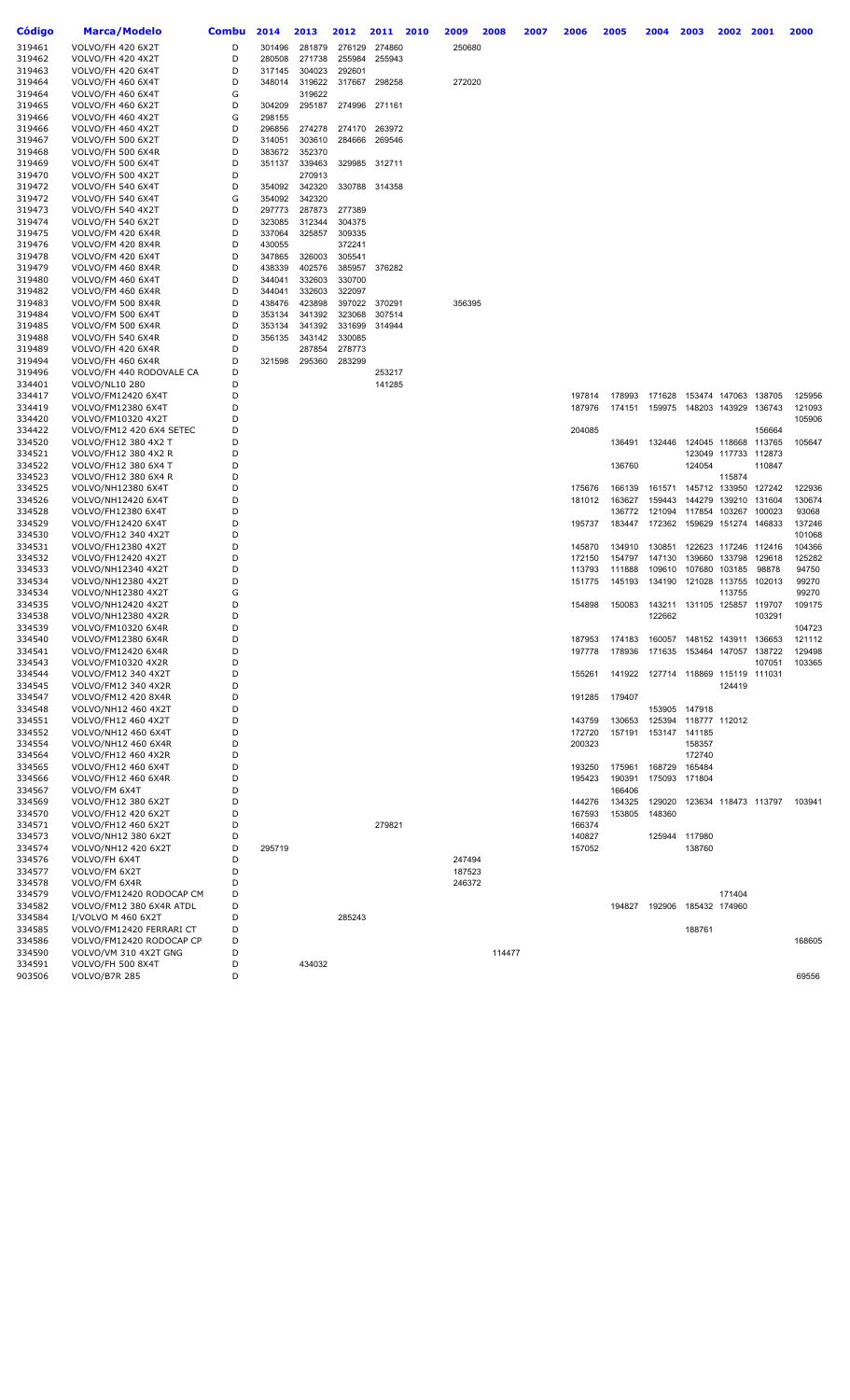| Código | Marca/Modelo | Combu | 2014 | 2013 | 2012 | 2011 | 2010 | 2009 | 2008 | 2007 | 2006 | 2005 | 2004 | 2003 | 2002 | 2001 | 2000 |
|---|---|---|---|---|---|---|---|---|---|---|---|---|---|---|---|---|---|
| 319461 | VOLVO/FH 420 6X2T | D | 301496 | 281879 | 276129 | 274860 | | 250680 | | | | | | | | | |
| 319462 | VOLVO/FH 420 4X2T | D | 280508 | 271738 | 255984 | 255943 | | | | | | | | | | | |
| 319463 | VOLVO/FH 420 6X4T | D | 317145 | 304023 | 292601 | | | | | | | | | | | | |
| 319464 | VOLVO/FH 460 6X4T | D | 348014 | 319622 | 317667 | 298258 | | 272020 | | | | | | | | | |
| 319464 | VOLVO/FH 460 6X4T | G | | 319622 | | | | | | | | | | | | | |
| 319465 | VOLVO/FH 460 6X2T | D | 304209 | 295187 | 274996 | 271161 | | | | | | | | | | | |
| 319466 | VOLVO/FH 460 4X2T | G | 298155 | | | | | | | | | | | | | | |
| 319466 | VOLVO/FH 460 4X2T | D | 296856 | 274278 | 274170 | 263972 | | | | | | | | | | | |
| 319467 | VOLVO/FH 500 6X2T | D | 314051 | 303610 | 284666 | 269546 | | | | | | | | | | | |
| 319468 | VOLVO/FH 500 6X4R | D | 383672 | 352370 | | | | | | | | | | | | | |
| 319469 | VOLVO/FH 500 6X4T | D | 351137 | 339463 | 329985 | 312711 | | | | | | | | | | | |
| 319470 | VOLVO/FH 500 4X2T | D | | 270913 | | | | | | | | | | | | | |
| 319472 | VOLVO/FH 540 6X4T | D | 354092 | 342320 | 330788 | 314358 | | | | | | | | | | | |
| 319472 | VOLVO/FH 540 6X4T | G | 354092 | 342320 | | | | | | | | | | | | | |
| 319473 | VOLVO/FH 540 4X2T | D | 297773 | 287873 | 277389 | | | | | | | | | | | | |
| 319474 | VOLVO/FH 540 6X2T | D | 323085 | 312344 | 304375 | | | | | | | | | | | | |
| 319475 | VOLVO/FM 420 6X4R | D | 337064 | 325857 | 309335 | | | | | | | | | | | | |
| 319476 | VOLVO/FM 420 8X4R | D | 430055 | | 372241 | | | | | | | | | | | | |
| 319478 | VOLVO/FM 420 6X4T | D | 347865 | 326003 | 305541 | | | | | | | | | | | | |
| 319479 | VOLVO/FM 460 8X4R | D | 438339 | 402576 | 385957 | 376282 | | | | | | | | | | | |
| 319480 | VOLVO/FM 460 6X4T | D | 344041 | 332603 | 330700 | | | | | | | | | | | | |
| 319482 | VOLVO/FM 460 6X4R | D | 344041 | 332603 | 322097 | | | | | | | | | | | | |
| 319483 | VOLVO/FM 500 8X4R | D | 438476 | 423898 | 397022 | 370291 | | 356395 | | | | | | | | | |
| 319484 | VOLVO/FM 500 6X4T | D | 353134 | 341392 | 323068 | 307514 | | | | | | | | | | | |
| 319485 | VOLVO/FM 500 6X4R | D | 353134 | 341392 | 331699 | 314944 | | | | | | | | | | | |
| 319488 | VOLVO/FH 540 6X4R | D | 356135 | 343142 | 330085 | | | | | | | | | | | | |
| 319489 | VOLVO/FH 420 6X4R | D | | 287854 | 278773 | | | | | | | | | | | | |
| 319494 | VOLVO/FH 460 6X4R | D | 321598 | 295360 | 283299 | | | | | | | | | | | | |
| 319496 | VOLVO/FH 440 RODOVALE CA | D | | | | 253217 | | | | | | | | | | | |
| 334401 | VOLVO/NL10 280 | D | | | | 141285 | | | | | | | | | | | |
| 334417 | VOLVO/FM12420 6X4T | D | | | | | | | | | 197814 | 178993 | 171628 | 153474 | 147063 | 138705 | 125956 |
| 334419 | VOLVO/FM12380 6X4T | D | | | | | | | | | 187976 | 174151 | 159975 | 148203 | 143929 | 136743 | 121093 |
| 334420 | VOLVO/FM10320 4X2T | D | | | | | | | | | | | | | | | 105906 |
| 334422 | VOLVO/FM12 420 6X4 SETEC | D | | | | | | | | | 204085 | | | | | 156664 | |
| 334520 | VOLVO/FH12 380 4X2 T | D | | | | | | | | | | 136491 | 132446 | 124045 | 118668 | 113765 | 105647 |
| 334521 | VOLVO/FH12 380 4X2 R | D | | | | | | | | | | | | 123049 | 117733 | 112873 | |
| 334522 | VOLVO/FH12 380 6X4 T | D | | | | | | | | | | 136760 | | 124054 | | 110847 | |
| 334523 | VOLVO/FH12 380 6X4 R | D | | | | | | | | | | | | | 115874 | | |
| 334525 | VOLVO/NH12380 6X4T | D | | | | | | | | | 175676 | 166139 | 161571 | 145712 | 133950 | 127242 | 122936 |
| 334526 | VOLVO/NH12420 6X4T | D | | | | | | | | | 181012 | 163627 | 159443 | 144279 | 139210 | 131604 | 130674 |
| 334528 | VOLVO/FH12380 6X4T | D | | | | | | | | | | 136772 | 121094 | 117854 | 103267 | 100023 | 93068 |
| 334529 | VOLVO/FH12420 6X4T | D | | | | | | | | | 195737 | 183447 | 172362 | 159629 | 151274 | 146833 | 137246 |
| 334530 | VOLVO/FH12 340 4X2T | D | | | | | | | | | | | | | | | 101068 |
| 334531 | VOLVO/FH12380 4X2T | D | | | | | | | | | 145870 | 134910 | 130851 | 122623 | 117246 | 112416 | 104366 |
| 334532 | VOLVO/FH12420 4X2T | D | | | | | | | | | 172150 | 154797 | 147130 | 139660 | 133798 | 129618 | 125282 |
| 334533 | VOLVO/NH12340 4X2T | D | | | | | | | | | 113793 | 111888 | 109610 | 107680 | 103185 | 98878 | 94750 |
| 334534 | VOLVO/NH12380 4X2T | D | | | | | | | | | 151775 | 145193 | 134190 | 121028 | 113755 | 102013 | 99270 |
| 334534 | VOLVO/NH12380 4X2T | G | | | | | | | | | | | | | 113755 | | 99270 |
| 334535 | VOLVO/NH12420 4X2T | D | | | | | | | | | 154898 | 150083 | 143211 | 131105 | 125857 | 119707 | 109175 |
| 334538 | VOLVO/NH12380 4X2R | D | | | | | | | | | | | 122662 | | | 103291 | |
| 334539 | VOLVO/FM10320 6X4R | D | | | | | | | | | | | | | | | 104723 |
| 334540 | VOLVO/FM12380 6X4R | D | | | | | | | | | 187953 | 174183 | 160057 | 148152 | 143911 | 136653 | 121112 |
| 334541 | VOLVO/FM12420 6X4R | D | | | | | | | | | 197778 | 178936 | 171635 | 153464 | 147057 | 138722 | 129498 |
| 334543 | VOLVO/FM10320 4X2R | D | | | | | | | | | | | | | | 107051 | 103365 |
| 334544 | VOLVO/FM12 340 4X2T | D | | | | | | | | | 155261 | 141922 | 127714 | 118869 | 115119 | 111031 | |
| 334545 | VOLVO/FM12 340 4X2R | D | | | | | | | | | | | | | 124419 | | |
| 334547 | VOLVO/FM12 420 8X4R | D | | | | | | | | | 191285 | 179407 | | | | | |
| 334548 | VOLVO/NH12 460 4X2T | D | | | | | | | | | | | 153905 | 147918 | | | |
| 334551 | VOLVO/FH12 460 4X2T | D | | | | | | | | | 143759 | 130653 | 125394 | 118777 | 112012 | | |
| 334552 | VOLVO/NH12 460 6X4T | D | | | | | | | | | 172720 | 157191 | 153147 | 141185 | | | |
| 334554 | VOLVO/NH12 460 6X4R | D | | | | | | | | | 200323 | | | 158357 | | | |
| 334564 | VOLVO/FH12 460 4X2R | D | | | | | | | | | | | | 172740 | | | |
| 334565 | VOLVO/FH12 460 6X4T | D | | | | | | | | | 193250 | 175961 | 168729 | 165484 | | | |
| 334566 | VOLVO/FH12 460 6X4R | D | | | | | | | | | 195423 | 190391 | 175093 | 171804 | | | |
| 334567 | VOLVO/FM 6X4T | D | | | | | | | | | | 166406 | | | | | |
| 334569 | VOLVO/FH12 380 6X2T | D | | | | | | | | | 144276 | 134325 | 129020 | 123634 | 118473 | 113797 | 103941 |
| 334570 | VOLVO/FH12 420 6X2T | D | | | | | | | | | 167593 | 153805 | 148360 | | | | |
| 334571 | VOLVO/FH12 460 6X2T | D | | | | 279821 | | | | | 166374 | | | | | | |
| 334573 | VOLVO/NH12 380 6X2T | D | | | | | | | | | 140827 | | 125944 | 117980 | | | |
| 334574 | VOLVO/NH12 420 6X2T | D | 295719 | | | | | | | | 157052 | | | 138760 | | | |
| 334576 | VOLVO/FH 6X4T | D | | | | | | 247494 | | | | | | | | | |
| 334577 | VOLVO/FM 6X2T | D | | | | | | 187523 | | | | | | | | | |
| 334578 | VOLVO/FM 6X4R | D | | | | | | 246372 | | | | | | | | | |
| 334579 | VOLVO/FM12420 RODOCAP CM | D | | | | | | | | | | | | | 171404 | | |
| 334582 | VOLVO/FM12 380 6X4R ATDL | D | | | | | | | | | | 194827 | 192906 | 185432 | 174960 | | |
| 334584 | I/VOLVO M 460 6X2T | D | | | 285243 | | | | | | | | | | | | |
| 334585 | VOLVO/FM12420 FERRARI CT | D | | | | | | | | | | | | 188761 | | | |
| 334586 | VOLVO/FM12420 RODOCAP CP | D | | | | | | | | | | | | | | | 168605 |
| 334590 | VOLVO/VM 310 4X2T GNG | D | | | | | | | 114477 | | | | | | | | |
| 334591 | VOLVO/FH 500 8X4T | D | | 434032 | | | | | | | | | | | | | |
| 903506 | VOLVO/B7R 285 | D | | | | | | | | | | | | | | | 69556 |